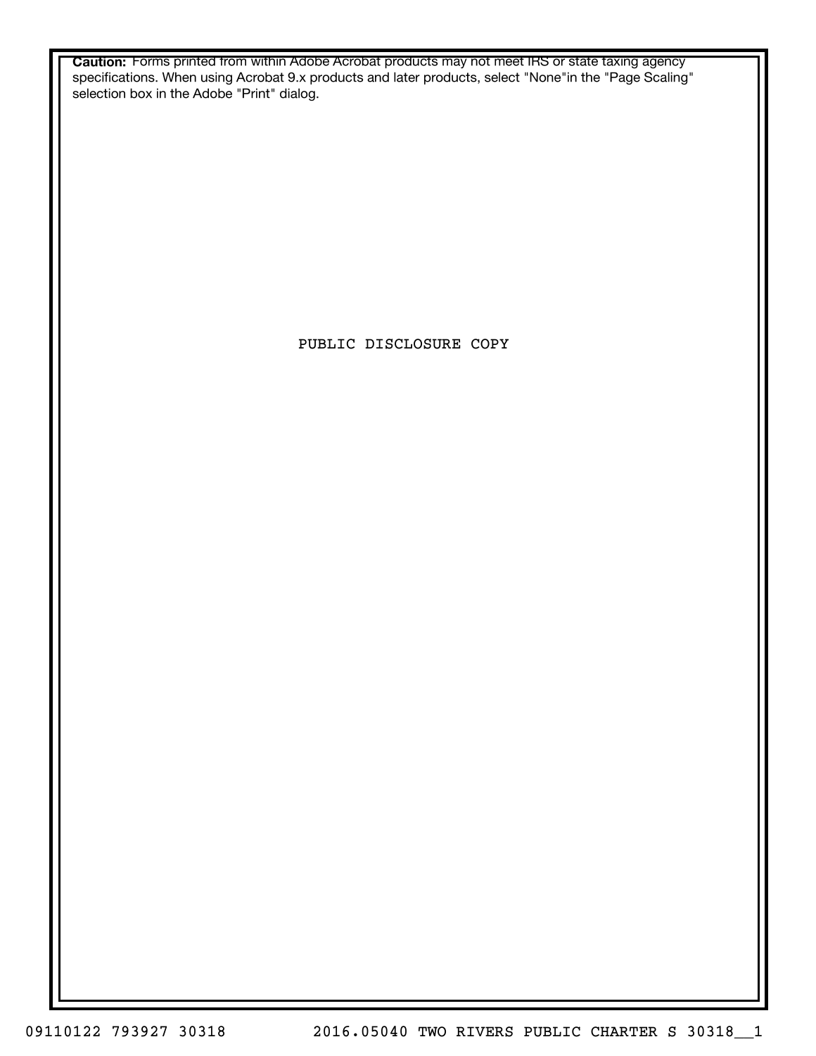**Caution:** Forms printed from within Adobe Acrobat products may not meet IRS or state taxing agency specifications. When using Acrobat 9.x products and later products, select "None"in the "Page Scaling" selection box in the Adobe "Print" dialog.

PUBLIC DISCLOSURE COPY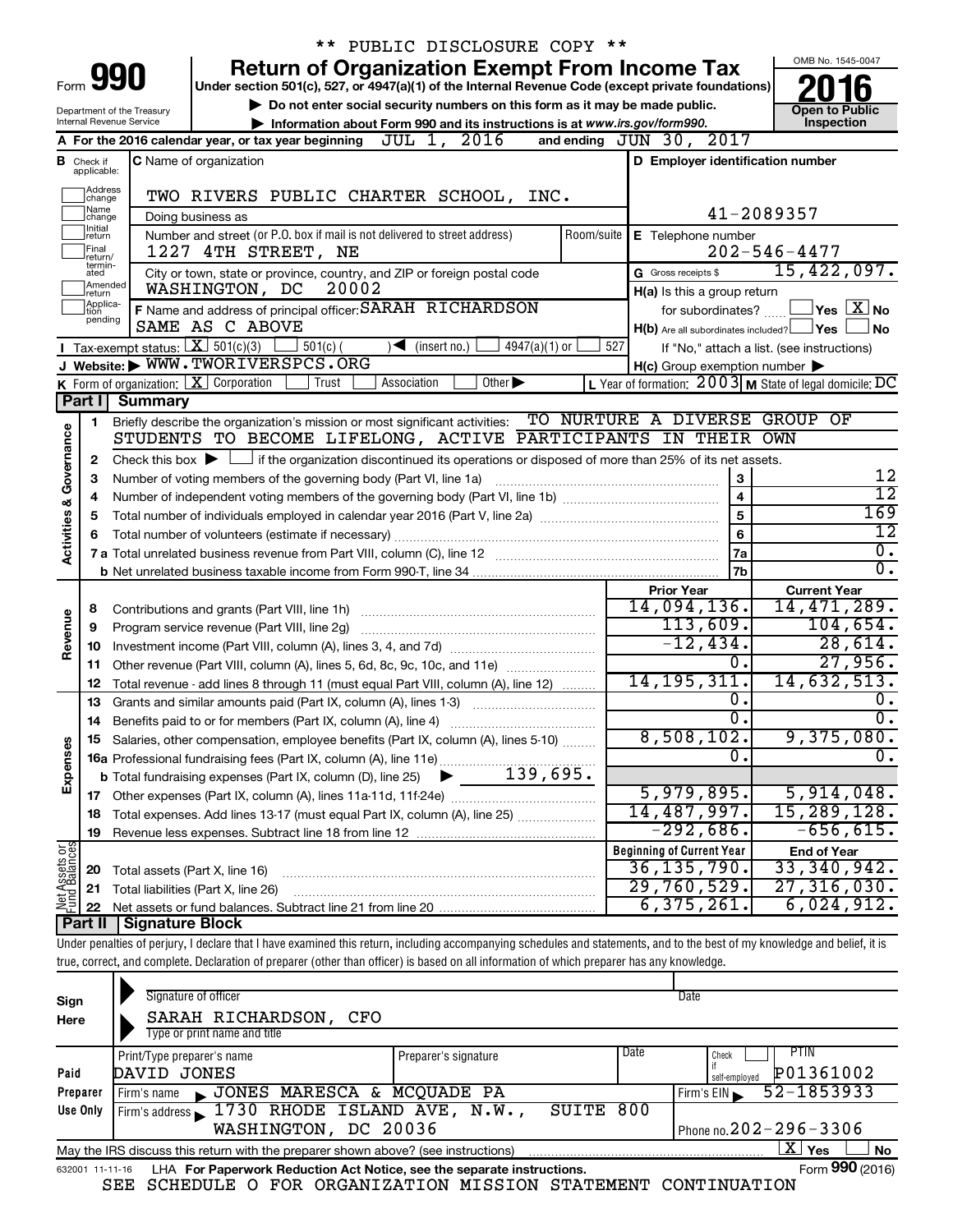\*\* PUBLIC DISCLOSURE COPY \*\*

Form **990**

# Return of Organization Exempt From Income Tax

**Under section 501(c), 527, or 4947(a)(1) of the Internal Revenue Code (except private foundations)**

▶ Do not enter social security numbers on this form as it may be made public.

▶ Information about Form 990 and its instructions is at www.irs.gov/form990.

Department of the Treasury
Internal Revenue Service

OMB No. 1545-0047

**2016**

**Open to Public Inspection**

**A** For the 2016 calendar year, or tax year beginning JUL 1, 2016 and ending JUN 30, 2017

**B** Check if applicable: Address change, Name change, Initial return, Final return/terminated, Amended return, Application pending

**C** Name of organization: TWO RIVERS PUBLIC CHARTER SCHOOL, INC.

Doing business as

Number and street (or P.O. box if mail is not delivered to street address): 1227 4TH STREET, NE — Room/suite

City or town, state or province, country, and ZIP or foreign postal code: WASHINGTON, DC 20002

**F** Name and address of principal officer: SARAH RICHARDSON, SAME AS C ABOVE

**D** Employer identification number: 41-2089357

**E** Telephone number: 202-546-4477

**G** Gross receipts $ 15,422,097.

**H(a)** Is this a group return for subordinates? ☐ Yes ☒ No

**H(b)** Are all subordinates included? ☐ Yes ☐ No — If "No," attach a list. (see instructions)

**H(c)** Group exemption number ▶

**I** Tax-exempt status: ☒ 501(c)(3) ☐ 501(c) ( ) ◀ (insert no.) ☐ 4947(a)(1) or ☐ 527

**J** Website: ▶ WWW.TWORIVERSPCS.ORG

**K** Form of organization: ☒ Corporation ☐ Trust ☐ Association ☐ Other ▶

**L** Year of formation: 2003 **M** State of legal domicile: DC

## Part I Summary

**Activities & Governance**

1 Briefly describe the organization's mission or most significant activities: TO NURTURE A DIVERSE GROUP OF STUDENTS TO BECOME LIFELONG, ACTIVE PARTICIPANTS IN THEIR OWN

2 Check this box ▶ ☐ if the organization discontinued its operations or disposed of more than 25% of its net assets.

| | | | |
|---|---|---|---|
| 3 | Number of voting members of the governing body (Part VI, line 1a) | 3 | 12 |
| 4 | Number of independent voting members of the governing body (Part VI, line 1b) | 4 | 12 |
| 5 | Total number of individuals employed in calendar year 2016 (Part V, line 2a) | 5 | 169 |
| 6 | Total number of volunteers (estimate if necessary) | 6 | 12 |
| 7a | Total unrelated business revenue from Part VIII, column (C), line 12 | 7a | 0. |
| b | Net unrelated business taxable income from Form 990-T, line 34 | 7b | 0. |

| | | | Prior Year | Current Year |
|---|---|---|---|---|
| **Revenue** | 8 | Contributions and grants (Part VIII, line 1h) | 14,094,136. | 14,471,289. |
| | 9 | Program service revenue (Part VIII, line 2g) | 113,609. | 104,654. |
| | 10 | Investment income (Part VIII, column (A), lines 3, 4, and 7d) | -12,434. | 28,614. |
| | 11 | Other revenue (Part VIII, column (A), lines 5, 6d, 8c, 9c, 10c, and 11e) | 0. | 27,956. |
| | 12 | Total revenue - add lines 8 through 11 (must equal Part VIII, column (A), line 12) | 14,195,311. | 14,632,513. |
| **Expenses** | 13 | Grants and similar amounts paid (Part IX, column (A), lines 1-3) | 0. | 0. |
| | 14 | Benefits paid to or for members (Part IX, column (A), line 4) | 0. | 0. |
| | 15 | Salaries, other compensation, employee benefits (Part IX, column (A), lines 5-10) | 8,508,102. | 9,375,080. |
| | 16a | Professional fundraising fees (Part IX, column (A), line 11e) | 0. | 0. |
| | b | Total fundraising expenses (Part IX, column (D), line 25) ▶ 139,695. | | |
| | 17 | Other expenses (Part IX, column (A), lines 11a-11d, 11f-24e) | 5,979,895. | 5,914,048. |
| | 18 | Total expenses. Add lines 13-17 (must equal Part IX, column (A), line 25) | 14,487,997. | 15,289,128. |
| | 19 | Revenue less expenses. Subtract line 18 from line 12 | -292,686. | -656,615. |

| | | | Beginning of Current Year | End of Year |
|---|---|---|---|---|
| **Net Assets or Fund Balances** | 20 | Total assets (Part X, line 16) | 36,135,790. | 33,340,942. |
| | 21 | Total liabilities (Part X, line 26) | 29,760,529. | 27,316,030. |
| | 22 | Net assets or fund balances. Subtract line 21 from line 20 | 6,375,261. | 6,024,912. |

## Part II Signature Block

Under penalties of perjury, I declare that I have examined this return, including accompanying schedules and statements, and to the best of my knowledge and belief, it is true, correct, and complete. Declaration of preparer (other than officer) is based on all information of which preparer has any knowledge.

**Sign Here**

Signature of officer — Date

SARAH RICHARDSON, CFO
Type or print name and title

**Paid Preparer Use Only**

| Print/Type preparer's name | Preparer's signature | Date | Check ☐ if self-employed | PTIN |
|---|---|---|---|---|
| DAVID JONES | | | | P01361002 |

Firm's name ▶ JONES MARESCA & MCQUADE PA — Firm's EIN ▶ 52-1853933

Firm's address ▶ 1730 RHODE ISLAND AVE, N.W., SUITE 800, WASHINGTON, DC 20036 — Phone no. 202-296-3306

May the IRS discuss this return with the preparer shown above? (see instructions) ☒ Yes ☐ No

632001 11-11-16 LHA For Paperwork Reduction Act Notice, see the separate instructions. Form **990** (2016)

SEE SCHEDULE O FOR ORGANIZATION MISSION STATEMENT CONTINUATION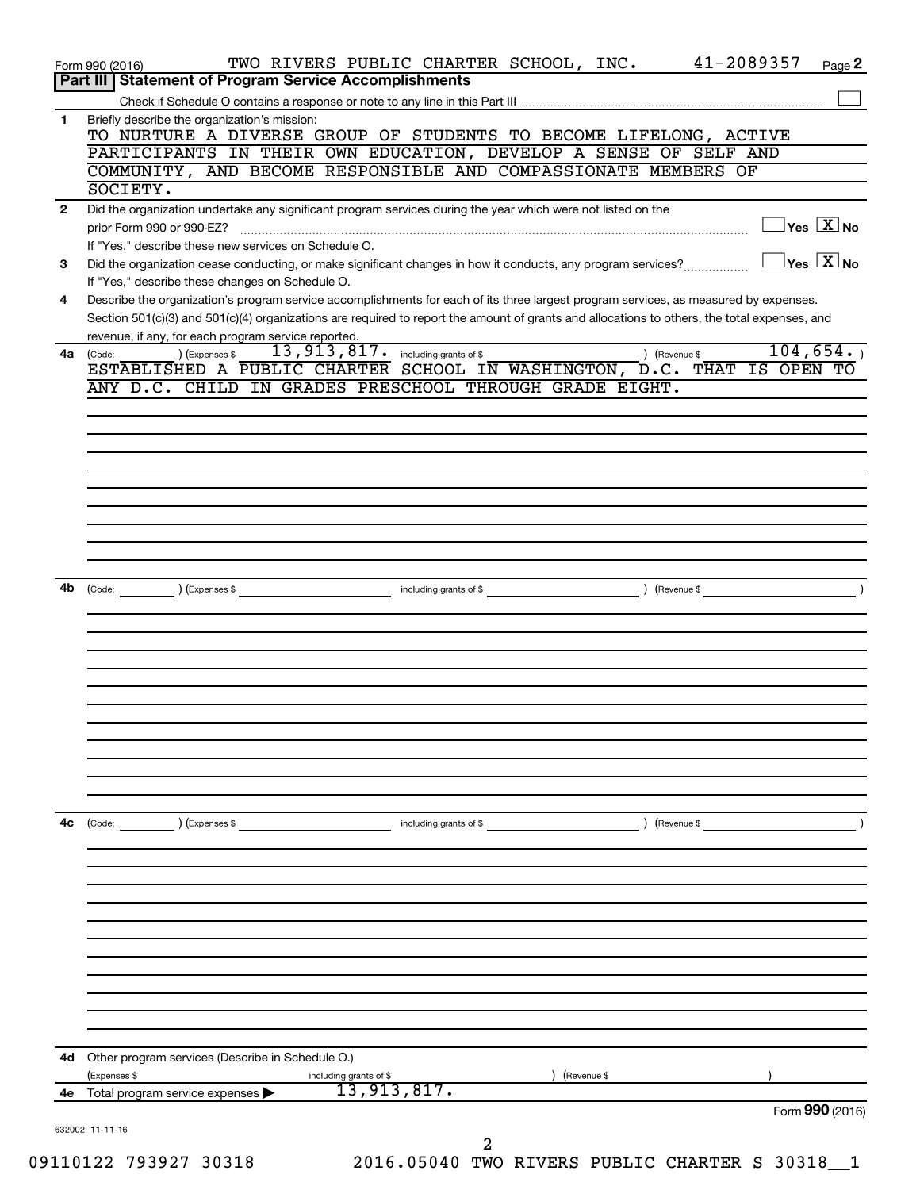Form 990 (2016) TWO RIVERS PUBLIC CHARTER SCHOOL, INC. 41-2089357 Page 2

**Part III | Statement of Program Service Accomplishments**

Check if Schedule O contains a response or note to any line in this Part III ☐

**1** Briefly describe the organization's mission:

TO NURTURE A DIVERSE GROUP OF STUDENTS TO BECOME LIFELONG, ACTIVE PARTICIPANTS IN THEIR OWN EDUCATION, DEVELOP A SENSE OF SELF AND COMMUNITY, AND BECOME RESPONSIBLE AND COMPASSIONATE MEMBERS OF SOCIETY.

**2** Did the organization undertake any significant program services during the year which were not listed on the prior Form 990 or 990-EZ? ☐ Yes ☒ No

If "Yes," describe these new services on Schedule O.

**3** Did the organization cease conducting, or make significant changes in how it conducts, any program services? ☐ Yes ☒ No

If "Yes," describe these changes on Schedule O.

**4** Describe the organization's program service accomplishments for each of its three largest program services, as measured by expenses. Section 501(c)(3) and 501(c)(4) organizations are required to report the amount of grants and allocations to others, the total expenses, and revenue, if any, for each program service reported.

**4a** (Code: ) (Expenses $ 13,913,817. including grants of $ ) (Revenue $ 104,654. )

ESTABLISHED A PUBLIC CHARTER SCHOOL IN WASHINGTON, D.C. THAT IS OPEN TO ANY D.C. CHILD IN GRADES PRESCHOOL THROUGH GRADE EIGHT.

**4b** (Code: ) (Expenses $ including grants of $ ) (Revenue $ )

**4c** (Code: ) (Expenses $ including grants of $ ) (Revenue $ )

**4d** Other program services (Describe in Schedule O.)

(Expenses $ including grants of $ ) (Revenue $ )

**4e** Total program service expenses ▶ 13,913,817.

Form 990 (2016)

632002 11-11-16

09110122 793927 30318 2016.05040 TWO RIVERS PUBLIC CHARTER S 30318__1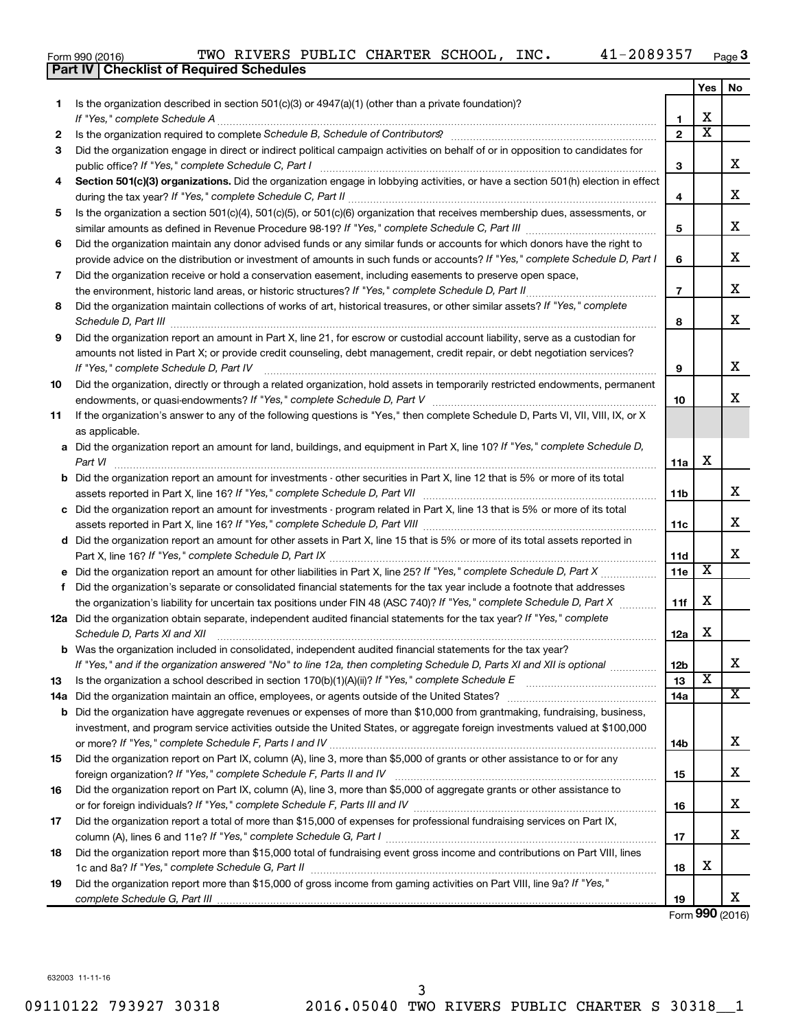Form 990 (2016) TWO RIVERS PUBLIC CHARTER SCHOOL, INC. 41-2089357 Page 3

**Part IV | Checklist of Required Schedules**

| | | | Yes | No |
|---|---|---|---|---|
| 1 | Is the organization described in section 501(c)(3) or 4947(a)(1) (other than a private foundation)? *If "Yes," complete Schedule A* | 1 | X | |
| 2 | Is the organization required to complete *Schedule B, Schedule of Contributors*? | 2 | X | |
| 3 | Did the organization engage in direct or indirect political campaign activities on behalf of or in opposition to candidates for public office? *If "Yes," complete Schedule C, Part I* | 3 | | X |
| 4 | **Section 501(c)(3) organizations.** Did the organization engage in lobbying activities, or have a section 501(h) election in effect during the tax year? *If "Yes," complete Schedule C, Part II* | 4 | | X |
| 5 | Is the organization a section 501(c)(4), 501(c)(5), or 501(c)(6) organization that receives membership dues, assessments, or similar amounts as defined in Revenue Procedure 98-19? *If "Yes," complete Schedule C, Part III* | 5 | | X |
| 6 | Did the organization maintain any donor advised funds or any similar funds or accounts for which donors have the right to provide advice on the distribution or investment of amounts in such funds or accounts? *If "Yes," complete Schedule D, Part I* | 6 | | X |
| 7 | Did the organization receive or hold a conservation easement, including easements to preserve open space, the environment, historic land areas, or historic structures? *If "Yes," complete Schedule D, Part II* | 7 | | X |
| 8 | Did the organization maintain collections of works of art, historical treasures, or other similar assets? *If "Yes," complete Schedule D, Part III* | 8 | | X |
| 9 | Did the organization report an amount in Part X, line 21, for escrow or custodial account liability, serve as a custodian for amounts not listed in Part X; or provide credit counseling, debt management, credit repair, or debt negotiation services? *If "Yes," complete Schedule D, Part IV* | 9 | | X |
| 10 | Did the organization, directly or through a related organization, hold assets in temporarily restricted endowments, permanent endowments, or quasi-endowments? *If "Yes," complete Schedule D, Part V* | 10 | | X |
| 11 | If the organization's answer to any of the following questions is "Yes," then complete Schedule D, Parts VI, VII, VIII, IX, or X as applicable. | | | |
| a | Did the organization report an amount for land, buildings, and equipment in Part X, line 10? *If "Yes," complete Schedule D, Part VI* | 11a | X | |
| b | Did the organization report an amount for investments - other securities in Part X, line 12 that is 5% or more of its total assets reported in Part X, line 16? *If "Yes," complete Schedule D, Part VII* | 11b | | X |
| c | Did the organization report an amount for investments - program related in Part X, line 13 that is 5% or more of its total assets reported in Part X, line 16? *If "Yes," complete Schedule D, Part VIII* | 11c | | X |
| d | Did the organization report an amount for other assets in Part X, line 15 that is 5% or more of its total assets reported in Part X, line 16? *If "Yes," complete Schedule D, Part IX* | 11d | | X |
| e | Did the organization report an amount for other liabilities in Part X, line 25? *If "Yes," complete Schedule D, Part X* | 11e | X | |
| f | Did the organization's separate or consolidated financial statements for the tax year include a footnote that addresses the organization's liability for uncertain tax positions under FIN 48 (ASC 740)? *If "Yes," complete Schedule D, Part X* | 11f | X | |
| 12a | Did the organization obtain separate, independent audited financial statements for the tax year? *If "Yes," complete Schedule D, Parts XI and XII* | 12a | X | |
| b | Was the organization included in consolidated, independent audited financial statements for the tax year? *If "Yes," and if the organization answered "No" to line 12a, then completing Schedule D, Parts XI and XII is optional* | 12b | | X |
| 13 | Is the organization a school described in section 170(b)(1)(A)(ii)? *If "Yes," complete Schedule E* | 13 | X | |
| 14a | Did the organization maintain an office, employees, or agents outside of the United States? | 14a | | X |
| b | Did the organization have aggregate revenues or expenses of more than $10,000 from grantmaking, fundraising, business, investment, and program service activities outside the United States, or aggregate foreign investments valued at $100,000 or more? *If "Yes," complete Schedule F, Parts I and IV* | 14b | | X |
| 15 | Did the organization report on Part IX, column (A), line 3, more than $5,000 of grants or other assistance to or for any foreign organization? *If "Yes," complete Schedule F, Parts II and IV* | 15 | | X |
| 16 | Did the organization report on Part IX, column (A), line 3, more than $5,000 of aggregate grants or other assistance to or for foreign individuals? *If "Yes," complete Schedule F, Parts III and IV* | 16 | | X |
| 17 | Did the organization report a total of more than $15,000 of expenses for professional fundraising services on Part IX, column (A), lines 6 and 11e? *If "Yes," complete Schedule G, Part I* | 17 | | X |
| 18 | Did the organization report more than $15,000 total of fundraising event gross income and contributions on Part VIII, lines 1c and 8a? *If "Yes," complete Schedule G, Part II* | 18 | X | |
| 19 | Did the organization report more than $15,000 of gross income from gaming activities on Part VIII, line 9a? *If "Yes," complete Schedule G, Part III* | 19 | | X |

Form **990** (2016)

632003 11-11-16

09110122 793927 30318 2016.05040 TWO RIVERS PUBLIC CHARTER S 30318__1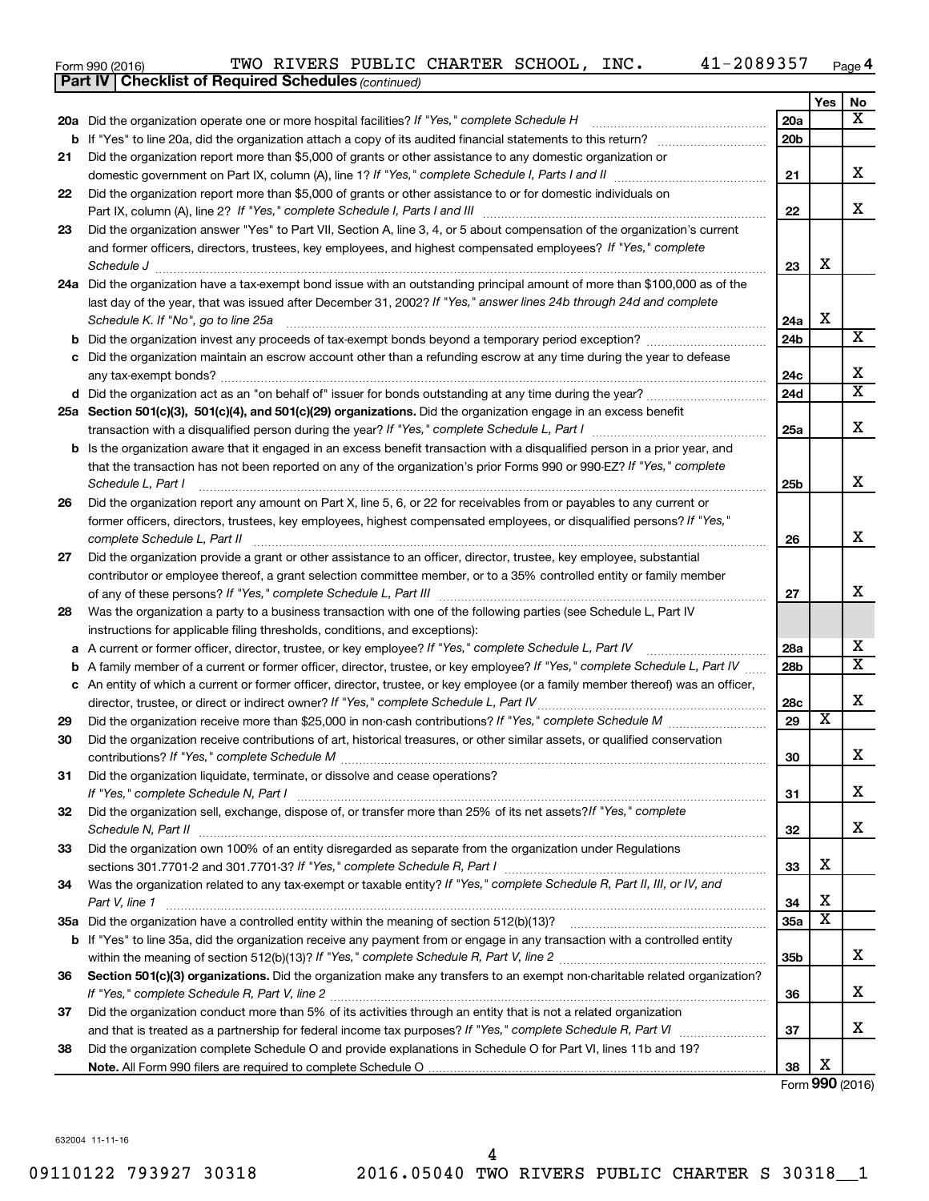Form 990 (2016) TWO RIVERS PUBLIC CHARTER SCHOOL, INC. 41-2089357 Page 4

**Part IV | Checklist of Required Schedules** *(continued)*

| | | | Yes | No |
|---|---|---|---|---|
| **20a** | Did the organization operate one or more hospital facilities? *If "Yes," complete Schedule H* | **20a** | | X |
| **b** | If "Yes" to line 20a, did the organization attach a copy of its audited financial statements to this return? | **20b** | | |
| **21** | Did the organization report more than $5,000 of grants or other assistance to any domestic organization or domestic government on Part IX, column (A), line 1? *If "Yes," complete Schedule I, Parts I and II* | **21** | | X |
| **22** | Did the organization report more than $5,000 of grants or other assistance to or for domestic individuals on Part IX, column (A), line 2? *If "Yes," complete Schedule I, Parts I and III* | **22** | | X |
| **23** | Did the organization answer "Yes" to Part VII, Section A, line 3, 4, or 5 about compensation of the organization's current and former officers, directors, trustees, key employees, and highest compensated employees? *If "Yes," complete Schedule J* | **23** | X | |
| **24a** | Did the organization have a tax-exempt bond issue with an outstanding principal amount of more than $100,000 as of the last day of the year, that was issued after December 31, 2002? *If "Yes," answer lines 24b through 24d and complete Schedule K. If "No", go to line 25a* | **24a** | X | |
| **b** | Did the organization invest any proceeds of tax-exempt bonds beyond a temporary period exception? | **24b** | | X |
| **c** | Did the organization maintain an escrow account other than a refunding escrow at any time during the year to defease any tax-exempt bonds? | **24c** | | X |
| **d** | Did the organization act as an "on behalf of" issuer for bonds outstanding at any time during the year? | **24d** | | X |
| **25a** | **Section 501(c)(3), 501(c)(4), and 501(c)(29) organizations.** Did the organization engage in an excess benefit transaction with a disqualified person during the year? *If "Yes," complete Schedule L, Part I* | **25a** | | X |
| **b** | Is the organization aware that it engaged in an excess benefit transaction with a disqualified person in a prior year, and that the transaction has not been reported on any of the organization's prior Forms 990 or 990-EZ? *If "Yes," complete Schedule L, Part I* | **25b** | | X |
| **26** | Did the organization report any amount on Part X, line 5, 6, or 22 for receivables from or payables to any current or former officers, directors, trustees, key employees, highest compensated employees, or disqualified persons? *If "Yes," complete Schedule L, Part II* | **26** | | X |
| **27** | Did the organization provide a grant or other assistance to an officer, director, trustee, key employee, substantial contributor or employee thereof, a grant selection committee member, or to a 35% controlled entity or family member of any of these persons? *If "Yes," complete Schedule L, Part III* | **27** | | X |
| **28** | Was the organization a party to a business transaction with one of the following parties (see Schedule L, Part IV instructions for applicable filing thresholds, conditions, and exceptions): | | | |
| **a** | A current or former officer, director, trustee, or key employee? *If "Yes," complete Schedule L, Part IV* | **28a** | | X |
| **b** | A family member of a current or former officer, director, trustee, or key employee? *If "Yes," complete Schedule L, Part IV* | **28b** | | X |
| **c** | An entity of which a current or former officer, director, trustee, or key employee (or a family member thereof) was an officer, director, trustee, or direct or indirect owner? *If "Yes," complete Schedule L, Part IV* | **28c** | | X |
| **29** | Did the organization receive more than $25,000 in non-cash contributions? *If "Yes," complete Schedule M* | **29** | X | |
| **30** | Did the organization receive contributions of art, historical treasures, or other similar assets, or qualified conservation contributions? *If "Yes," complete Schedule M* | **30** | | X |
| **31** | Did the organization liquidate, terminate, or dissolve and cease operations? *If "Yes," complete Schedule N, Part I* | **31** | | X |
| **32** | Did the organization sell, exchange, dispose of, or transfer more than 25% of its net assets? *If "Yes," complete Schedule N, Part II* | **32** | | X |
| **33** | Did the organization own 100% of an entity disregarded as separate from the organization under Regulations sections 301.7701-2 and 301.7701-3? *If "Yes," complete Schedule R, Part I* | **33** | X | |
| **34** | Was the organization related to any tax-exempt or taxable entity? *If "Yes," complete Schedule R, Part II, III, or IV, and Part V, line 1* | **34** | X | |
| **35a** | Did the organization have a controlled entity within the meaning of section 512(b)(13)? | **35a** | X | |
| **b** | If "Yes" to line 35a, did the organization receive any payment from or engage in any transaction with a controlled entity within the meaning of section 512(b)(13)? *If "Yes," complete Schedule R, Part V, line 2* | **35b** | | X |
| **36** | **Section 501(c)(3) organizations.** Did the organization make any transfers to an exempt non-charitable related organization? *If "Yes," complete Schedule R, Part V, line 2* | **36** | | X |
| **37** | Did the organization conduct more than 5% of its activities through an entity that is not a related organization and that is treated as a partnership for federal income tax purposes? *If "Yes," complete Schedule R, Part VI* | **37** | | X |
| **38** | Did the organization complete Schedule O and provide explanations in Schedule O for Part VI, lines 11b and 19? **Note.** All Form 990 filers are required to complete Schedule O | **38** | X | |

Form **990** (2016)

632004 11-11-16

09110122 793927 30318 2016.05040 TWO RIVERS PUBLIC CHARTER S 30318__1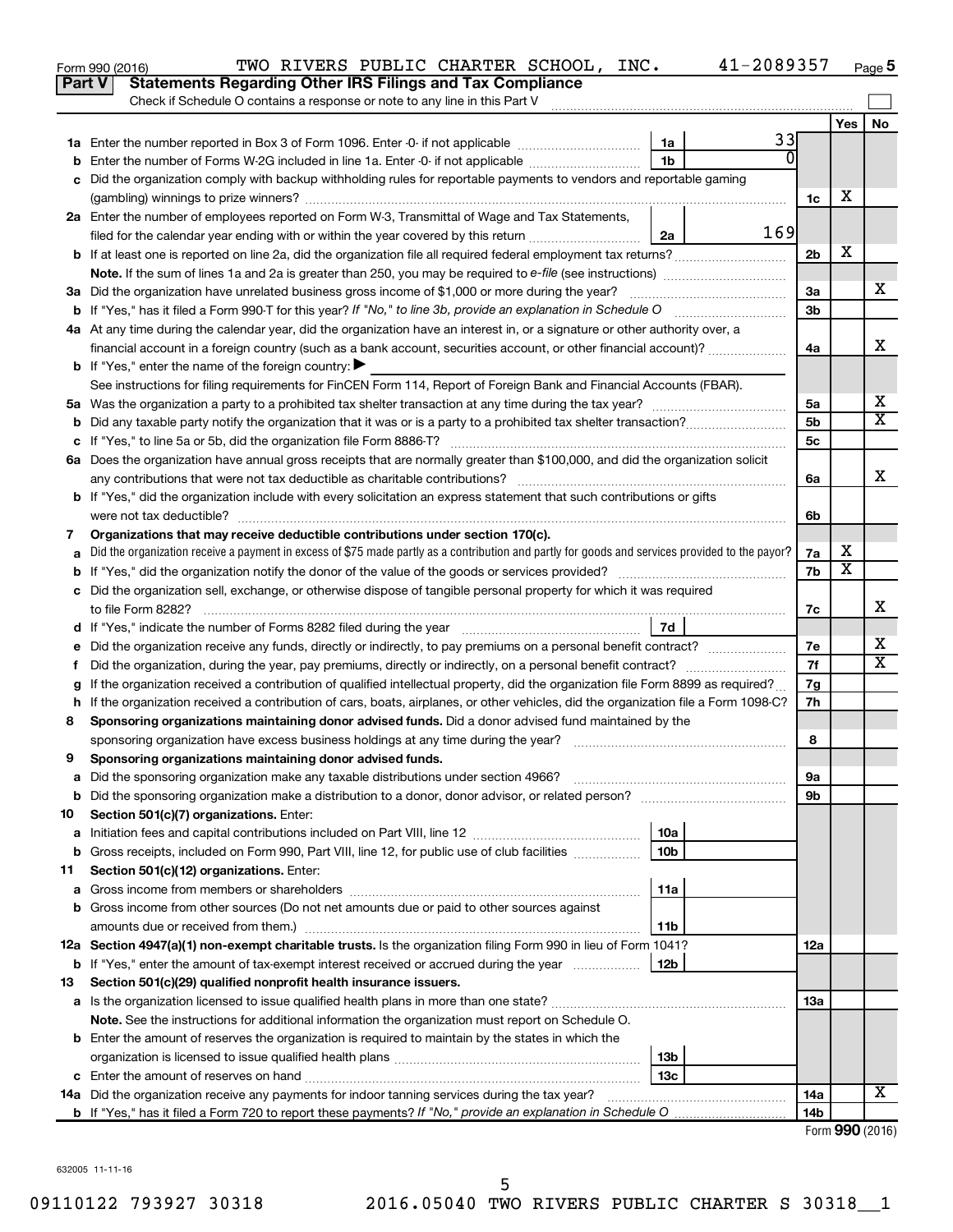Form 990 (2016) TWO RIVERS PUBLIC CHARTER SCHOOL, INC. 41-2089357 Page 5

**Part V Statements Regarding Other IRS Filings and Tax Compliance**

Check if Schedule O contains a response or note to any line in this Part V

| | | | | | Yes | No |
|---|---|---|---|---|---|---|
| **1a** | Enter the number reported in Box 3 of Form 1096. Enter -0- if not applicable | 1a | 33 | | | |
| **b** | Enter the number of Forms W-2G included in line 1a. Enter -0- if not applicable | 1b | 0 | | | |
| **c** | Did the organization comply with backup withholding rules for reportable payments to vendors and reportable gaming (gambling) winnings to prize winners? | | | 1c | X | |
| **2a** | Enter the number of employees reported on Form W-3, Transmittal of Wage and Tax Statements, filed for the calendar year ending with or within the year covered by this return | 2a | 169 | | | |
| **b** | If at least one is reported on line 2a, did the organization file all required federal employment tax returns? | | | 2b | X | |
| | **Note.** If the sum of lines 1a and 2a is greater than 250, you may be required to *e-file* (see instructions) | | | | | |
| **3a** | Did the organization have unrelated business gross income of $1,000 or more during the year? | | | 3a | | X |
| **b** | If "Yes," has it filed a Form 990-T for this year? *If "No," to line 3b, provide an explanation in Schedule O* | | | 3b | | |
| **4a** | At any time during the calendar year, did the organization have an interest in, or a signature or other authority over, a financial account in a foreign country (such as a bank account, securities account, or other financial account)? | | | 4a | | X |
| **b** | If "Yes," enter the name of the foreign country: ▶ | | | | | |
| | See instructions for filing requirements for FinCEN Form 114, Report of Foreign Bank and Financial Accounts (FBAR). | | | | | |
| **5a** | Was the organization a party to a prohibited tax shelter transaction at any time during the tax year? | | | 5a | | X |
| **b** | Did any taxable party notify the organization that it was or is a party to a prohibited tax shelter transaction? | | | 5b | | X |
| **c** | If "Yes," to line 5a or 5b, did the organization file Form 8886-T? | | | 5c | | |
| **6a** | Does the organization have annual gross receipts that are normally greater than $100,000, and did the organization solicit any contributions that were not tax deductible as charitable contributions? | | | 6a | | X |
| **b** | If "Yes," did the organization include with every solicitation an express statement that such contributions or gifts were not tax deductible? | | | 6b | | |
| **7** | **Organizations that may receive deductible contributions under section 170(c).** | | | | | |
| **a** | Did the organization receive a payment in excess of $75 made partly as a contribution and partly for goods and services provided to the payor? | | | 7a | X | |
| **b** | If "Yes," did the organization notify the donor of the value of the goods or services provided? | | | 7b | X | |
| **c** | Did the organization sell, exchange, or otherwise dispose of tangible personal property for which it was required to file Form 8282? | | | 7c | | X |
| **d** | If "Yes," indicate the number of Forms 8282 filed during the year | 7d | | | | |
| **e** | Did the organization receive any funds, directly or indirectly, to pay premiums on a personal benefit contract? | | | 7e | | X |
| **f** | Did the organization, during the year, pay premiums, directly or indirectly, on a personal benefit contract? | | | 7f | | X |
| **g** | If the organization received a contribution of qualified intellectual property, did the organization file Form 8899 as required? | | | 7g | | |
| **h** | If the organization received a contribution of cars, boats, airplanes, or other vehicles, did the organization file a Form 1098-C? | | | 7h | | |
| **8** | **Sponsoring organizations maintaining donor advised funds.** Did a donor advised fund maintained by the sponsoring organization have excess business holdings at any time during the year? | | | 8 | | |
| **9** | **Sponsoring organizations maintaining donor advised funds.** | | | | | |
| **a** | Did the sponsoring organization make any taxable distributions under section 4966? | | | 9a | | |
| **b** | Did the sponsoring organization make a distribution to a donor, donor advisor, or related person? | | | 9b | | |
| **10** | **Section 501(c)(7) organizations.** Enter: | | | | | |
| **a** | Initiation fees and capital contributions included on Part VIII, line 12 | 10a | | | | |
| **b** | Gross receipts, included on Form 990, Part VIII, line 12, for public use of club facilities | 10b | | | | |
| **11** | **Section 501(c)(12) organizations.** Enter: | | | | | |
| **a** | Gross income from members or shareholders | 11a | | | | |
| **b** | Gross income from other sources (Do not net amounts due or paid to other sources against amounts due or received from them.) | 11b | | | | |
| **12a** | **Section 4947(a)(1) non-exempt charitable trusts.** Is the organization filing Form 990 in lieu of Form 1041? | | | 12a | | |
| **b** | If "Yes," enter the amount of tax-exempt interest received or accrued during the year | 12b | | | | |
| **13** | **Section 501(c)(29) qualified nonprofit health insurance issuers.** | | | | | |
| **a** | Is the organization licensed to issue qualified health plans in more than one state? | | | 13a | | |
| | **Note.** See the instructions for additional information the organization must report on Schedule O. | | | | | |
| **b** | Enter the amount of reserves the organization is required to maintain by the states in which the organization is licensed to issue qualified health plans | 13b | | | | |
| **c** | Enter the amount of reserves on hand | 13c | | | | |
| **14a** | Did the organization receive any payments for indoor tanning services during the tax year? | | | 14a | | X |
| **b** | If "Yes," has it filed a Form 720 to report these payments? *If "No," provide an explanation in Schedule O* | | | 14b | | |

Form **990** (2016)

632005 11-11-16

09110122 793927 30318 2016.05040 TWO RIVERS PUBLIC CHARTER S 30318__1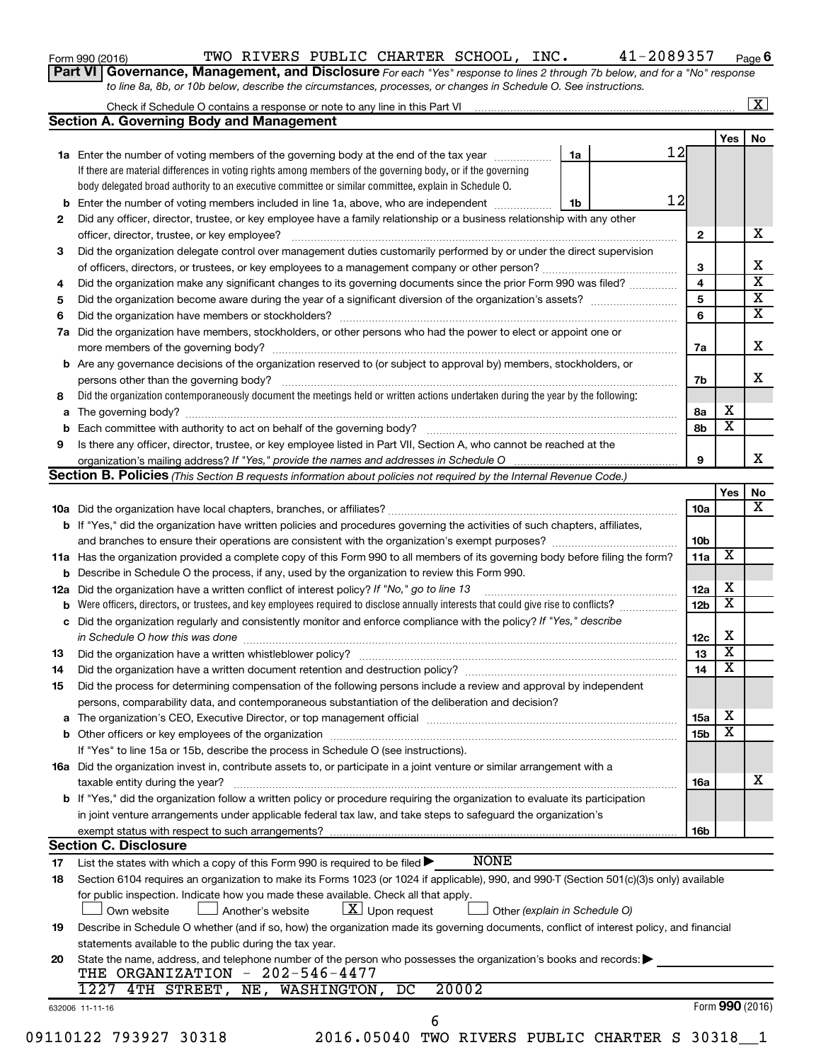Form 990 (2016) TWO RIVERS PUBLIC CHARTER SCHOOL, INC. 41-2089357 Page 6

**Part VI Governance, Management, and Disclosure** *For each "Yes" response to lines 2 through 7b below, and for a "No" response to line 8a, 8b, or 10b below, describe the circumstances, processes, or changes in Schedule O. See instructions.*

Check if Schedule O contains a response or note to any line in this Part VI ☒

**Section A. Governing Body and Management**

| | | | | Yes | No |
|---|---|---|---|---|---|
| **1a** | Enter the number of voting members of the governing body at the end of the tax year (1a) 12. If there are material differences in voting rights among members of the governing body, or if the governing body delegated broad authority to an executive committee or similar committee, explain in Schedule O. | | | | |
| **b** | Enter the number of voting members included in line 1a, above, who are independent (1b) 12 | | | | |
| **2** | Did any officer, director, trustee, or key employee have a family relationship or a business relationship with any other officer, director, trustee, or key employee? | | 2 | | X |
| **3** | Did the organization delegate control over management duties customarily performed by or under the direct supervision of officers, directors, or trustees, or key employees to a management company or other person? | | 3 | | X |
| **4** | Did the organization make any significant changes to its governing documents since the prior Form 990 was filed? | | 4 | | X |
| **5** | Did the organization become aware during the year of a significant diversion of the organization's assets? | | 5 | | X |
| **6** | Did the organization have members or stockholders? | | 6 | | X |
| **7a** | Did the organization have members, stockholders, or other persons who had the power to elect or appoint one or more members of the governing body? | | 7a | | X |
| **b** | Are any governance decisions of the organization reserved to (or subject to approval by) members, stockholders, or persons other than the governing body? | | 7b | | X |
| **8** | Did the organization contemporaneously document the meetings held or written actions undertaken during the year by the following: | | | | |
| **a** | The governing body? | | 8a | X | |
| **b** | Each committee with authority to act on behalf of the governing body? | | 8b | X | |
| **9** | Is there any officer, director, trustee, or key employee listed in Part VII, Section A, who cannot be reached at the organization's mailing address? *If "Yes," provide the names and addresses in Schedule O* | | 9 | | X |

**Section B. Policies** *(This Section B requests information about policies not required by the Internal Revenue Code.)*

| | | | Yes | No |
|---|---|---|---|---|
| **10a** | Did the organization have local chapters, branches, or affiliates? | 10a | | X |
| **b** | If "Yes," did the organization have written policies and procedures governing the activities of such chapters, affiliates, and branches to ensure their operations are consistent with the organization's exempt purposes? | 10b | | |
| **11a** | Has the organization provided a complete copy of this Form 990 to all members of its governing body before filing the form? | 11a | X | |
| **b** | Describe in Schedule O the process, if any, used by the organization to review this Form 990. | | | |
| **12a** | Did the organization have a written conflict of interest policy? *If "No," go to line 13* | 12a | X | |
| **b** | Were officers, directors, or trustees, and key employees required to disclose annually interests that could give rise to conflicts? | 12b | X | |
| **c** | Did the organization regularly and consistently monitor and enforce compliance with the policy? *If "Yes," describe in Schedule O how this was done* | 12c | X | |
| **13** | Did the organization have a written whistleblower policy? | 13 | X | |
| **14** | Did the organization have a written document retention and destruction policy? | 14 | X | |
| **15** | Did the process for determining compensation of the following persons include a review and approval by independent persons, comparability data, and contemporaneous substantiation of the deliberation and decision? | | | |
| **a** | The organization's CEO, Executive Director, or top management official | 15a | X | |
| **b** | Other officers or key employees of the organization | 15b | X | |
| | If "Yes" to line 15a or 15b, describe the process in Schedule O (see instructions). | | | |
| **16a** | Did the organization invest in, contribute assets to, or participate in a joint venture or similar arrangement with a taxable entity during the year? | 16a | | X |
| **b** | If "Yes," did the organization follow a written policy or procedure requiring the organization to evaluate its participation in joint venture arrangements under applicable federal tax law, and take steps to safeguard the organization's exempt status with respect to such arrangements? | 16b | | |

**Section C. Disclosure**

**17** List the states with which a copy of this Form 990 is required to be filed ▶ NONE

**18** Section 6104 requires an organization to make its Forms 1023 (or 1024 if applicable), 990, and 990-T (Section 501(c)(3)s only) available for public inspection. Indicate how you made these available. Check all that apply.

☐ Own website ☐ Another's website ☒ Upon request ☐ Other *(explain in Schedule O)*

**19** Describe in Schedule O whether (and if so, how) the organization made its governing documents, conflict of interest policy, and financial statements available to the public during the tax year.

**20** State the name, address, and telephone number of the person who possesses the organization's books and records: ▶

THE ORGANIZATION - 202-546-4477
1227 4TH STREET, NE, WASHINGTON, DC 20002

632006 11-11-16 Form **990** (2016)

09110122 793927 30318 2016.05040 TWO RIVERS PUBLIC CHARTER S 30318__1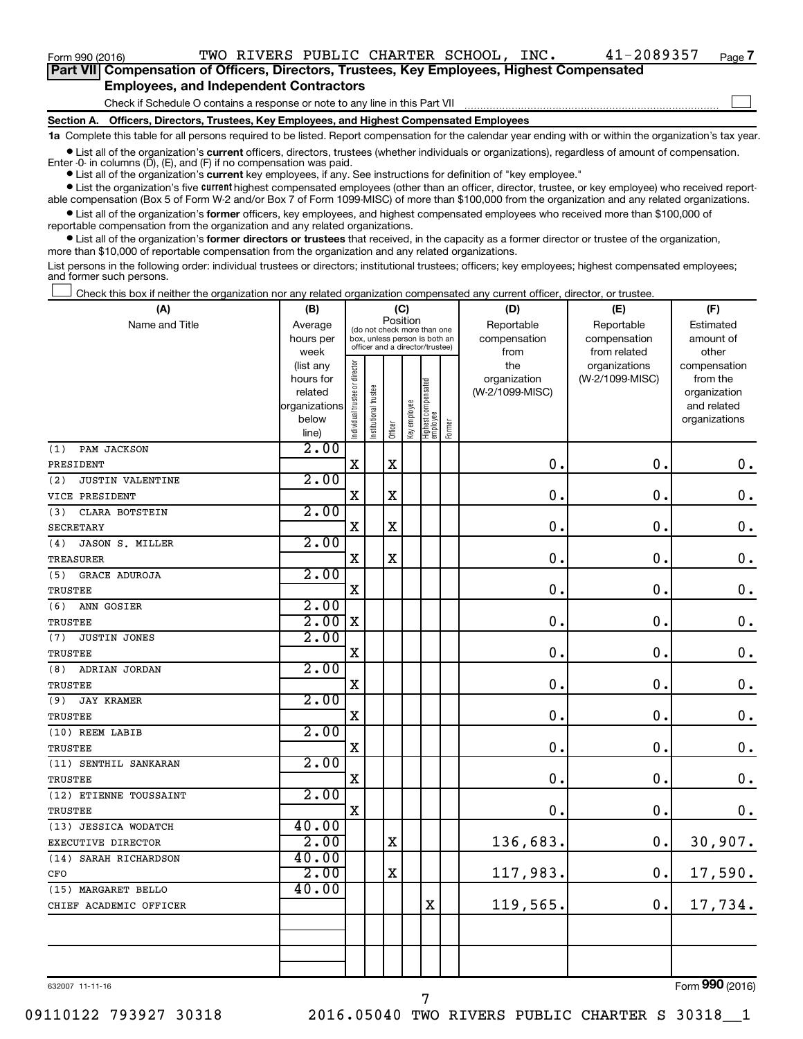Form 990 (2016) TWO RIVERS PUBLIC CHARTER SCHOOL, INC. 41-2089357

## Part VII Compensation of Officers, Directors, Trustees, Key Employees, Highest Compensated Employees, and Independent Contractors

Check if Schedule O contains a response or note to any line in this Part VII ☐

### Section A. Officers, Directors, Trustees, Key Employees, and Highest Compensated Employees

**1a** Complete this table for all persons required to be listed. Report compensation for the calendar year ending with or within the organization's tax year.

- List all of the organization's **current** officers, directors, trustees (whether individuals or organizations), regardless of amount of compensation. Enter -0- in columns (D), (E), and (F) if no compensation was paid.
- List all of the organization's **current** key employees, if any. See instructions for definition of "key employee."
- List the organization's five **current** highest compensated employees (other than an officer, director, trustee, or key employee) who received reportable compensation (Box 5 of Form W-2 and/or Box 7 of Form 1099-MISC) of more than $100,000 from the organization and any related organizations.
- List all of the organization's **former** officers, key employees, and highest compensated employees who received more than $100,000 of reportable compensation from the organization and any related organizations.
- List all of the organization's **former directors or trustees** that received, in the capacity as a former director or trustee of the organization, more than $10,000 of reportable compensation from the organization and any related organizations.

List persons in the following order: individual trustees or directors; institutional trustees; officers; key employees; highest compensated employees; and former such persons.

☐ Check this box if neither the organization nor any related organization compensated any current officer, director, or trustee.

| (A) Name and Title | (B) Average hours per week (list any hours for related organizations below line) | (C) Position: Individual trustee or director | Institutional trustee | Officer | Key employee | Highest compensated employee | Former | (D) Reportable compensation from the organization (W-2/1099-MISC) | (E) Reportable compensation from related organizations (W-2/1099-MISC) | (F) Estimated amount of other compensation from the organization and related organizations |
|---|---|---|---|---|---|---|---|---|---|---|
| (1) PAM JACKSON<br>PRESIDENT | 2.00 | X | | X | | | | 0. | 0. | 0. |
| (2) JUSTIN VALENTINE<br>VICE PRESIDENT | 2.00 | X | | X | | | | 0. | 0. | 0. |
| (3) CLARA BOTSTEIN<br>SECRETARY | 2.00 | X | | X | | | | 0. | 0. | 0. |
| (4) JASON S. MILLER<br>TREASURER | 2.00 | X | | X | | | | 0. | 0. | 0. |
| (5) GRACE ADUROJA<br>TRUSTEE | 2.00 | X | | | | | | 0. | 0. | 0. |
| (6) ANN GOSIER<br>TRUSTEE | 2.00<br>2.00 | X | | | | | | 0. | 0. | 0. |
| (7) JUSTIN JONES<br>TRUSTEE | 2.00 | X | | | | | | 0. | 0. | 0. |
| (8) ADRIAN JORDAN<br>TRUSTEE | 2.00 | X | | | | | | 0. | 0. | 0. |
| (9) JAY KRAMER<br>TRUSTEE | 2.00 | X | | | | | | 0. | 0. | 0. |
| (10) REEM LABIB<br>TRUSTEE | 2.00 | X | | | | | | 0. | 0. | 0. |
| (11) SENTHIL SANKARAN<br>TRUSTEE | 2.00 | X | | | | | | 0. | 0. | 0. |
| (12) ETIENNE TOUSSAINT<br>TRUSTEE | 2.00 | X | | | | | | 0. | 0. | 0. |
| (13) JESSICA WODATCH<br>EXECUTIVE DIRECTOR | 40.00<br>2.00 | | | X | | | | 136,683. | 0. | 30,907. |
| (14) SARAH RICHARDSON<br>CFO | 40.00<br>2.00 | | | X | | | | 117,983. | 0. | 17,590. |
| (15) MARGARET BELLO<br>CHIEF ACADEMIC OFFICER | 40.00 | | | | | X | | 119,565. | 0. | 17,734. |

632007 11-11-16 Form 990 (2016)

09110122 793927 30318 2016.05040 TWO RIVERS PUBLIC CHARTER S 30318__1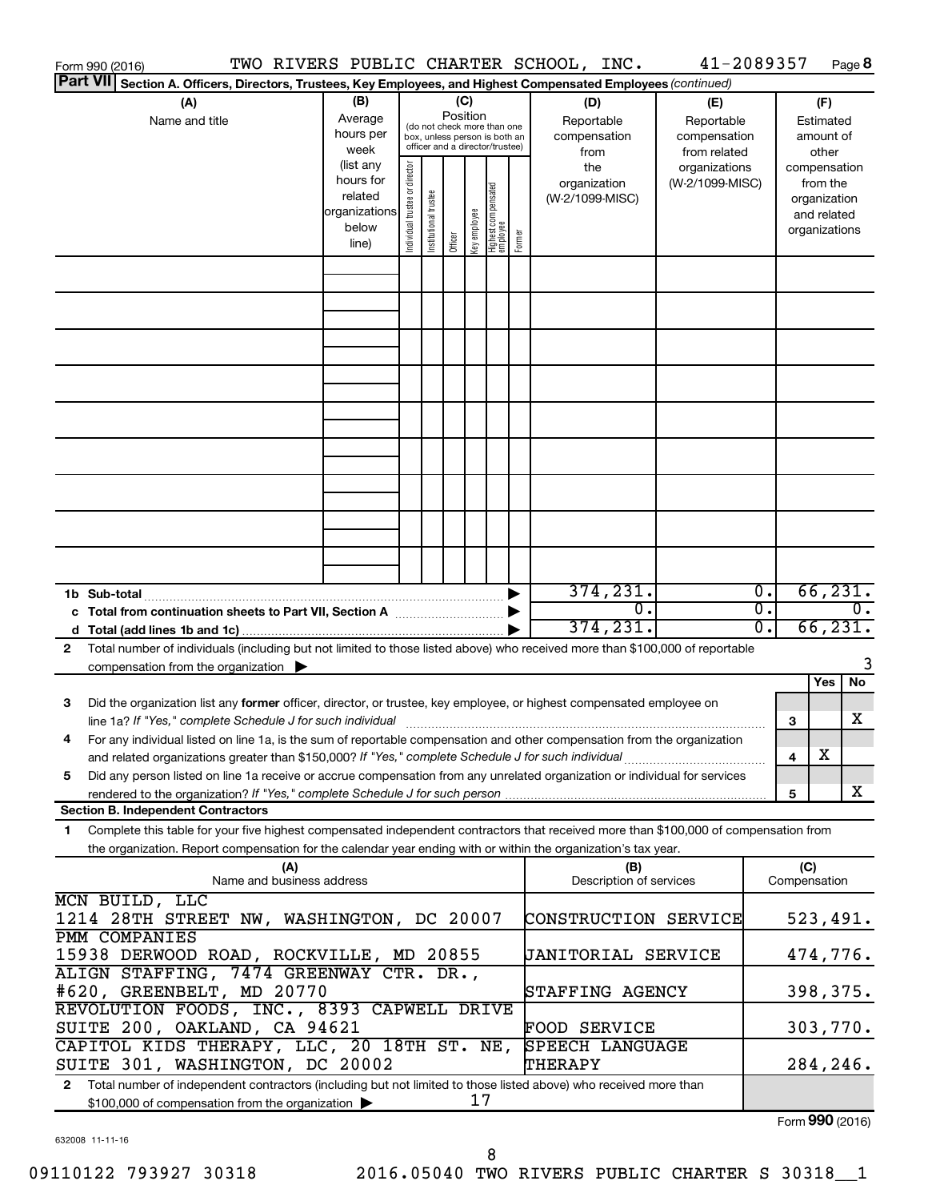Form 990 (2016) TWO RIVERS PUBLIC CHARTER SCHOOL, INC. 41-2089357 Page **8**

**Part VII** **Section A. Officers, Directors, Trustees, Key Employees, and Highest Compensated Employees** *(continued)*

| (A) Name and title | (B) Average hours per week (list any hours for related organizations below line) | (C) Position (do not check more than one box, unless person is both an officer and a director/trustee): Individual trustee or director | Institutional trustee | Officer | Key employee | Highest compensated employee | Former | (D) Reportable compensation from the organization (W-2/1099-MISC) | (E) Reportable compensation from related organizations (W-2/1099-MISC) | (F) Estimated amount of other compensation from the organization and related organizations |
|---|---|---|---|---|---|---|---|---|---|---|
| | | | | | | | | | | |
| | | | | | | | | | | |
| | | | | | | | | | | |
| | | | | | | | | | | |
| | | | | | | | | | | |
| | | | | | | | | | | |
| | | | | | | | | | | |
| | | | | | | | | | | |
| | | | | | | | | | | |
| **1b Sub-total** | | | | | | | | 374,231. | 0. | 66,231. |
| **c Total from continuation sheets to Part VII, Section A** | | | | | | | | 0. | 0. | 0. |
| **d Total (add lines 1b and 1c)** | | | | | | | | 374,231. | 0. | 66,231. |

**2** Total number of individuals (including but not limited to those listed above) who received more than $100,000 of reportable compensation from the organization ▶ 3

| | | | Yes | No |
|---|---|---|---|---|
| **3** | Did the organization list any **former** officer, director, or trustee, key employee, or highest compensated employee on line 1a? *If "Yes," complete Schedule J for such individual* | 3 | | X |
| **4** | For any individual listed on line 1a, is the sum of reportable compensation and other compensation from the organization and related organizations greater than $150,000? *If "Yes," complete Schedule J for such individual* | 4 | X | |
| **5** | Did any person listed on line 1a receive or accrue compensation from any unrelated organization or individual for services rendered to the organization? *If "Yes," complete Schedule J for such person* | 5 | | X |

**Section B. Independent Contractors**

**1** Complete this table for your five highest compensated independent contractors that received more than $100,000 of compensation from the organization. Report compensation for the calendar year ending with or within the organization's tax year.

| (A) Name and business address | (B) Description of services | (C) Compensation |
|---|---|---|
| MCN BUILD, LLC 1214 28TH STREET NW, WASHINGTON, DC 20007 | CONSTRUCTION SERVICE | 523,491. |
| PMM COMPANIES 15938 DERWOOD ROAD, ROCKVILLE, MD 20855 | JANITORIAL SERVICE | 474,776. |
| ALIGN STAFFING, 7474 GREENWAY CTR. DR., #620, GREENBELT, MD 20770 | STAFFING AGENCY | 398,375. |
| REVOLUTION FOODS, INC., 8393 CAPWELL DRIVE SUITE 200, OAKLAND, CA 94621 | FOOD SERVICE | 303,770. |
| CAPITOL KIDS THERAPY, LLC, 20 18TH ST. NE, SUITE 301, WASHINGTON, DC 20002 | SPEECH LANGUAGE THERAPY | 284,246. |

**2** Total number of independent contractors (including but not limited to those listed above) who received more than $100,000 of compensation from the organization ▶ 17

Form **990** (2016)

632008 11-11-16

09110122 793927 30318 2016.05040 TWO RIVERS PUBLIC CHARTER S 30318__1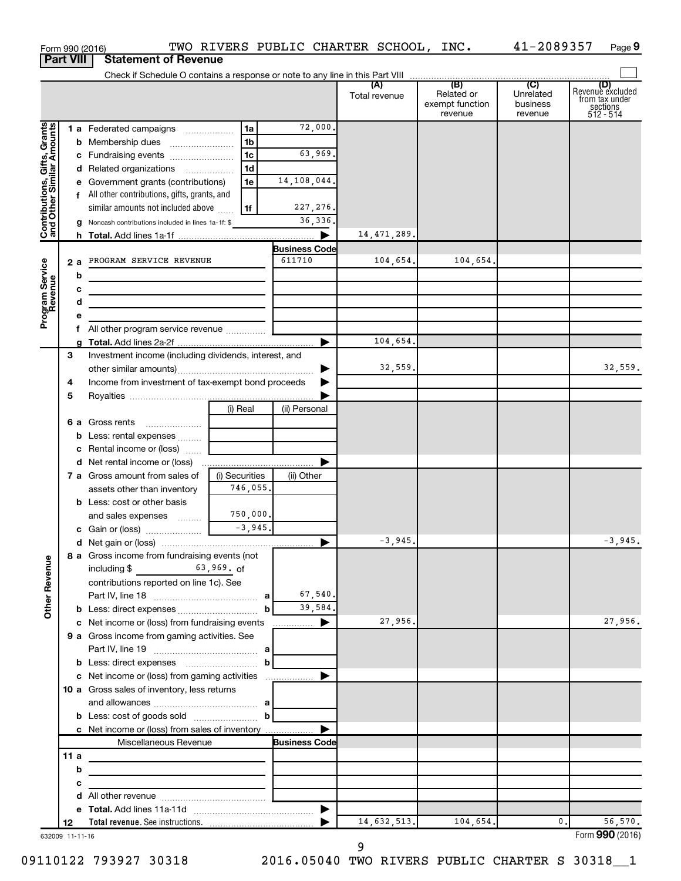Form 990 (2016) TWO RIVERS PUBLIC CHARTER SCHOOL, INC. 41-2089357 Page 9

**Part VIII Statement of Revenue**

Check if Schedule O contains a response or note to any line in this Part VIII

| | | | (A) Total revenue | (B) Related or exempt function revenue | (C) Unrelated business revenue | (D) Revenue excluded from tax under sections 512 - 514 |
|---|---|---|---|---|---|---|
| **Contributions, Gifts, Grants and Other Similar Amounts** | | | | | | |
| 1 a Federated campaigns | 1a | 72,000. | | | | |
| b Membership dues | 1b | | | | | |
| c Fundraising events | 1c | 63,969. | | | | |
| d Related organizations | 1d | | | | | |
| e Government grants (contributions) | 1e | 14,108,044. | | | | |
| f All other contributions, gifts, grants, and similar amounts not included above | 1f | 227,276. | | | | |
| g Noncash contributions included in lines 1a-1f: $ | | 36,336. | | | | |
| h **Total.** Add lines 1a-1f | | | 14,471,289. | | | |
| **Program Service Revenue** | | Business Code | | | | |
| 2 a PROGRAM SERVICE REVENUE | | 611710 | 104,654. | 104,654. | | |
| b | | | | | | |
| c | | | | | | |
| d | | | | | | |
| e | | | | | | |
| f All other program service revenue | | | | | | |
| g **Total.** Add lines 2a-2f | | | 104,654. | | | |
| **Other Revenue** | | | | | | |
| 3 Investment income (including dividends, interest, and other similar amounts) | | | 32,559. | | | 32,559. |
| 4 Income from investment of tax-exempt bond proceeds | | | | | | |
| 5 Royalties | | | | | | |
| | (i) Real | (ii) Personal | | | | |
| 6 a Gross rents | | | | | | |
| b Less: rental expenses | | | | | | |
| c Rental income or (loss) | | | | | | |
| d Net rental income or (loss) | | | | | | |
| | (i) Securities | (ii) Other | | | | |
| 7 a Gross amount from sales of assets other than inventory | 746,055. | | | | | |
| b Less: cost or other basis and sales expenses | 750,000. | | | | | |
| c Gain or (loss) | -3,945. | | | | | |
| d Net gain or (loss) | | | -3,945. | | | -3,945. |
| 8 a Gross income from fundraising events (not including $ 63,969. of contributions reported on line 1c). See Part IV, line 18 | a | 67,540. | | | | |
| b Less: direct expenses | b | 39,584. | | | | |
| c Net income or (loss) from fundraising events | | | 27,956. | | | 27,956. |
| 9 a Gross income from gaming activities. See Part IV, line 19 | a | | | | | |
| b Less: direct expenses | b | | | | | |
| c Net income or (loss) from gaming activities | | | | | | |
| 10 a Gross sales of inventory, less returns and allowances | a | | | | | |
| b Less: cost of goods sold | b | | | | | |
| c Net income or (loss) from sales of inventory | | | | | | |
| Miscellaneous Revenue | | Business Code | | | | |
| 11 a | | | | | | |
| b | | | | | | |
| c | | | | | | |
| d All other revenue | | | | | | |
| e **Total.** Add lines 11a-11d | | | | | | |
| 12 **Total revenue.** See instructions. | | | 14,632,513. | 104,654. | 0. | 56,570. |

632009 11-11-16 Form **990** (2016)

09110122 793927 30318 2016.05040 TWO RIVERS PUBLIC CHARTER S 30318__1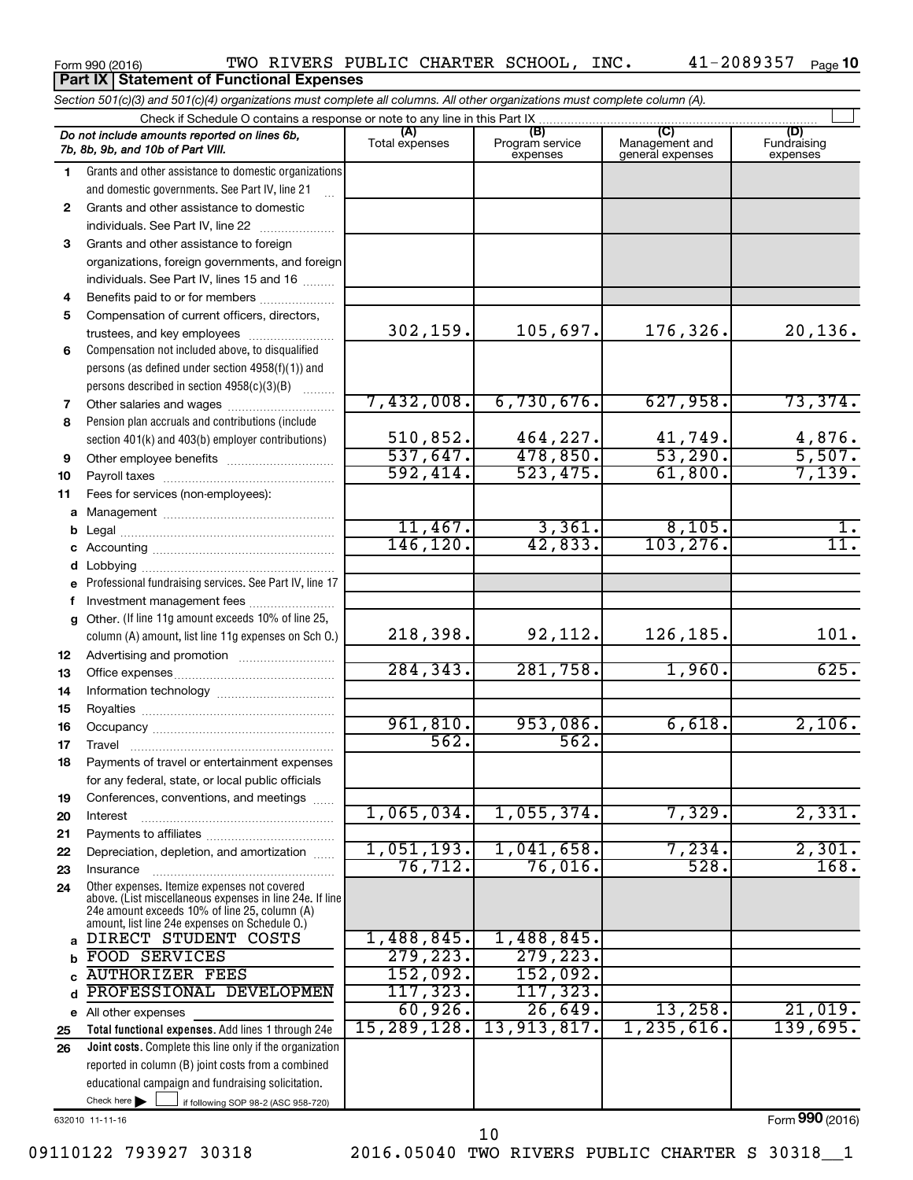Form 990 (2016) TWO RIVERS PUBLIC CHARTER SCHOOL, INC. 41-2089357 Page 10

**Part IX Statement of Functional Expenses**

*Section 501(c)(3) and 501(c)(4) organizations must complete all columns. All other organizations must complete column (A).*

Check if Schedule O contains a response or note to any line in this Part IX ☐

| *Do not include amounts reported on lines 6b, 7b, 8b, 9b, and 10b of Part VIII.* | (A) Total expenses | (B) Program service expenses | (C) Management and general expenses | (D) Fundraising expenses |
|---|---|---|---|---|
| **1** Grants and other assistance to domestic organizations and domestic governments. See Part IV, line 21 | | | | |
| **2** Grants and other assistance to domestic individuals. See Part IV, line 22 | | | | |
| **3** Grants and other assistance to foreign organizations, foreign governments, and foreign individuals. See Part IV, lines 15 and 16 | | | | |
| **4** Benefits paid to or for members | | | | |
| **5** Compensation of current officers, directors, trustees, and key employees | 302,159. | 105,697. | 176,326. | 20,136. |
| **6** Compensation not included above, to disqualified persons (as defined under section 4958(f)(1)) and persons described in section 4958(c)(3)(B) | | | | |
| **7** Other salaries and wages | 7,432,008. | 6,730,676. | 627,958. | 73,374. |
| **8** Pension plan accruals and contributions (include section 401(k) and 403(b) employer contributions) | 510,852. | 464,227. | 41,749. | 4,876. |
| **9** Other employee benefits | 537,647. | 478,850. | 53,290. | 5,507. |
| **10** Payroll taxes | 592,414. | 523,475. | 61,800. | 7,139. |
| **11** Fees for services (non-employees): | | | | |
| **a** Management | | | | |
| **b** Legal | 11,467. | 3,361. | 8,105. | 1. |
| **c** Accounting | 146,120. | 42,833. | 103,276. | 11. |
| **d** Lobbying | | | | |
| **e** Professional fundraising services. See Part IV, line 17 | | | | |
| **f** Investment management fees | | | | |
| **g** Other. (If line 11g amount exceeds 10% of line 25, column (A) amount, list line 11g expenses on Sch O.) | 218,398. | 92,112. | 126,185. | 101. |
| **12** Advertising and promotion | | | | |
| **13** Office expenses | 284,343. | 281,758. | 1,960. | 625. |
| **14** Information technology | | | | |
| **15** Royalties | | | | |
| **16** Occupancy | 961,810. | 953,086. | 6,618. | 2,106. |
| **17** Travel | 562. | 562. | | |
| **18** Payments of travel or entertainment expenses for any federal, state, or local public officials | | | | |
| **19** Conferences, conventions, and meetings | | | | |
| **20** Interest | 1,065,034. | 1,055,374. | 7,329. | 2,331. |
| **21** Payments to affiliates | | | | |
| **22** Depreciation, depletion, and amortization | 1,051,193. | 1,041,658. | 7,234. | 2,301. |
| **23** Insurance | 76,712. | 76,016. | 528. | 168. |
| **24** Other expenses. Itemize expenses not covered above. (List miscellaneous expenses in line 24e. If line 24e amount exceeds 10% of line 25, column (A) amount, list line 24e expenses on Schedule O.) | | | | |
| **a** DIRECT STUDENT COSTS | 1,488,845. | 1,488,845. | | |
| **b** FOOD SERVICES | 279,223. | 279,223. | | |
| **c** AUTHORIZER FEES | 152,092. | 152,092. | | |
| **d** PROFESSIONAL DEVELOPMEN | 117,323. | 117,323. | | |
| **e** All other expenses | 60,926. | 26,649. | 13,258. | 21,019. |
| **25** **Total functional expenses.** Add lines 1 through 24e | 15,289,128. | 13,913,817. | 1,235,616. | 139,695. |
| **26** **Joint costs.** Complete this line only if the organization reported in column (B) joint costs from a combined educational campaign and fundraising solicitation. Check here ☐ if following SOP 98-2 (ASC 958-720) | | | | |

632010 11-11-16

Form **990** (2016)

09110122 793927 30318 2016.05040 TWO RIVERS PUBLIC CHARTER S 30318__1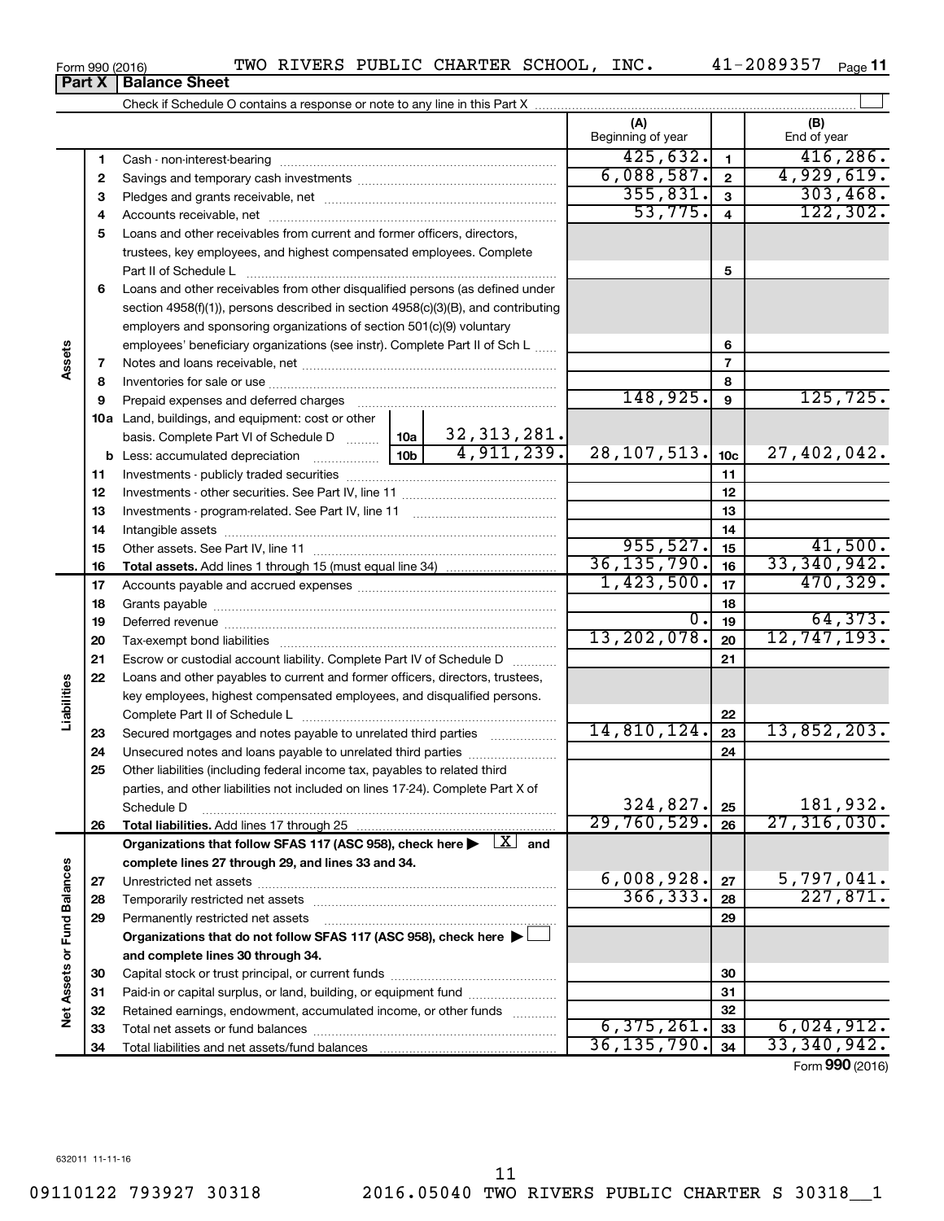Form 990 (2016) TWO RIVERS PUBLIC CHARTER SCHOOL, INC. 41-2089357 Page 11

## Part X | Balance Sheet

Check if Schedule O contains a response or note to any line in this Part X

| | | | | (A) Beginning of year | | (B) End of year |
|---|---|---|---|---|---|---|
| **Assets** | 1 | Cash - non-interest-bearing | | 425,632. | 1 | 416,286. |
| | 2 | Savings and temporary cash investments | | 6,088,587. | 2 | 4,929,619. |
| | 3 | Pledges and grants receivable, net | | 355,831. | 3 | 303,468. |
| | 4 | Accounts receivable, net | | 53,775. | 4 | 122,302. |
| | 5 | Loans and other receivables from current and former officers, directors, trustees, key employees, and highest compensated employees. Complete Part II of Schedule L | | | 5 | |
| | 6 | Loans and other receivables from other disqualified persons (as defined under section 4958(f)(1)), persons described in section 4958(c)(3)(B), and contributing employers and sponsoring organizations of section 501(c)(9) voluntary employees' beneficiary organizations (see instr). Complete Part II of Sch L | | | 6 | |
| | 7 | Notes and loans receivable, net | | | 7 | |
| | 8 | Inventories for sale or use | | | 8 | |
| | 9 | Prepaid expenses and deferred charges | | 148,925. | 9 | 125,725. |
| | 10a | Land, buildings, and equipment: cost or other basis. Complete Part VI of Schedule D | 10a 32,313,281. | | | |
| | b | Less: accumulated depreciation | 10b 4,911,239. | 28,107,513. | 10c | 27,402,042. |
| | 11 | Investments - publicly traded securities | | | 11 | |
| | 12 | Investments - other securities. See Part IV, line 11 | | | 12 | |
| | 13 | Investments - program-related. See Part IV, line 11 | | | 13 | |
| | 14 | Intangible assets | | | 14 | |
| | 15 | Other assets. See Part IV, line 11 | | 955,527. | 15 | 41,500. |
| | 16 | **Total assets.** Add lines 1 through 15 (must equal line 34) | | 36,135,790. | 16 | 33,340,942. |
| **Liabilities** | 17 | Accounts payable and accrued expenses | | 1,423,500. | 17 | 470,329. |
| | 18 | Grants payable | | | 18 | |
| | 19 | Deferred revenue | | 0. | 19 | 64,373. |
| | 20 | Tax-exempt bond liabilities | | 13,202,078. | 20 | 12,747,193. |
| | 21 | Escrow or custodial account liability. Complete Part IV of Schedule D | | | 21 | |
| | 22 | Loans and other payables to current and former officers, directors, trustees, key employees, highest compensated employees, and disqualified persons. Complete Part II of Schedule L | | | 22 | |
| | 23 | Secured mortgages and notes payable to unrelated third parties | | 14,810,124. | 23 | 13,852,203. |
| | 24 | Unsecured notes and loans payable to unrelated third parties | | | 24 | |
| | 25 | Other liabilities (including federal income tax, payables to related third parties, and other liabilities not included on lines 17-24). Complete Part X of Schedule D | | 324,827. | 25 | 181,932. |
| | 26 | **Total liabilities.** Add lines 17 through 25 | | 29,760,529. | 26 | 27,316,030. |
| **Net Assets or Fund Balances** | | **Organizations that follow SFAS 117 (ASC 958), check here ▶ [X] and complete lines 27 through 29, and lines 33 and 34.** | | | | |
| | 27 | Unrestricted net assets | | 6,008,928. | 27 | 5,797,041. |
| | 28 | Temporarily restricted net assets | | 366,333. | 28 | 227,871. |
| | 29 | Permanently restricted net assets | | | 29 | |
| | | **Organizations that do not follow SFAS 117 (ASC 958), check here ▶ [ ] and complete lines 30 through 34.** | | | | |
| | 30 | Capital stock or trust principal, or current funds | | | 30 | |
| | 31 | Paid-in or capital surplus, or land, building, or equipment fund | | | 31 | |
| | 32 | Retained earnings, endowment, accumulated income, or other funds | | | 32 | |
| | 33 | Total net assets or fund balances | | 6,375,261. | 33 | 6,024,912. |
| | 34 | Total liabilities and net assets/fund balances | | 36,135,790. | 34 | 33,340,942. |

Form **990** (2016)

632011 11-11-16

09110122 793927 30318 2016.05040 TWO RIVERS PUBLIC CHARTER S 30318__1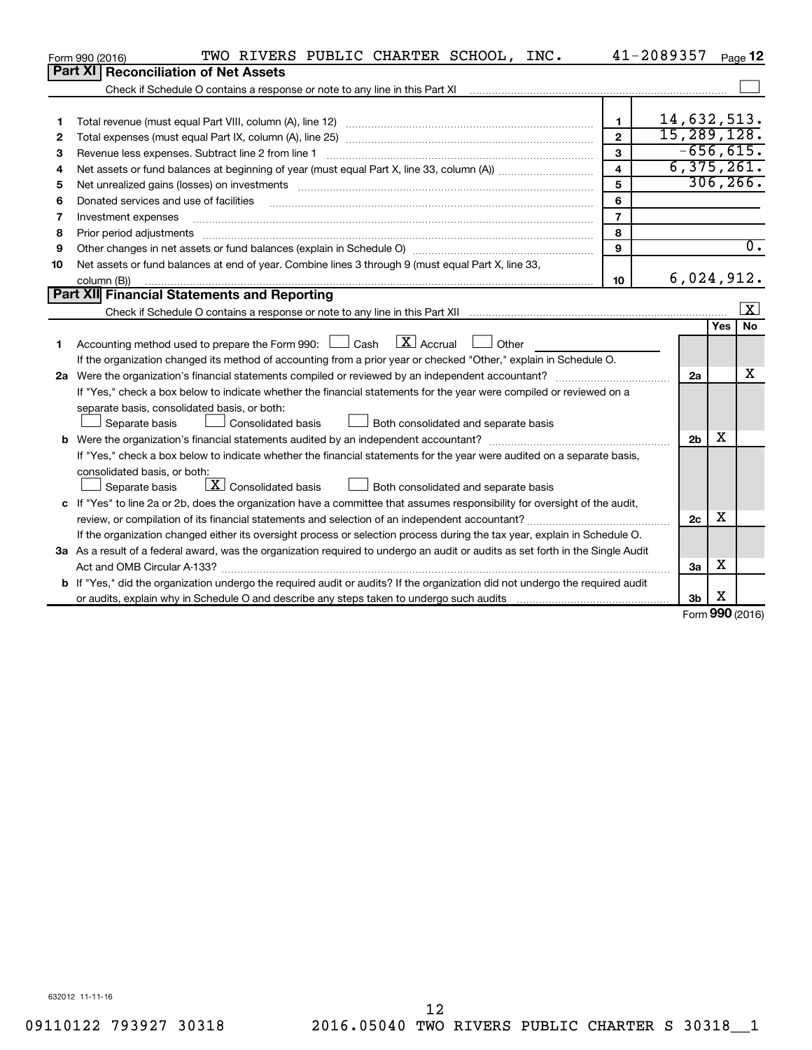Form 990 (2016) TWO RIVERS PUBLIC CHARTER SCHOOL, INC. 41-2089357 Page 12

## Part XI Reconciliation of Net Assets

Check if Schedule O contains a response or note to any line in this Part XI ☐

| | | | |
|---|---|---|---|
| 1 | Total revenue (must equal Part VIII, column (A), line 12) | 1 | 14,632,513. |
| 2 | Total expenses (must equal Part IX, column (A), line 25) | 2 | 15,289,128. |
| 3 | Revenue less expenses. Subtract line 2 from line 1 | 3 | -656,615. |
| 4 | Net assets or fund balances at beginning of year (must equal Part X, line 33, column (A)) | 4 | 6,375,261. |
| 5 | Net unrealized gains (losses) on investments | 5 | 306,266. |
| 6 | Donated services and use of facilities | 6 | |
| 7 | Investment expenses | 7 | |
| 8 | Prior period adjustments | 8 | |
| 9 | Other changes in net assets or fund balances (explain in Schedule O) | 9 | 0. |
| 10 | Net assets or fund balances at end of year. Combine lines 3 through 9 (must equal Part X, line 33, column (B)) | 10 | 6,024,912. |

## Part XII Financial Statements and Reporting

Check if Schedule O contains a response or note to any line in this Part XII ☒

| | | | Yes | No |
|---|---|---|---|---|
| 1 | Accounting method used to prepare the Form 990: ☐ Cash ☒ Accrual ☐ Other<br>If the organization changed its method of accounting from a prior year or checked "Other," explain in Schedule O. | | | |
| 2a | Were the organization's financial statements compiled or reviewed by an independent accountant?<br>If "Yes," check a box below to indicate whether the financial statements for the year were compiled or reviewed on a separate basis, consolidated basis, or both:<br>☐ Separate basis ☐ Consolidated basis ☐ Both consolidated and separate basis | 2a | | X |
| b | Were the organization's financial statements audited by an independent accountant?<br>If "Yes," check a box below to indicate whether the financial statements for the year were audited on a separate basis, consolidated basis, or both:<br>☐ Separate basis ☒ Consolidated basis ☐ Both consolidated and separate basis | 2b | X | |
| c | If "Yes" to line 2a or 2b, does the organization have a committee that assumes responsibility for oversight of the audit, review, or compilation of its financial statements and selection of an independent accountant?<br>If the organization changed either its oversight process or selection process during the tax year, explain in Schedule O. | 2c | X | |
| 3a | As a result of a federal award, was the organization required to undergo an audit or audits as set forth in the Single Audit Act and OMB Circular A-133? | 3a | X | |
| b | If "Yes," did the organization undergo the required audit or audits? If the organization did not undergo the required audit or audits, explain why in Schedule O and describe any steps taken to undergo such audits | 3b | X | |

Form 990 (2016)

632012 11-11-16

09110122 793927 30318 2016.05040 TWO RIVERS PUBLIC CHARTER S 30318__1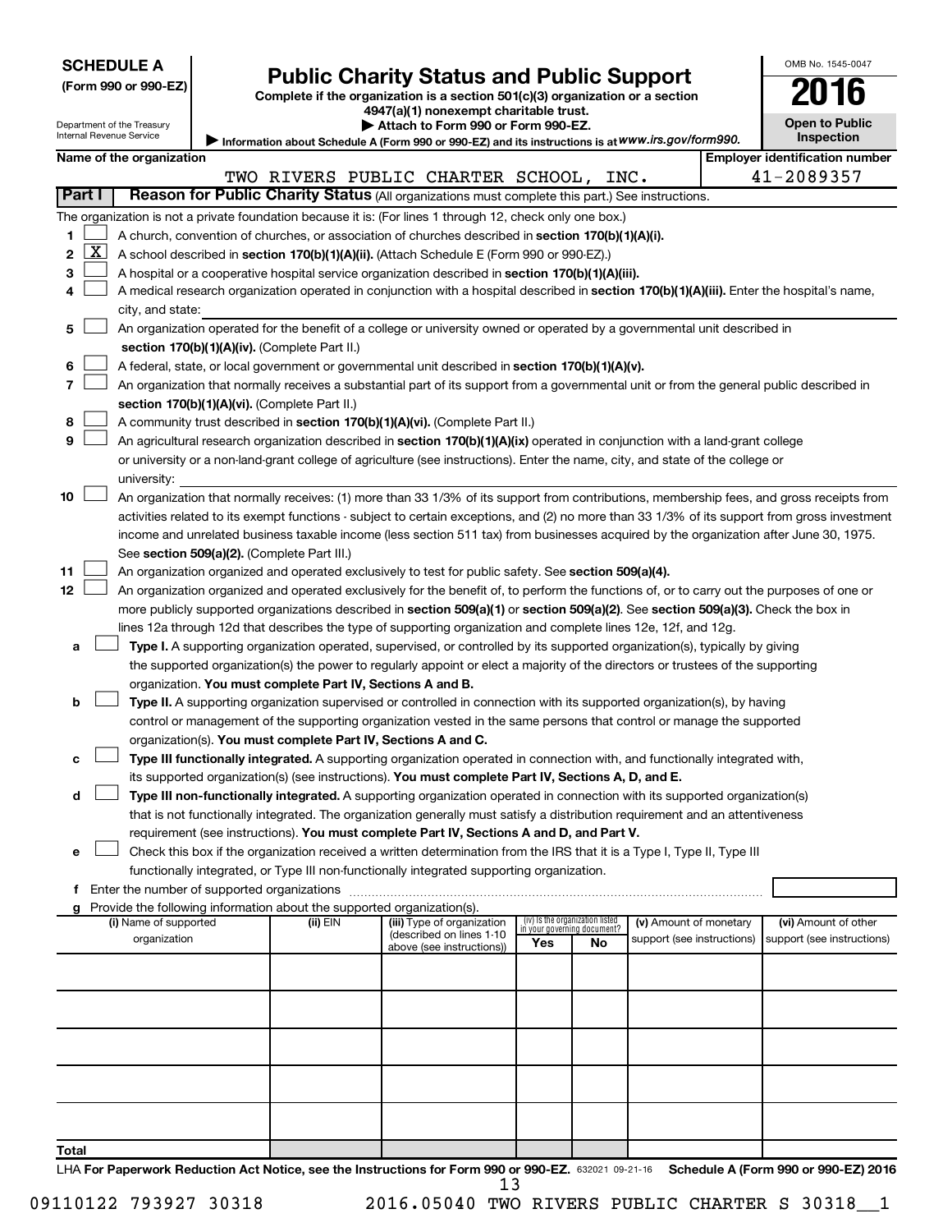**SCHEDULE A**
**(Form 990 or 990-EZ)**

Department of the Treasury
Internal Revenue Service

# Public Charity Status and Public Support

**Complete if the organization is a section 501(c)(3) organization or a section 4947(a)(1) nonexempt charitable trust.**
**▶ Attach to Form 990 or Form 990-EZ.**
**▶ Information about Schedule A (Form 990 or 990-EZ) and its instructions is at** *www.irs.gov/form990.*

OMB No. 1545-0047
**2016**
**Open to Public Inspection**

**Name of the organization**
TWO RIVERS PUBLIC CHARTER SCHOOL, INC.

**Employer identification number**
41-2089357

**Part I** **Reason for Public Charity Status** (All organizations must complete this part.) See instructions.

The organization is not a private foundation because it is: (For lines 1 through 12, check only one box.)

1 ☐ A church, convention of churches, or association of churches described in **section 170(b)(1)(A)(i).**

2 ☒ A school described in **section 170(b)(1)(A)(ii).** (Attach Schedule E (Form 990 or 990-EZ).)

3 ☐ A hospital or a cooperative hospital service organization described in **section 170(b)(1)(A)(iii).**

4 ☐ A medical research organization operated in conjunction with a hospital described in **section 170(b)(1)(A)(iii).** Enter the hospital's name, city, and state:

5 ☐ An organization operated for the benefit of a college or university owned or operated by a governmental unit described in **section 170(b)(1)(A)(iv).** (Complete Part II.)

6 ☐ A federal, state, or local government or governmental unit described in **section 170(b)(1)(A)(v).**

7 ☐ An organization that normally receives a substantial part of its support from a governmental unit or from the general public described in **section 170(b)(1)(A)(vi).** (Complete Part II.)

8 ☐ A community trust described in **section 170(b)(1)(A)(vi).** (Complete Part II.)

9 ☐ An agricultural research organization described in **section 170(b)(1)(A)(ix)** operated in conjunction with a land-grant college or university or a non-land-grant college of agriculture (see instructions). Enter the name, city, and state of the college or university:

10 ☐ An organization that normally receives: (1) more than 33 1/3% of its support from contributions, membership fees, and gross receipts from activities related to its exempt functions - subject to certain exceptions, and (2) no more than 33 1/3% of its support from gross investment income and unrelated business taxable income (less section 511 tax) from businesses acquired by the organization after June 30, 1975. See **section 509(a)(2).** (Complete Part III.)

11 ☐ An organization organized and operated exclusively to test for public safety. See **section 509(a)(4).**

12 ☐ An organization organized and operated exclusively for the benefit of, to perform the functions of, or to carry out the purposes of one or more publicly supported organizations described in **section 509(a)(1)** or **section 509(a)(2).** See **section 509(a)(3).** Check the box in lines 12a through 12d that describes the type of supporting organization and complete lines 12e, 12f, and 12g.

a ☐ **Type I.** A supporting organization operated, supervised, or controlled by its supported organization(s), typically by giving the supported organization(s) the power to regularly appoint or elect a majority of the directors or trustees of the supporting organization. **You must complete Part IV, Sections A and B.**

b ☐ **Type II.** A supporting organization supervised or controlled in connection with its supported organization(s), by having control or management of the supporting organization vested in the same persons that control or manage the supported organization(s). **You must complete Part IV, Sections A and C.**

c ☐ **Type III functionally integrated.** A supporting organization operated in connection with, and functionally integrated with, its supported organization(s) (see instructions). **You must complete Part IV, Sections A, D, and E.**

d ☐ **Type III non-functionally integrated.** A supporting organization operated in connection with its supported organization(s) that is not functionally integrated. The organization generally must satisfy a distribution requirement and an attentiveness requirement (see instructions). **You must complete Part IV, Sections A and D, and Part V.**

e ☐ Check this box if the organization received a written determination from the IRS that it is a Type I, Type II, Type III functionally integrated, or Type III non-functionally integrated supporting organization.

f Enter the number of supported organizations

g Provide the following information about the supported organization(s).

| (i) Name of supported organization | (ii) EIN | (iii) Type of organization (described on lines 1-10 above (see instructions)) | (iv) Is the organization listed in your governing document? Yes | No | (v) Amount of monetary support (see instructions) | (vi) Amount of other support (see instructions) |
|---|---|---|---|---|---|---|
| | | | | | | |
| | | | | | | |
| | | | | | | |
| | | | | | | |
| | | | | | | |
| **Total** | | | | | | |

LHA **For Paperwork Reduction Act Notice, see the Instructions for Form 990 or 990-EZ.** 632021 09-21-16 **Schedule A (Form 990 or 990-EZ) 2016**

09110122 793927 30318 2016.05040 TWO RIVERS PUBLIC CHARTER S 30318__1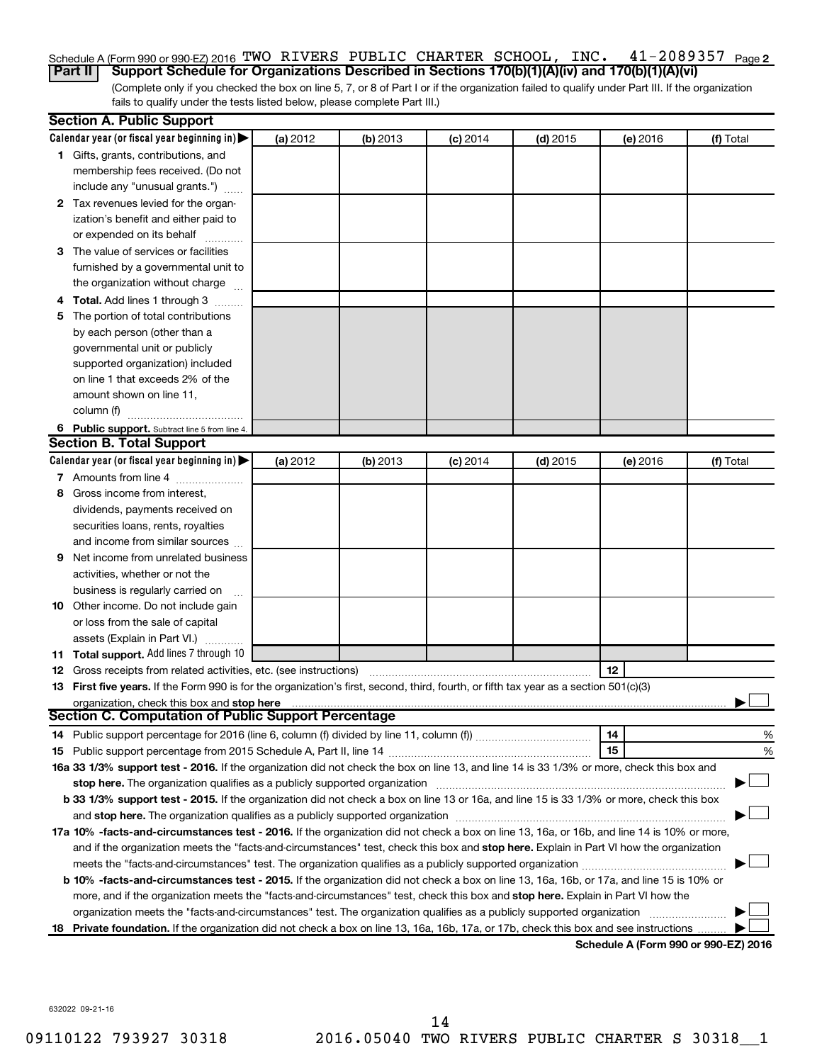Schedule A (Form 990 or 990-EZ) 2016 TWO RIVERS PUBLIC CHARTER SCHOOL, INC. 41-2089357 Page 2

**Part II | Support Schedule for Organizations Described in Sections 170(b)(1)(A)(iv) and 170(b)(1)(A)(vi)**

(Complete only if you checked the box on line 5, 7, or 8 of Part I or if the organization failed to qualify under Part III. If the organization fails to qualify under the tests listed below, please complete Part III.)

## Section A. Public Support

| Calendar year (or fiscal year beginning in) ▶ | (a) 2012 | (b) 2013 | (c) 2014 | (d) 2015 | (e) 2016 | (f) Total |
|---|---|---|---|---|---|---|
| **1** Gifts, grants, contributions, and membership fees received. (Do not include any "unusual grants.") | | | | | | |
| **2** Tax revenues levied for the organization's benefit and either paid to or expended on its behalf | | | | | | |
| **3** The value of services or facilities furnished by a governmental unit to the organization without charge | | | | | | |
| **4 Total.** Add lines 1 through 3 | | | | | | |
| **5** The portion of total contributions by each person (other than a governmental unit or publicly supported organization) included on line 1 that exceeds 2% of the amount shown on line 11, column (f) | | | | | | |
| **6 Public support.** Subtract line 5 from line 4. | | | | | | |

## Section B. Total Support

| Calendar year (or fiscal year beginning in) ▶ | (a) 2012 | (b) 2013 | (c) 2014 | (d) 2015 | (e) 2016 | (f) Total |
|---|---|---|---|---|---|---|
| **7** Amounts from line 4 | | | | | | |
| **8** Gross income from interest, dividends, payments received on securities loans, rents, royalties and income from similar sources | | | | | | |
| **9** Net income from unrelated business activities, whether or not the business is regularly carried on | | | | | | |
| **10** Other income. Do not include gain or loss from the sale of capital assets (Explain in Part VI.) | | | | | | |
| **11 Total support.** Add lines 7 through 10 | | | | | | |

**12** Gross receipts from related activities, etc. (see instructions) ..... **12**

**13 First five years.** If the Form 990 is for the organization's first, second, third, fourth, or fifth tax year as a section 501(c)(3) organization, check this box and **stop here** ..... ▶ ☐

## Section C. Computation of Public Support Percentage

**14** Public support percentage for 2016 (line 6, column (f) divided by line 11, column (f)) ..... **14** %

**15** Public support percentage from 2015 Schedule A, Part II, line 14 ..... **15** %

**16a 33 1/3% support test - 2016.** If the organization did not check the box on line 13, and line 14 is 33 1/3% or more, check this box and **stop here.** The organization qualifies as a publicly supported organization ..... ▶ ☐

**b 33 1/3% support test - 2015.** If the organization did not check a box on line 13 or 16a, and line 15 is 33 1/3% or more, check this box and **stop here.** The organization qualifies as a publicly supported organization ..... ▶ ☐

**17a 10% -facts-and-circumstances test - 2016.** If the organization did not check a box on line 13, 16a, or 16b, and line 14 is 10% or more, and if the organization meets the "facts-and-circumstances" test, check this box and **stop here.** Explain in Part VI how the organization meets the "facts-and-circumstances" test. The organization qualifies as a publicly supported organization ..... ▶ ☐

**b 10% -facts-and-circumstances test - 2015.** If the organization did not check a box on line 13, 16a, 16b, or 17a, and line 15 is 10% or more, and if the organization meets the "facts-and-circumstances" test, check this box and **stop here.** Explain in Part VI how the organization meets the "facts-and-circumstances" test. The organization qualifies as a publicly supported organization ..... ▶ ☐

**18 Private foundation.** If the organization did not check a box on line 13, 16a, 16b, 17a, or 17b, check this box and see instructions ..... ▶ ☐

**Schedule A (Form 990 or 990-EZ) 2016**

632022 09-21-16

09110122 793927 30318 2016.05040 TWO RIVERS PUBLIC CHARTER S 30318__1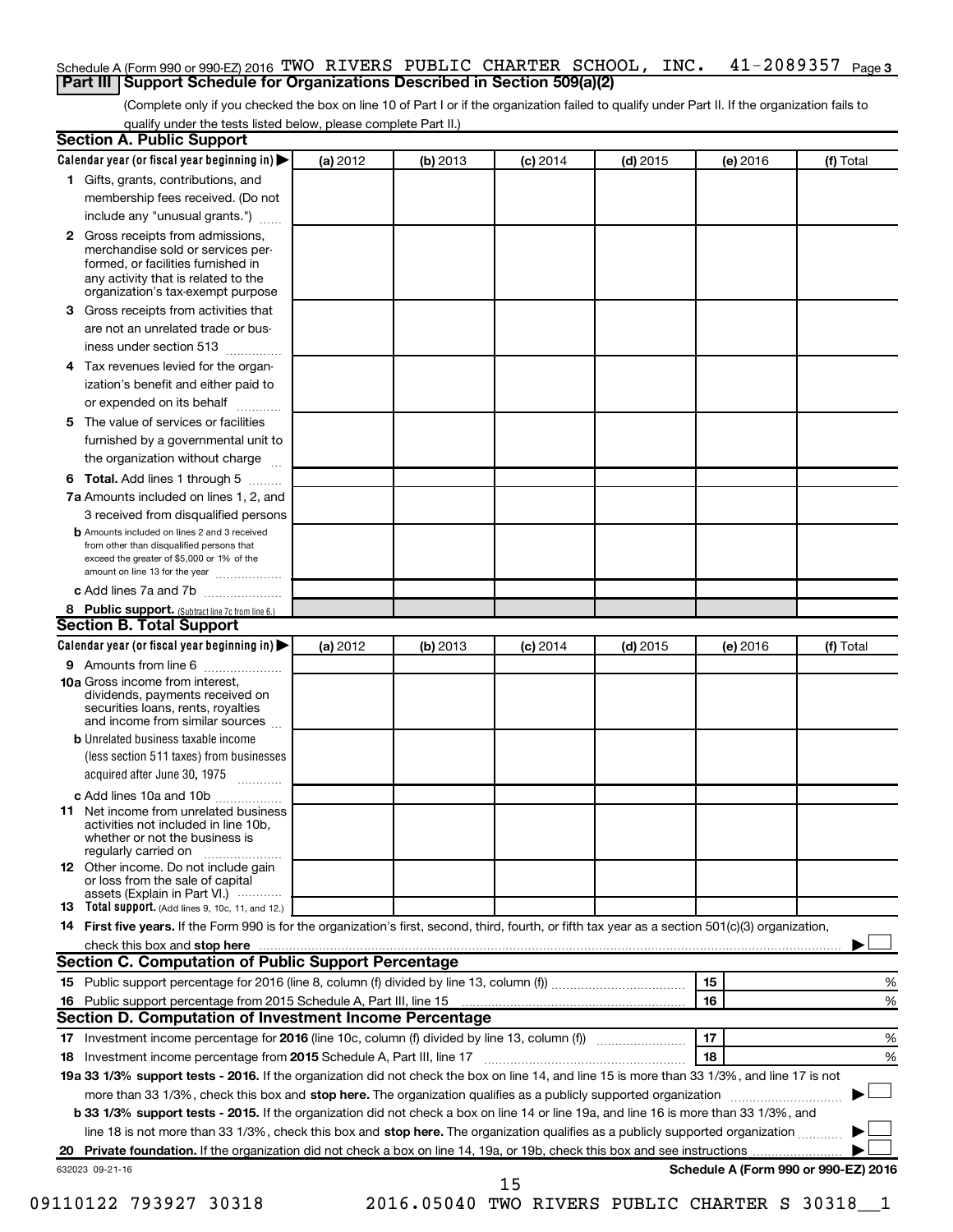Schedule A (Form 990 or 990-EZ) 2016 TWO RIVERS PUBLIC CHARTER SCHOOL, INC. 41-2089357 Page 3

## Part III Support Schedule for Organizations Described in Section 509(a)(2)

(Complete only if you checked the box on line 10 of Part I or if the organization failed to qualify under Part II. If the organization fails to qualify under the tests listed below, please complete Part II.)

### Section A. Public Support

| Calendar year (or fiscal year beginning in) ▶ | (a) 2012 | (b) 2013 | (c) 2014 | (d) 2015 | (e) 2016 | (f) Total |
|---|---|---|---|---|---|---|
| **1** Gifts, grants, contributions, and membership fees received. (Do not include any "unusual grants.") | | | | | | |
| **2** Gross receipts from admissions, merchandise sold or services performed, or facilities furnished in any activity that is related to the organization's tax-exempt purpose | | | | | | |
| **3** Gross receipts from activities that are not an unrelated trade or business under section 513 | | | | | | |
| **4** Tax revenues levied for the organization's benefit and either paid to or expended on its behalf | | | | | | |
| **5** The value of services or facilities furnished by a governmental unit to the organization without charge | | | | | | |
| **6 Total.** Add lines 1 through 5 | | | | | | |
| **7a** Amounts included on lines 1, 2, and 3 received from disqualified persons | | | | | | |
| **b** Amounts included on lines 2 and 3 received from other than disqualified persons that exceed the greater of $5,000 or 1% of the amount on line 13 for the year | | | | | | |
| **c** Add lines 7a and 7b | | | | | | |
| **8 Public support.** (Subtract line 7c from line 6.) | | | | | | |

### Section B. Total Support

| Calendar year (or fiscal year beginning in) ▶ | (a) 2012 | (b) 2013 | (c) 2014 | (d) 2015 | (e) 2016 | (f) Total |
|---|---|---|---|---|---|---|
| **9** Amounts from line 6 | | | | | | |
| **10a** Gross income from interest, dividends, payments received on securities loans, rents, royalties and income from similar sources | | | | | | |
| **b** Unrelated business taxable income (less section 511 taxes) from businesses acquired after June 30, 1975 | | | | | | |
| **c** Add lines 10a and 10b | | | | | | |
| **11** Net income from unrelated business activities not included in line 10b, whether or not the business is regularly carried on | | | | | | |
| **12** Other income. Do not include gain or loss from the sale of capital assets (Explain in Part VI.) | | | | | | |
| **13 Total support.** (Add lines 9, 10c, 11, and 12.) | | | | | | |

**14 First five years.** If the Form 990 is for the organization's first, second, third, fourth, or fifth tax year as a section 501(c)(3) organization, check this box and **stop here** ▶ ☐

### Section C. Computation of Public Support Percentage

| | | | |
|---|---|---|---|
| **15** | Public support percentage for 2016 (line 8, column (f) divided by line 13, column (f)) | 15 | % |
| **16** | Public support percentage from 2015 Schedule A, Part III, line 15 | 16 | % |

### Section D. Computation of Investment Income Percentage

| | | | |
|---|---|---|---|
| **17** | Investment income percentage for **2016** (line 10c, column (f) divided by line 13, column (f)) | 17 | % |
| **18** | Investment income percentage from **2015** Schedule A, Part III, line 17 | 18 | % |

**19a 33 1/3% support tests - 2016.** If the organization did not check the box on line 14, and line 15 is more than 33 1/3%, and line 17 is not more than 33 1/3%, check this box and **stop here.** The organization qualifies as a publicly supported organization ▶ ☐

**b 33 1/3% support tests - 2015.** If the organization did not check a box on line 14 or line 19a, and line 16 is more than 33 1/3%, and line 18 is not more than 33 1/3%, check this box and **stop here.** The organization qualifies as a publicly supported organization ▶ ☐

**20 Private foundation.** If the organization did not check a box on line 14, 19a, or 19b, check this box and see instructions ▶ ☐

632023 09-21-16

**Schedule A (Form 990 or 990-EZ) 2016**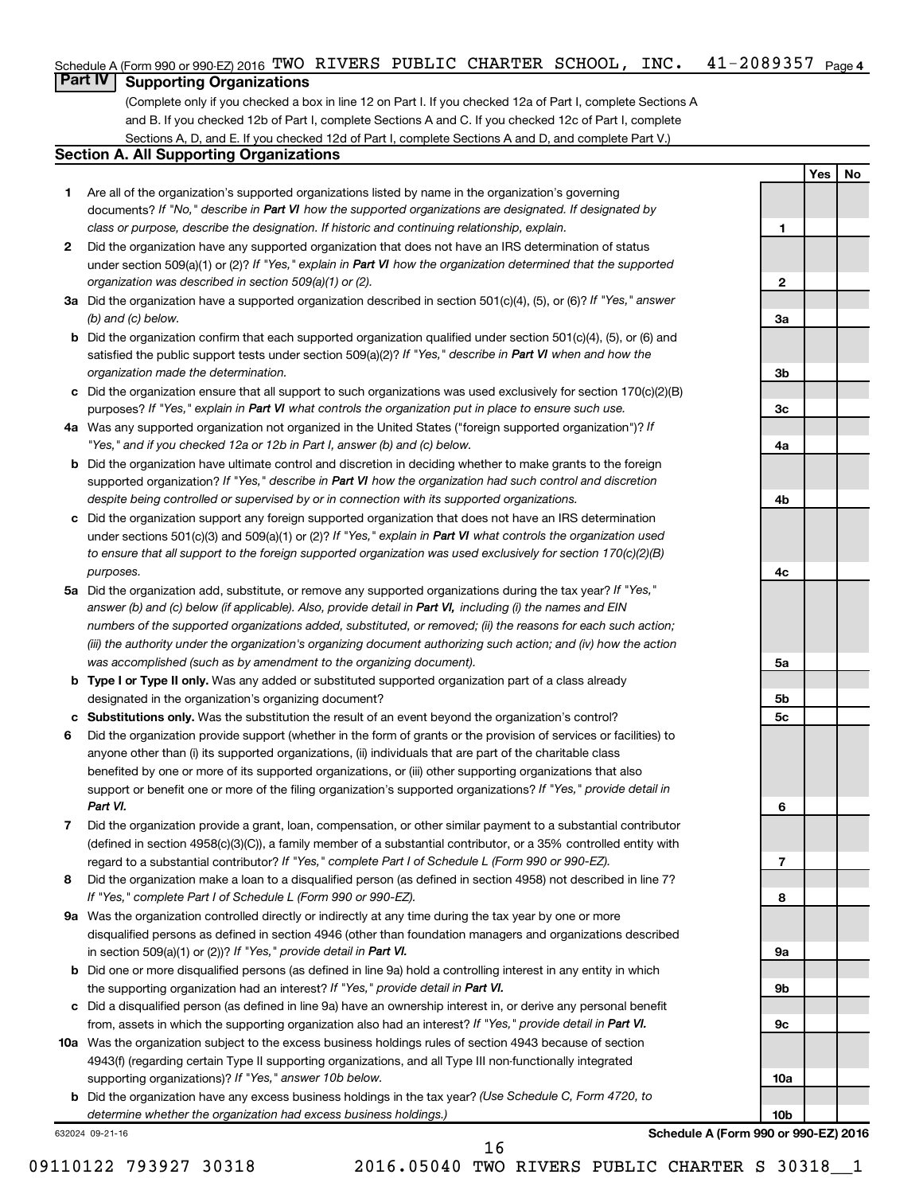Schedule A (Form 990 or 990-EZ) 2016 TWO RIVERS PUBLIC CHARTER SCHOOL, INC. 41-2089357 Page 4

## Part IV Supporting Organizations

(Complete only if you checked a box in line 12 on Part I. If you checked 12a of Part I, complete Sections A and B. If you checked 12b of Part I, complete Sections A and C. If you checked 12c of Part I, complete Sections A, D, and E. If you checked 12d of Part I, complete Sections A and D, and complete Part V.)

### Section A. All Supporting Organizations

| | | | Yes | No |
|---|---|---|---|---|
| **1** | Are all of the organization's supported organizations listed by name in the organization's governing documents? *If "No," describe in **Part VI** how the supported organizations are designated. If designated by class or purpose, describe the designation. If historic and continuing relationship, explain.* | 1 | | |
| **2** | Did the organization have any supported organization that does not have an IRS determination of status under section 509(a)(1) or (2)? *If "Yes," explain in **Part VI** how the organization determined that the supported organization was described in section 509(a)(1) or (2).* | 2 | | |
| **3a** | Did the organization have a supported organization described in section 501(c)(4), (5), or (6)? *If "Yes," answer (b) and (c) below.* | 3a | | |
| **b** | Did the organization confirm that each supported organization qualified under section 501(c)(4), (5), or (6) and satisfied the public support tests under section 509(a)(2)? *If "Yes," describe in **Part VI** when and how the organization made the determination.* | 3b | | |
| **c** | Did the organization ensure that all support to such organizations was used exclusively for section 170(c)(2)(B) purposes? *If "Yes," explain in **Part VI** what controls the organization put in place to ensure such use.* | 3c | | |
| **4a** | Was any supported organization not organized in the United States ("foreign supported organization")? *If "Yes," and if you checked 12a or 12b in Part I, answer (b) and (c) below.* | 4a | | |
| **b** | Did the organization have ultimate control and discretion in deciding whether to make grants to the foreign supported organization? *If "Yes," describe in **Part VI** how the organization had such control and discretion despite being controlled or supervised by or in connection with its supported organizations.* | 4b | | |
| **c** | Did the organization support any foreign supported organization that does not have an IRS determination under sections 501(c)(3) and 509(a)(1) or (2)? *If "Yes," explain in **Part VI** what controls the organization used to ensure that all support to the foreign supported organization was used exclusively for section 170(c)(2)(B) purposes.* | 4c | | |
| **5a** | Did the organization add, substitute, or remove any supported organizations during the tax year? *If "Yes," answer (b) and (c) below (if applicable). Also, provide detail in **Part VI,** including (i) the names and EIN numbers of the supported organizations added, substituted, or removed; (ii) the reasons for each such action; (iii) the authority under the organization's organizing document authorizing such action; and (iv) how the action was accomplished (such as by amendment to the organizing document).* | 5a | | |
| **b** | **Type I or Type II only.** Was any added or substituted supported organization part of a class already designated in the organization's organizing document? | 5b | | |
| **c** | **Substitutions only.** Was the substitution the result of an event beyond the organization's control? | 5c | | |
| **6** | Did the organization provide support (whether in the form of grants or the provision of services or facilities) to anyone other than (i) its supported organizations, (ii) individuals that are part of the charitable class benefited by one or more of its supported organizations, or (iii) other supporting organizations that also support or benefit one or more of the filing organization's supported organizations? *If "Yes," provide detail in **Part VI.*** | 6 | | |
| **7** | Did the organization provide a grant, loan, compensation, or other similar payment to a substantial contributor (defined in section 4958(c)(3)(C)), a family member of a substantial contributor, or a 35% controlled entity with regard to a substantial contributor? *If "Yes," complete Part I of Schedule L (Form 990 or 990-EZ).* | 7 | | |
| **8** | Did the organization make a loan to a disqualified person (as defined in section 4958) not described in line 7? *If "Yes," complete Part I of Schedule L (Form 990 or 990-EZ).* | 8 | | |
| **9a** | Was the organization controlled directly or indirectly at any time during the tax year by one or more disqualified persons as defined in section 4946 (other than foundation managers and organizations described in section 509(a)(1) or (2))? *If "Yes," provide detail in **Part VI.*** | 9a | | |
| **b** | Did one or more disqualified persons (as defined in line 9a) hold a controlling interest in any entity in which the supporting organization had an interest? *If "Yes," provide detail in **Part VI.*** | 9b | | |
| **c** | Did a disqualified person (as defined in line 9a) have an ownership interest in, or derive any personal benefit from, assets in which the supporting organization also had an interest? *If "Yes," provide detail in **Part VI.*** | 9c | | |
| **10a** | Was the organization subject to the excess business holdings rules of section 4943 because of section 4943(f) (regarding certain Type II supporting organizations, and all Type III non-functionally integrated supporting organizations)? *If "Yes," answer 10b below.* | 10a | | |
| **b** | Did the organization have any excess business holdings in the tax year? *(Use Schedule C, Form 4720, to determine whether the organization had excess business holdings.)* | 10b | | |

632024 09-21-16

**Schedule A (Form 990 or 990-EZ) 2016**

09110122 793927 30318 2016.05040 TWO RIVERS PUBLIC CHARTER S 30318__1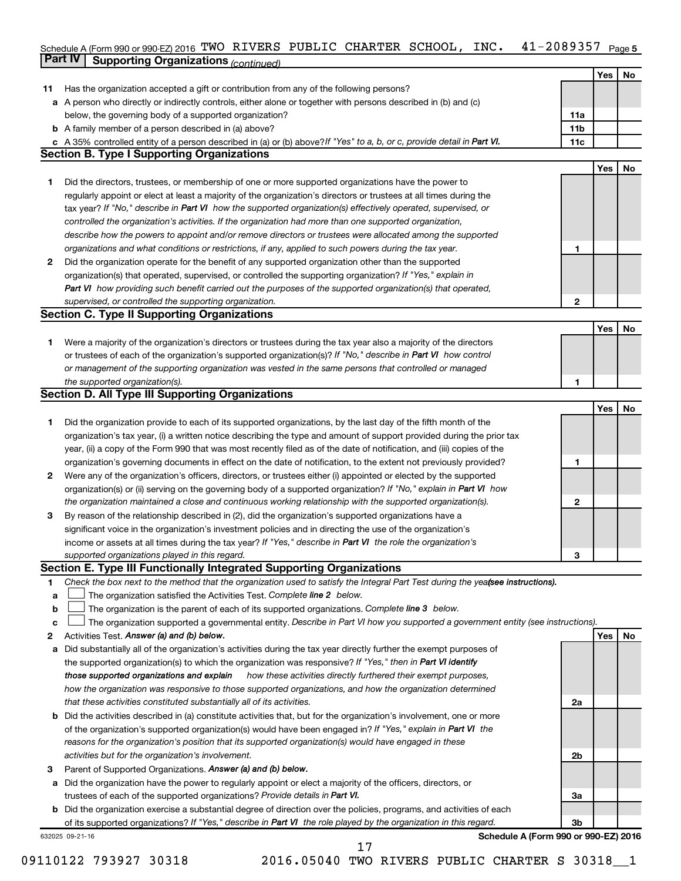Schedule A (Form 990 or 990-EZ) 2016 TWO RIVERS PUBLIC CHARTER SCHOOL, INC. 41-2089357

**Part IV | Supporting Organizations** *(continued)*

| | | | Yes | No |
|---|---|---|---|---|
| **11** | Has the organization accepted a gift or contribution from any of the following persons? | | | |
| **a** | A person who directly or indirectly controls, either alone or together with persons described in (b) and (c) below, the governing body of a supported organization? | **11a** | | |
| **b** | A family member of a person described in (a) above? | **11b** | | |
| **c** | A 35% controlled entity of a person described in (a) or (b) above? *If "Yes" to a, b, or c, provide detail in **Part VI**.* | **11c** | | |

**Section B. Type I Supporting Organizations**

| | | | Yes | No |
|---|---|---|---|---|
| **1** | Did the directors, trustees, or membership of one or more supported organizations have the power to regularly appoint or elect at least a majority of the organization's directors or trustees at all times during the tax year? *If "No," describe in **Part VI** how the supported organization(s) effectively operated, supervised, or controlled the organization's activities. If the organization had more than one supported organization, describe how the powers to appoint and/or remove directors or trustees were allocated among the supported organizations and what conditions or restrictions, if any, applied to such powers during the tax year.* | **1** | | |
| **2** | Did the organization operate for the benefit of any supported organization other than the supported organization(s) that operated, supervised, or controlled the supporting organization? *If "Yes," explain in **Part VI** how providing such benefit carried out the purposes of the supported organization(s) that operated, supervised, or controlled the supporting organization.* | **2** | | |

**Section C. Type II Supporting Organizations**

| | | | Yes | No |
|---|---|---|---|---|
| **1** | Were a majority of the organization's directors or trustees during the tax year also a majority of the directors or trustees of each of the organization's supported organization(s)? *If "No," describe in **Part VI** how control or management of the supporting organization was vested in the same persons that controlled or managed the supported organization(s).* | **1** | | |

**Section D. All Type III Supporting Organizations**

| | | | Yes | No |
|---|---|---|---|---|
| **1** | Did the organization provide to each of its supported organizations, by the last day of the fifth month of the organization's tax year, (i) a written notice describing the type and amount of support provided during the prior tax year, (ii) a copy of the Form 990 that was most recently filed as of the date of notification, and (iii) copies of the organization's governing documents in effect on the date of notification, to the extent not previously provided? | **1** | | |
| **2** | Were any of the organization's officers, directors, or trustees either (i) appointed or elected by the supported organization(s) or (ii) serving on the governing body of a supported organization? *If "No," explain in **Part VI** how the organization maintained a close and continuous working relationship with the supported organization(s).* | **2** | | |
| **3** | By reason of the relationship described in (2), did the organization's supported organizations have a significant voice in the organization's investment policies and in directing the use of the organization's income or assets at all times during the tax year? *If "Yes," describe in **Part VI** the role the organization's supported organizations played in this regard.* | **3** | | |

**Section E. Type III Functionally Integrated Supporting Organizations**

**1** *Check the box next to the method that the organization used to satisfy the Integral Part Test during the year* ***(see instructions).***

**a** ☐ The organization satisfied the Activities Test. *Complete **line 2** below.*

**b** ☐ The organization is the parent of each of its supported organizations. *Complete **line 3** below.*

**c** ☐ The organization supported a governmental entity. *Describe in Part VI how you supported a government entity (see instructions).*

| | | | Yes | No |
|---|---|---|---|---|
| **2** | Activities Test. ***Answer (a) and (b) below.*** | | | |
| **a** | Did substantially all of the organization's activities during the tax year directly further the exempt purposes of the supported organization(s) to which the organization was responsive? *If "Yes," then in **Part VI identify those supported organizations and explain** how these activities directly furthered their exempt purposes, how the organization was responsive to those supported organizations, and how the organization determined that these activities constituted substantially all of its activities.* | **2a** | | |
| **b** | Did the activities described in (a) constitute activities that, but for the organization's involvement, one or more of the organization's supported organization(s) would have been engaged in? *If "Yes," explain in **Part VI** the reasons for the organization's position that its supported organization(s) would have engaged in these activities but for the organization's involvement.* | **2b** | | |
| **3** | Parent of Supported Organizations. ***Answer (a) and (b) below.*** | | | |
| **a** | Did the organization have the power to regularly appoint or elect a majority of the officers, directors, or trustees of each of the supported organizations? *Provide details in **Part VI**.* | **3a** | | |
| **b** | Did the organization exercise a substantial degree of direction over the policies, programs, and activities of each of its supported organizations? *If "Yes," describe in **Part VI** the role played by the organization in this regard.* | **3b** | | |

632025 09-21-16 **Schedule A (Form 990 or 990-EZ) 2016**

09110122 793927 30318 2016.05040 TWO RIVERS PUBLIC CHARTER S 30318__1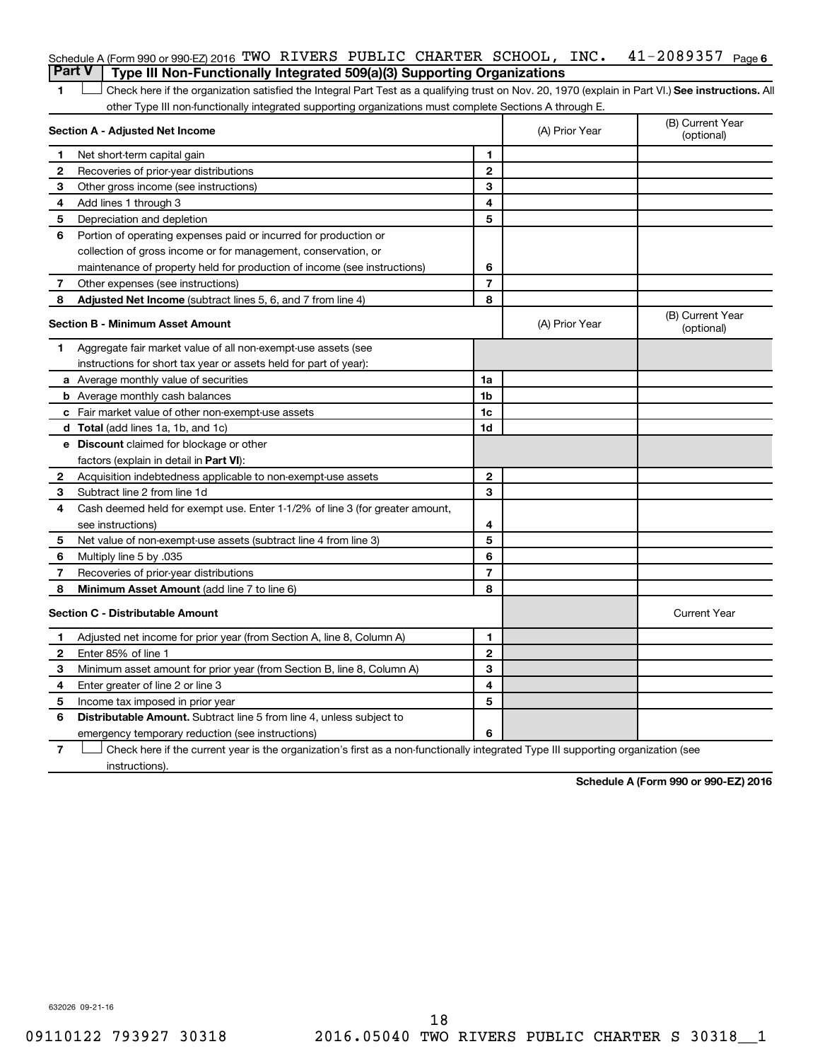Schedule A (Form 990 or 990-EZ) 2016 TWO RIVERS PUBLIC CHARTER SCHOOL, INC. 41-2089357 Page 6

## Part V | Type III Non-Functionally Integrated 509(a)(3) Supporting Organizations

1 ☐ Check here if the organization satisfied the Integral Part Test as a qualifying trust on Nov. 20, 1970 (explain in Part VI.) **See instructions.** All other Type III non-functionally integrated supporting organizations must complete Sections A through E.

| **Section A - Adjusted Net Income** | | | (A) Prior Year | (B) Current Year (optional) |
|---|---|---|---|---|
| **1** | Net short-term capital gain | 1 | | |
| **2** | Recoveries of prior-year distributions | 2 | | |
| **3** | Other gross income (see instructions) | 3 | | |
| **4** | Add lines 1 through 3 | 4 | | |
| **5** | Depreciation and depletion | 5 | | |
| **6** | Portion of operating expenses paid or incurred for production or collection of gross income or for management, conservation, or maintenance of property held for production of income (see instructions) | 6 | | |
| **7** | Other expenses (see instructions) | 7 | | |
| **8** | **Adjusted Net Income** (subtract lines 5, 6, and 7 from line 4) | 8 | | |

| **Section B - Minimum Asset Amount** | | | (A) Prior Year | (B) Current Year (optional) |
|---|---|---|---|---|
| **1** | Aggregate fair market value of all non-exempt-use assets (see instructions for short tax year or assets held for part of year): | | | |
| **a** | Average monthly value of securities | 1a | | |
| **b** | Average monthly cash balances | 1b | | |
| **c** | Fair market value of other non-exempt-use assets | 1c | | |
| **d** | **Total** (add lines 1a, 1b, and 1c) | 1d | | |
| **e** | **Discount** claimed for blockage or other factors (explain in detail in **Part VI**): | | | |
| **2** | Acquisition indebtedness applicable to non-exempt-use assets | 2 | | |
| **3** | Subtract line 2 from line 1d | 3 | | |
| **4** | Cash deemed held for exempt use. Enter 1-1/2% of line 3 (for greater amount, see instructions) | 4 | | |
| **5** | Net value of non-exempt-use assets (subtract line 4 from line 3) | 5 | | |
| **6** | Multiply line 5 by .035 | 6 | | |
| **7** | Recoveries of prior-year distributions | 7 | | |
| **8** | **Minimum Asset Amount** (add line 7 to line 6) | 8 | | |

| **Section C - Distributable Amount** | | | | Current Year |
|---|---|---|---|---|
| **1** | Adjusted net income for prior year (from Section A, line 8, Column A) | 1 | | |
| **2** | Enter 85% of line 1 | 2 | | |
| **3** | Minimum asset amount for prior year (from Section B, line 8, Column A) | 3 | | |
| **4** | Enter greater of line 2 or line 3 | 4 | | |
| **5** | Income tax imposed in prior year | 5 | | |
| **6** | **Distributable Amount.** Subtract line 5 from line 4, unless subject to emergency temporary reduction (see instructions) | 6 | | |

7 ☐ Check here if the current year is the organization's first as a non-functionally integrated Type III supporting organization (see instructions).

**Schedule A (Form 990 or 990-EZ) 2016**

632026 09-21-16

09110122 793927 30318 2016.05040 TWO RIVERS PUBLIC CHARTER S 30318__1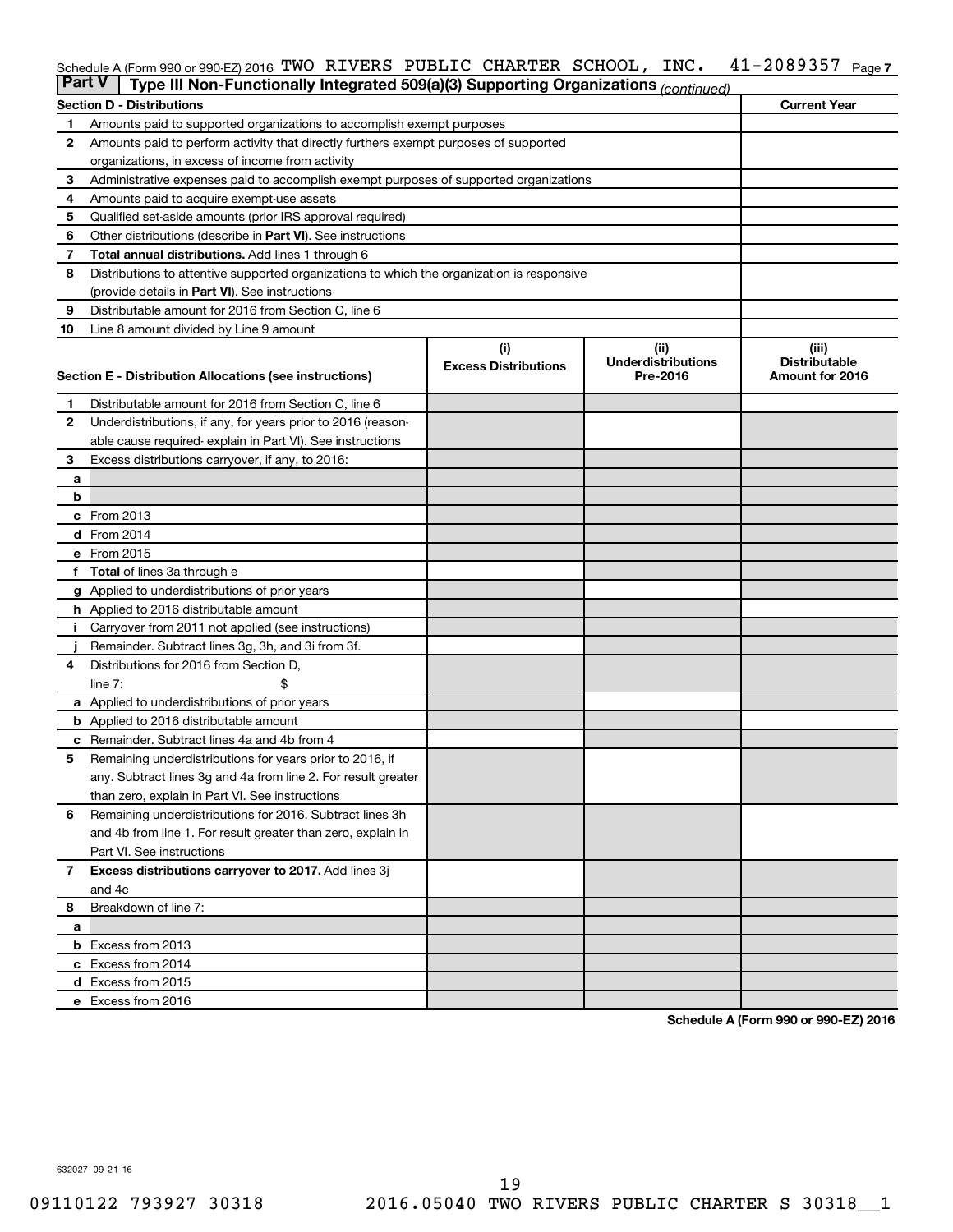Schedule A (Form 990 or 990-EZ) 2016 TWO RIVERS PUBLIC CHARTER SCHOOL, INC. 41-2089357 Page 7

**Part V | Type III Non-Functionally Integrated 509(a)(3) Supporting Organizations** *(continued)*

| Section D - Distributions | | Current Year |
|---|---|---|
| 1 | Amounts paid to supported organizations to accomplish exempt purposes | |
| 2 | Amounts paid to perform activity that directly furthers exempt purposes of supported organizations, in excess of income from activity | |
| 3 | Administrative expenses paid to accomplish exempt purposes of supported organizations | |
| 4 | Amounts paid to acquire exempt-use assets | |
| 5 | Qualified set-aside amounts (prior IRS approval required) | |
| 6 | Other distributions (describe in **Part VI**). See instructions | |
| 7 | **Total annual distributions.** Add lines 1 through 6 | |
| 8 | Distributions to attentive supported organizations to which the organization is responsive (provide details in **Part VI**). See instructions | |
| 9 | Distributable amount for 2016 from Section C, line 6 | |
| 10 | Line 8 amount divided by Line 9 amount | |

| Section E - Distribution Allocations (see instructions) | (i) Excess Distributions | (ii) Underdistributions Pre-2016 | (iii) Distributable Amount for 2016 |
|---|---|---|---|
| **1** Distributable amount for 2016 from Section C, line 6 | | | |
| **2** Underdistributions, if any, for years prior to 2016 (reasonable cause required- explain in Part VI). See instructions | | | |
| **3** Excess distributions carryover, if any, to 2016: | | | |
| **a** | | | |
| **b** | | | |
| **c** From 2013 | | | |
| **d** From 2014 | | | |
| **e** From 2015 | | | |
| **f** **Total** of lines 3a through e | | | |
| **g** Applied to underdistributions of prior years | | | |
| **h** Applied to 2016 distributable amount | | | |
| **i** Carryover from 2011 not applied (see instructions) | | | |
| **j** Remainder. Subtract lines 3g, 3h, and 3i from 3f. | | | |
| **4** Distributions for 2016 from Section D, line 7: $ | | | |
| **a** Applied to underdistributions of prior years | | | |
| **b** Applied to 2016 distributable amount | | | |
| **c** Remainder. Subtract lines 4a and 4b from 4 | | | |
| **5** Remaining underdistributions for years prior to 2016, if any. Subtract lines 3g and 4a from line 2. For result greater than zero, explain in Part VI. See instructions | | | |
| **6** Remaining underdistributions for 2016. Subtract lines 3h and 4b from line 1. For result greater than zero, explain in Part VI. See instructions | | | |
| **7** **Excess distributions carryover to 2017.** Add lines 3j and 4c | | | |
| **8** Breakdown of line 7: | | | |
| **a** | | | |
| **b** Excess from 2013 | | | |
| **c** Excess from 2014 | | | |
| **d** Excess from 2015 | | | |
| **e** Excess from 2016 | | | |

**Schedule A (Form 990 or 990-EZ) 2016**

632027 09-21-16

09110122 793927 30318 2016.05040 TWO RIVERS PUBLIC CHARTER S 30318__1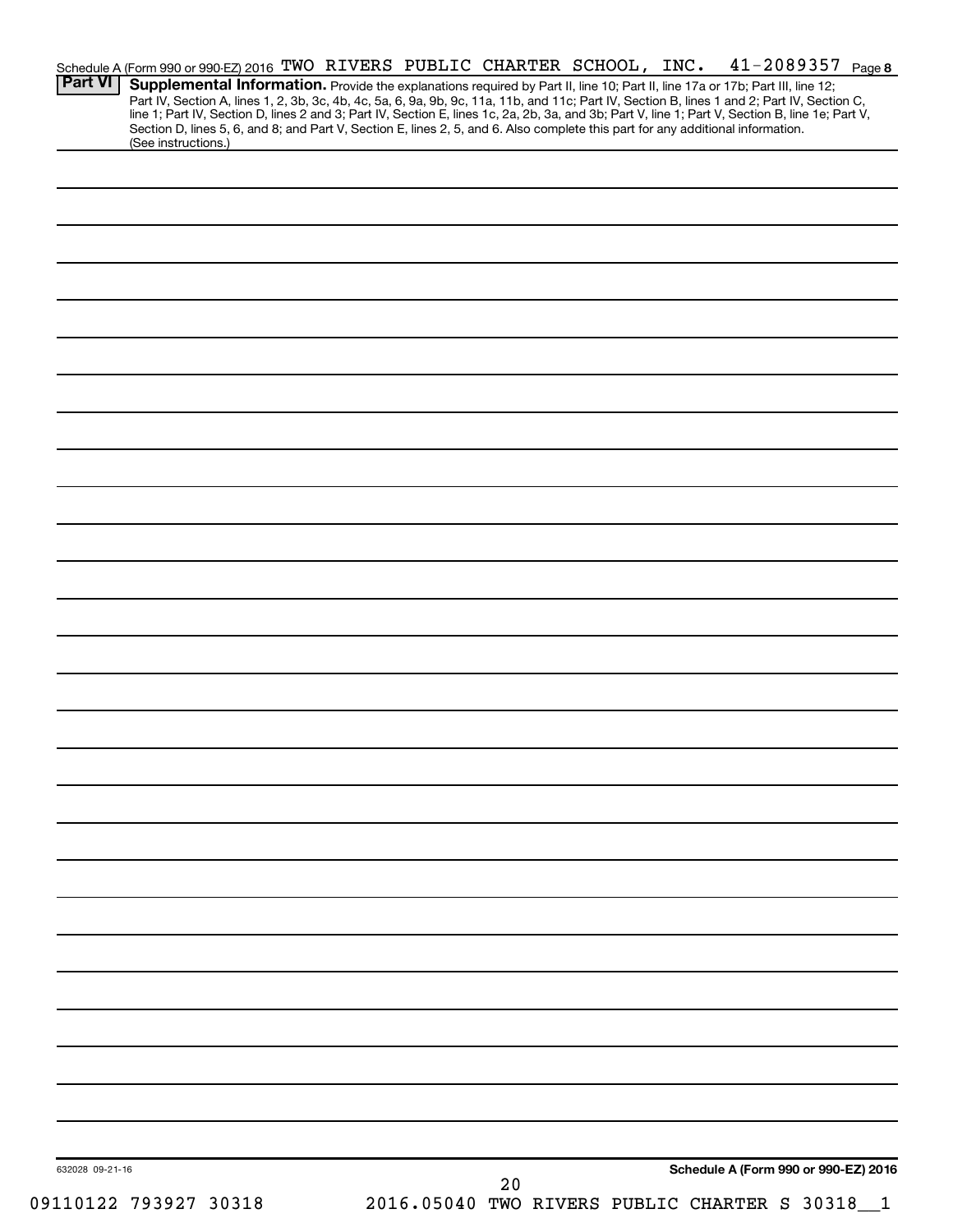Schedule A (Form 990 or 990-EZ) 2016 TWO RIVERS PUBLIC CHARTER SCHOOL, INC. 41-2089357 Page 8

**Part VI** **Supplemental Information.** Provide the explanations required by Part II, line 10; Part II, line 17a or 17b; Part III, line 12; Part IV, Section A, lines 1, 2, 3b, 3c, 4b, 4c, 5a, 6, 9a, 9b, 9c, 11a, 11b, and 11c; Part IV, Section B, lines 1 and 2; Part IV, Section C, line 1; Part IV, Section D, lines 2 and 3; Part IV, Section E, lines 1c, 2a, 2b, 3a, and 3b; Part V, line 1; Part V, Section B, line 1e; Part V, Section D, lines 5, 6, and 8; and Part V, Section E, lines 2, 5, and 6. Also complete this part for any additional information. (See instructions.)

632028 09-21-16

**Schedule A (Form 990 or 990-EZ) 2016**

09110122 793927 30318 2016.05040 TWO RIVERS PUBLIC CHARTER S 30318__1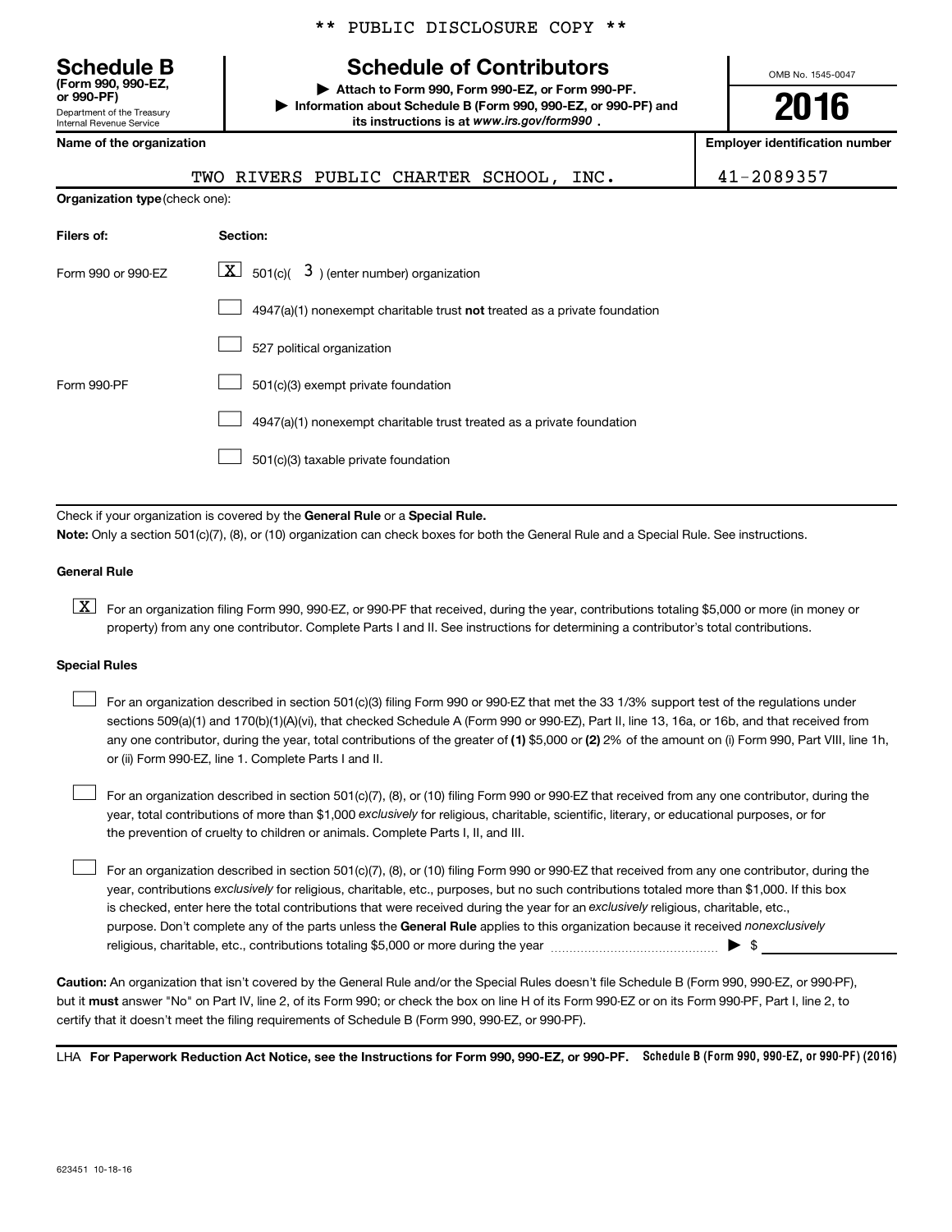** PUBLIC DISCLOSURE COPY **

**Schedule B**
**(Form 990, 990-EZ, or 990-PF)**
Department of the Treasury
Internal Revenue Service

# Schedule of Contributors

▶ **Attach to Form 990, Form 990-EZ, or Form 990-PF.**
▶ **Information about Schedule B (Form 990, 990-EZ, or 990-PF) and its instructions is at *www.irs.gov/form990* .**

OMB No. 1545-0047

**2016**

| **Name of the organization** | **Employer identification number** |
| --- | --- |
| TWO RIVERS PUBLIC CHARTER SCHOOL, INC. | 41-2089357 |

**Organization type** (check one):

| **Filers of:** | **Section:** |
| --- | --- |
| Form 990 or 990-EZ | [X] 501(c)( 3 ) (enter number) organization |
| | [ ] 4947(a)(1) nonexempt charitable trust **not** treated as a private foundation |
| | [ ] 527 political organization |
| Form 990-PF | [ ] 501(c)(3) exempt private foundation |
| | [ ] 4947(a)(1) nonexempt charitable trust treated as a private foundation |
| | [ ] 501(c)(3) taxable private foundation |

Check if your organization is covered by the **General Rule** or a **Special Rule.**

**Note:** Only a section 501(c)(7), (8), or (10) organization can check boxes for both the General Rule and a Special Rule. See instructions.

**General Rule**

[X] For an organization filing Form 990, 990-EZ, or 990-PF that received, during the year, contributions totaling $5,000 or more (in money or property) from any one contributor. Complete Parts I and II. See instructions for determining a contributor's total contributions.

**Special Rules**

[ ] For an organization described in section 501(c)(3) filing Form 990 or 990-EZ that met the 33 1/3% support test of the regulations under sections 509(a)(1) and 170(b)(1)(A)(vi), that checked Schedule A (Form 990 or 990-EZ), Part II, line 13, 16a, or 16b, and that received from any one contributor, during the year, total contributions of the greater of **(1)** $5,000 or **(2)** 2% of the amount on (i) Form 990, Part VIII, line 1h, or (ii) Form 990-EZ, line 1. Complete Parts I and II.

[ ] For an organization described in section 501(c)(7), (8), or (10) filing Form 990 or 990-EZ that received from any one contributor, during the year, total contributions of more than $1,000 *exclusively* for religious, charitable, scientific, literary, or educational purposes, or for the prevention of cruelty to children or animals. Complete Parts I, II, and III.

[ ] For an organization described in section 501(c)(7), (8), or (10) filing Form 990 or 990-EZ that received from any one contributor, during the year, contributions *exclusively* for religious, charitable, etc., purposes, but no such contributions totaled more than $1,000. If this box is checked, enter here the total contributions that were received during the year for an *exclusively* religious, charitable, etc., purpose. Don't complete any of the parts unless the **General Rule** applies to this organization because it received *nonexclusively* religious, charitable, etc., contributions totaling $5,000 or more during the year ▶ $

**Caution:** An organization that isn't covered by the General Rule and/or the Special Rules doesn't file Schedule B (Form 990, 990-EZ, or 990-PF), but it **must** answer "No" on Part IV, line 2, of its Form 990; or check the box on line H of its Form 990-EZ or on its Form 990-PF, Part I, line 2, to certify that it doesn't meet the filing requirements of Schedule B (Form 990, 990-EZ, or 990-PF).

LHA **For Paperwork Reduction Act Notice, see the Instructions for Form 990, 990-EZ, or 990-PF.** **Schedule B (Form 990, 990-EZ, or 990-PF) (2016)**

623451 10-18-16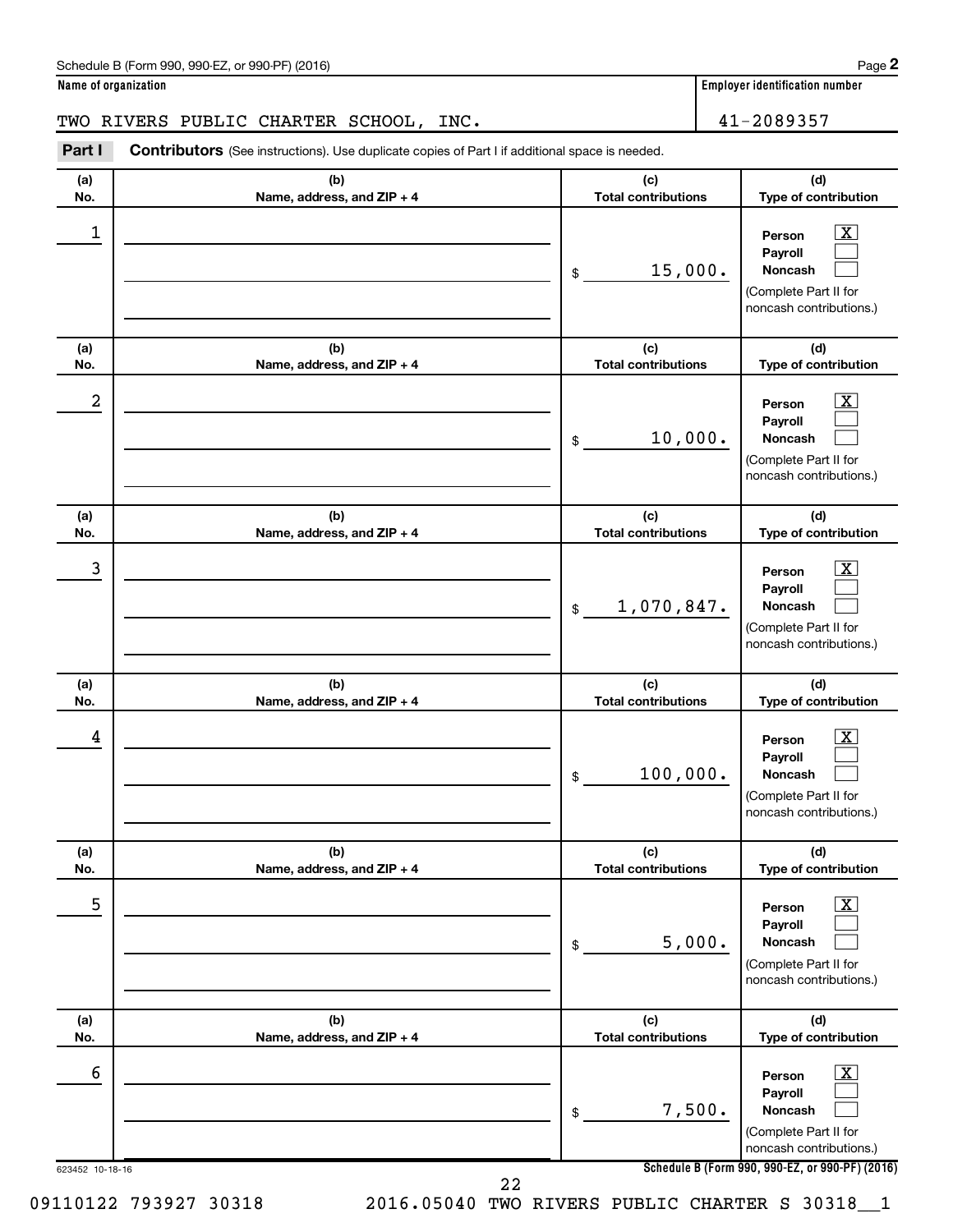Schedule B (Form 990, 990-EZ, or 990-PF) (2016)

**Name of organization**

TWO RIVERS PUBLIC CHARTER SCHOOL, INC.

**Employer identification number**

41-2089357

**Part I** **Contributors** (See instructions). Use duplicate copies of Part I if additional space is needed.

| (a) No. | (b) Name, address, and ZIP + 4 | (c) Total contributions | (d) Type of contribution |
|---|---|---|---|
| 1 | | $ 15,000. | Person [X] Payroll [ ] Noncash [ ] (Complete Part II for noncash contributions.) |
| 2 | | $ 10,000. | Person [X] Payroll [ ] Noncash [ ] (Complete Part II for noncash contributions.) |
| 3 | | $ 1,070,847. | Person [X] Payroll [ ] Noncash [ ] (Complete Part II for noncash contributions.) |
| 4 | | $ 100,000. | Person [X] Payroll [ ] Noncash [ ] (Complete Part II for noncash contributions.) |
| 5 | | $ 5,000. | Person [X] Payroll [ ] Noncash [ ] (Complete Part II for noncash contributions.) |
| 6 | | $ 7,500. | Person [X] Payroll [ ] Noncash [ ] (Complete Part II for noncash contributions.) |

623452 10-18-16

**Schedule B (Form 990, 990-EZ, or 990-PF) (2016)**

09110122 793927 30318 2016.05040 TWO RIVERS PUBLIC CHARTER S 30318__1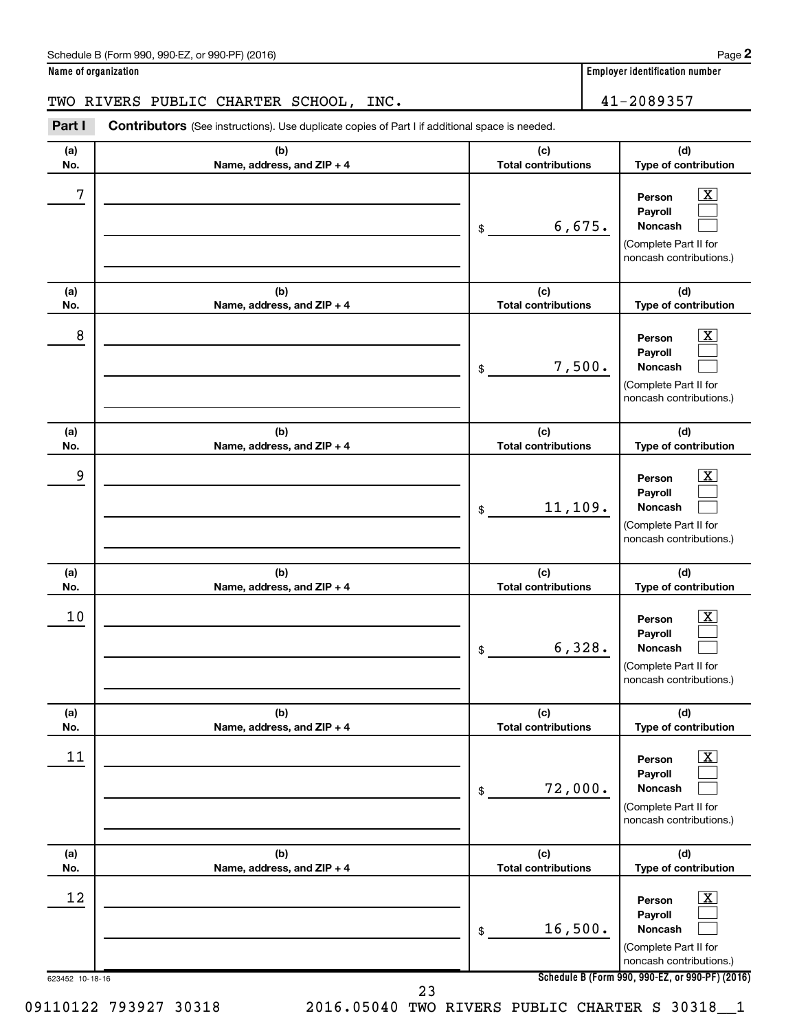Name of organization: TWO RIVERS PUBLIC CHARTER SCHOOL, INC.

Employer identification number: 41-2089357

## Part I Contributors

(See instructions). Use duplicate copies of Part I if additional space is needed.

| (a) No. | (b) Name, address, and ZIP + 4 | (c) Total contributions | (d) Type of contribution |
|---|---|---|---|
| 7 | | $ 6,675. | Person [X] Payroll [ ] Noncash [ ] (Complete Part II for noncash contributions.) |
| 8 | | $ 7,500. | Person [X] Payroll [ ] Noncash [ ] (Complete Part II for noncash contributions.) |
| 9 | | $ 11,109. | Person [X] Payroll [ ] Noncash [ ] (Complete Part II for noncash contributions.) |
| 10 | | $ 6,328. | Person [X] Payroll [ ] Noncash [ ] (Complete Part II for noncash contributions.) |
| 11 | | $ 72,000. | Person [X] Payroll [ ] Noncash [ ] (Complete Part II for noncash contributions.) |
| 12 | | $ 16,500. | Person [X] Payroll [ ] Noncash [ ] (Complete Part II for noncash contributions.) |

623452 10-18-16

09110122 793927 30318 2016.05040 TWO RIVERS PUBLIC CHARTER S 30318__1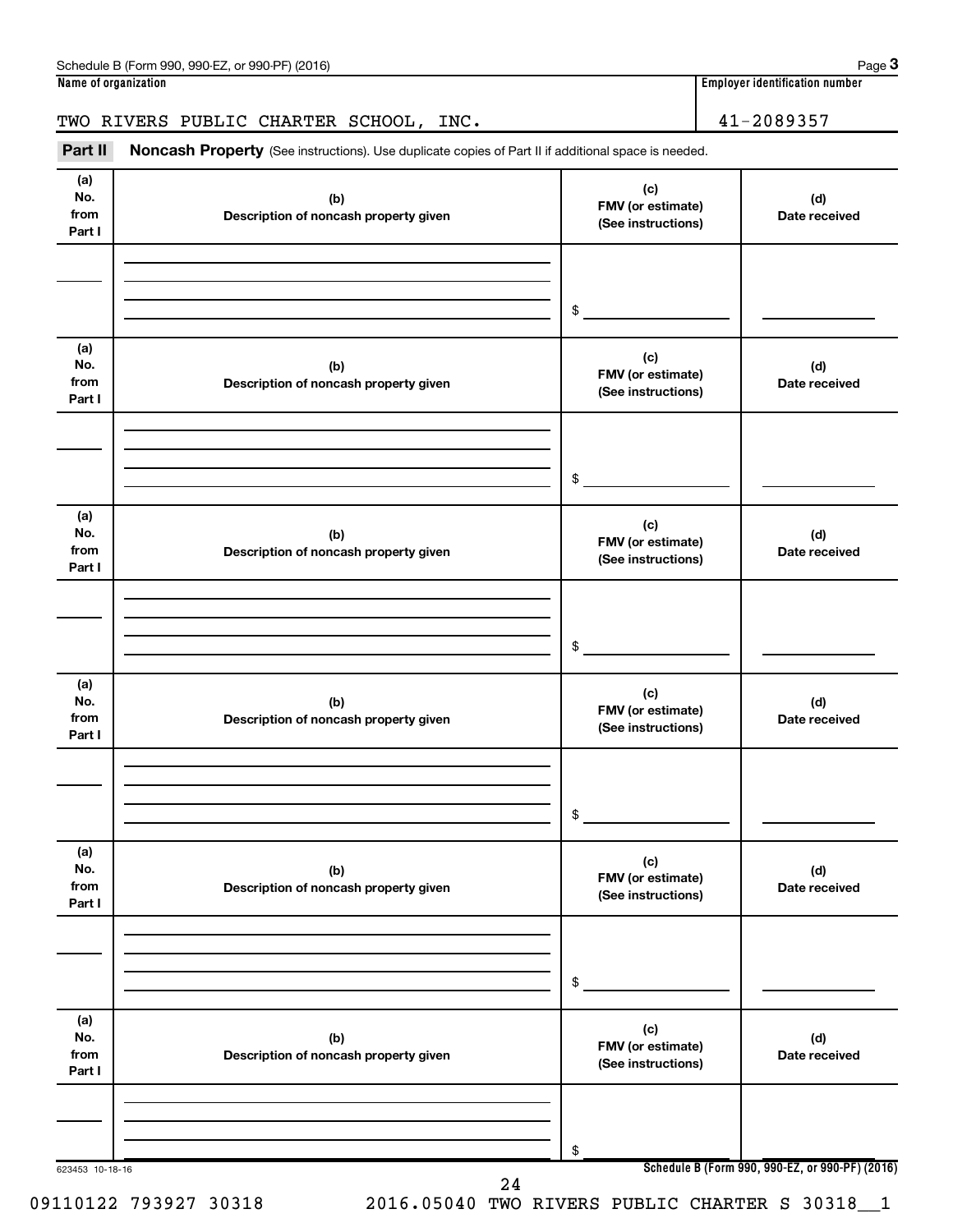Schedule B (Form 990, 990-EZ, or 990-PF) (2016)

**Name of organization**

TWO RIVERS PUBLIC CHARTER SCHOOL, INC.

**Employer identification number**

41-2089357

**Part II** **Noncash Property** (See instructions). Use duplicate copies of Part II if additional space is needed.

| (a) No. from Part I | (b) Description of noncash property given | (c) FMV (or estimate) (See instructions) | (d) Date received |
|---|---|---|---|
| | | $ | |

| (a) No. from Part I | (b) Description of noncash property given | (c) FMV (or estimate) (See instructions) | (d) Date received |
|---|---|---|---|
| | | $ | |

| (a) No. from Part I | (b) Description of noncash property given | (c) FMV (or estimate) (See instructions) | (d) Date received |
|---|---|---|---|
| | | $ | |

| (a) No. from Part I | (b) Description of noncash property given | (c) FMV (or estimate) (See instructions) | (d) Date received |
|---|---|---|---|
| | | $ | |

| (a) No. from Part I | (b) Description of noncash property given | (c) FMV (or estimate) (See instructions) | (d) Date received |
|---|---|---|---|
| | | $ | |

| (a) No. from Part I | (b) Description of noncash property given | (c) FMV (or estimate) (See instructions) | (d) Date received |
|---|---|---|---|
| | | $ | |

623453 10-18-16

**Schedule B (Form 990, 990-EZ, or 990-PF) (2016)**

09110122 793927 30318 2016.05040 TWO RIVERS PUBLIC CHARTER S 30318__1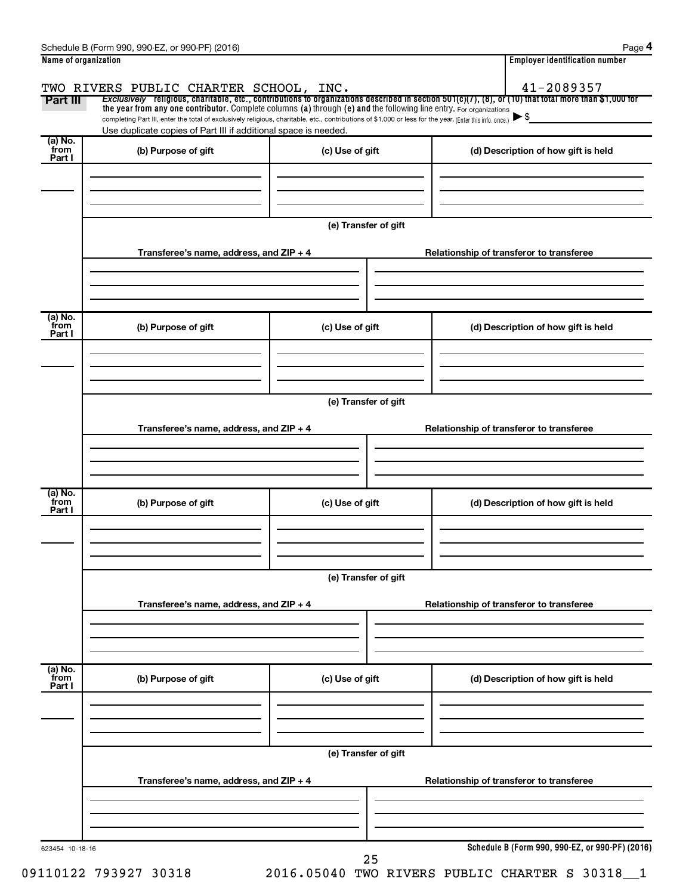Name of organization

TWO RIVERS PUBLIC CHARTER SCHOOL, INC.

Employer identification number

41-2089357

**Part III** *Exclusively* religious, charitable, etc., contributions to organizations described in section 501(c)(7), (8), or (10) that total more than $1,000 for the year from any one contributor. Complete columns (a) through (e) and the following line entry. For organizations completing Part III, enter the total of exclusively religious, charitable, etc., contributions of $1,000 or less for the year. (Enter this info. once.) ▶ $

Use duplicate copies of Part III if additional space is needed.

| (a) No. from Part I | (b) Purpose of gift | (c) Use of gift | (d) Description of how gift is held |
|---|---|---|---|
| | | | |

(e) Transfer of gift

| Transferee's name, address, and ZIP + 4 | Relationship of transferor to transferee |
|---|---|
| | |

| (a) No. from Part I | (b) Purpose of gift | (c) Use of gift | (d) Description of how gift is held |
|---|---|---|---|
| | | | |

(e) Transfer of gift

| Transferee's name, address, and ZIP + 4 | Relationship of transferor to transferee |
|---|---|
| | |

| (a) No. from Part I | (b) Purpose of gift | (c) Use of gift | (d) Description of how gift is held |
|---|---|---|---|
| | | | |

(e) Transfer of gift

| Transferee's name, address, and ZIP + 4 | Relationship of transferor to transferee |
|---|---|
| | |

| (a) No. from Part I | (b) Purpose of gift | (c) Use of gift | (d) Description of how gift is held |
|---|---|---|---|
| | | | |

(e) Transfer of gift

| Transferee's name, address, and ZIP + 4 | Relationship of transferor to transferee |
|---|---|
| | |

623454 10-18-16

**Schedule B (Form 990, 990-EZ, or 990-PF) (2016)**

09110122 793927 30318 2016.05040 TWO RIVERS PUBLIC CHARTER S 30318__1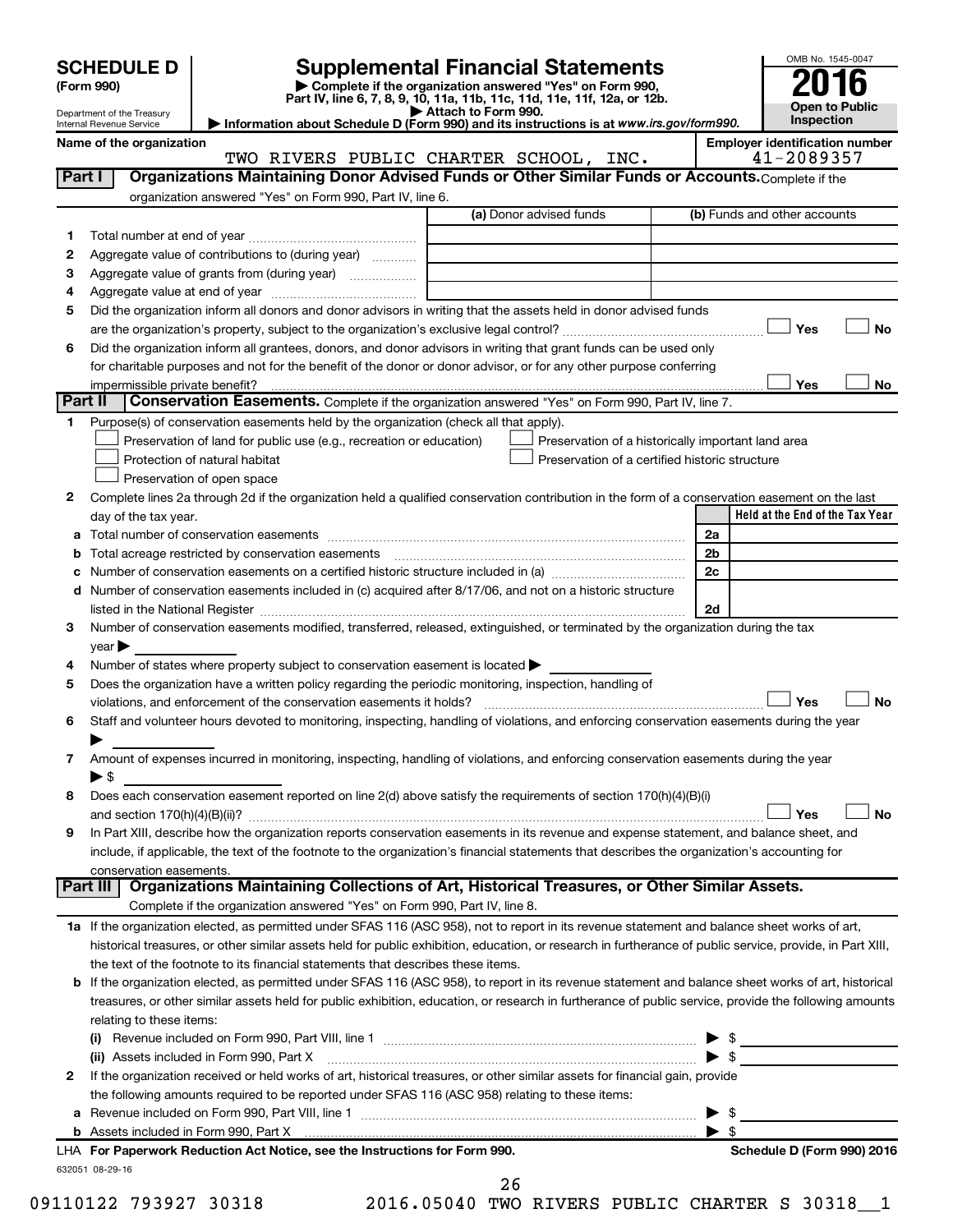# SCHEDULE D (Form 990)

Department of the Treasury
Internal Revenue Service

## Supplemental Financial Statements

▶ Complete if the organization answered "Yes" on Form 990, Part IV, line 6, 7, 8, 9, 10, 11a, 11b, 11c, 11d, 11e, 11f, 12a, or 12b.
▶ Attach to Form 990.
▶ Information about Schedule D (Form 990) and its instructions is at *www.irs.gov/form990.*

OMB No. 1545-0047

**2016**

**Open to Public Inspection**

**Name of the organization:** TWO RIVERS PUBLIC CHARTER SCHOOL, INC.

**Employer identification number:** 41-2089357

### Part I — Organizations Maintaining Donor Advised Funds or Other Similar Funds or Accounts.
Complete if the organization answered "Yes" on Form 990, Part IV, line 6.

| | | (a) Donor advised funds | (b) Funds and other accounts |
|---|---|---|---|
| 1 | Total number at end of year | | |
| 2 | Aggregate value of contributions to (during year) | | |
| 3 | Aggregate value of grants from (during year) | | |
| 4 | Aggregate value at end of year | | |

5 Did the organization inform all donors and donor advisors in writing that the assets held in donor advised funds are the organization's property, subject to the organization's exclusive legal control? ☐ Yes ☐ No

6 Did the organization inform all grantees, donors, and donor advisors in writing that grant funds can be used only for charitable purposes and not for the benefit of the donor or donor advisor, or for any other purpose conferring impermissible private benefit? ☐ Yes ☐ No

### Part II — Conservation Easements.
Complete if the organization answered "Yes" on Form 990, Part IV, line 7.

1 Purpose(s) of conservation easements held by the organization (check all that apply).

- ☐ Preservation of land for public use (e.g., recreation or education)
- ☐ Protection of natural habitat
- ☐ Preservation of open space
- ☐ Preservation of a historically important land area
- ☐ Preservation of a certified historic structure

2 Complete lines 2a through 2d if the organization held a qualified conservation contribution in the form of a conservation easement on the last day of the tax year.

| | | | Held at the End of the Tax Year |
|---|---|---|---|
| a | Total number of conservation easements | 2a | |
| b | Total acreage restricted by conservation easements | 2b | |
| c | Number of conservation easements on a certified historic structure included in (a) | 2c | |
| d | Number of conservation easements included in (c) acquired after 8/17/06, and not on a historic structure listed in the National Register | 2d | |

3 Number of conservation easements modified, transferred, released, extinguished, or terminated by the organization during the tax year ▶

4 Number of states where property subject to conservation easement is located ▶

5 Does the organization have a written policy regarding the periodic monitoring, inspection, handling of violations, and enforcement of the conservation easements it holds? ☐ Yes ☐ No

6 Staff and volunteer hours devoted to monitoring, inspecting, handling of violations, and enforcing conservation easements during the year ▶

7 Amount of expenses incurred in monitoring, inspecting, handling of violations, and enforcing conservation easements during the year ▶ $

8 Does each conservation easement reported on line 2(d) above satisfy the requirements of section 170(h)(4)(B)(i) and section 170(h)(4)(B)(ii)? ☐ Yes ☐ No

9 In Part XIII, describe how the organization reports conservation easements in its revenue and expense statement, and balance sheet, and include, if applicable, the text of the footnote to the organization's financial statements that describes the organization's accounting for conservation easements.

### Part III — Organizations Maintaining Collections of Art, Historical Treasures, or Other Similar Assets.
Complete if the organization answered "Yes" on Form 990, Part IV, line 8.

1a If the organization elected, as permitted under SFAS 116 (ASC 958), not to report in its revenue statement and balance sheet works of art, historical treasures, or other similar assets held for public exhibition, education, or research in furtherance of public service, provide, in Part XIII, the text of the footnote to its financial statements that describes these items.

b If the organization elected, as permitted under SFAS 116 (ASC 958), to report in its revenue statement and balance sheet works of art, historical treasures, or other similar assets held for public exhibition, education, or research in furtherance of public service, provide the following amounts relating to these items:

(i) Revenue included on Form 990, Part VIII, line 1 ▶ $

(ii) Assets included in Form 990, Part X ▶ $

2 If the organization received or held works of art, historical treasures, or other similar assets for financial gain, provide the following amounts required to be reported under SFAS 116 (ASC 958) relating to these items:

a Revenue included on Form 990, Part VIII, line 1 ▶ $

b Assets included in Form 990, Part X ▶ $

LHA For Paperwork Reduction Act Notice, see the Instructions for Form 990. Schedule D (Form 990) 2016

632051 08-29-16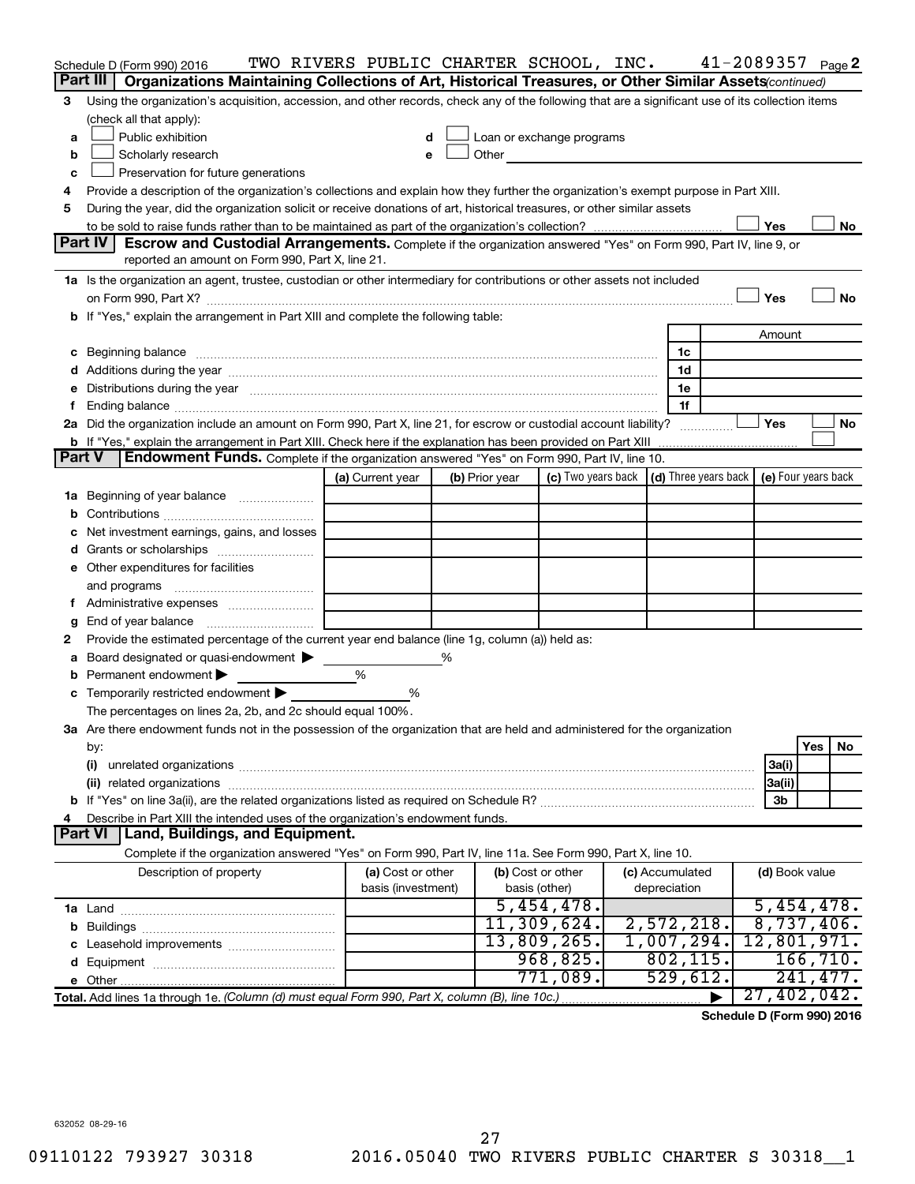Schedule D (Form 990) 2016 TWO RIVERS PUBLIC CHARTER SCHOOL, INC. 41-2089357 Page 2

## Part III Organizations Maintaining Collections of Art, Historical Treasures, or Other Similar Assets *(continued)*

**3** Using the organization's acquisition, accession, and other records, check any of the following that are a significant use of its collection items (check all that apply):

- **a** ☐ Public exhibition
- **b** ☐ Scholarly research
- **c** ☐ Preservation for future generations
- **d** ☐ Loan or exchange programs
- **e** ☐ Other

**4** Provide a description of the organization's collections and explain how they further the organization's exempt purpose in Part XIII.

**5** During the year, did the organization solicit or receive donations of art, historical treasures, or other similar assets to be sold to raise funds rather than to be maintained as part of the organization's collection? ☐ Yes ☐ No

## Part IV Escrow and Custodial Arrangements.

Complete if the organization answered "Yes" on Form 990, Part IV, line 9, or reported an amount on Form 990, Part X, line 21.

**1a** Is the organization an agent, trustee, custodian or other intermediary for contributions or other assets not included on Form 990, Part X? ☐ Yes ☐ No

**b** If "Yes," explain the arrangement in Part XIII and complete the following table:

| | | Amount |
|---|---|---|
| **c** Beginning balance | 1c | |
| **d** Additions during the year | 1d | |
| **e** Distributions during the year | 1e | |
| **f** Ending balance | 1f | |

**2a** Did the organization include an amount on Form 990, Part X, line 21, for escrow or custodial account liability? ☐ Yes ☐ No

**b** If "Yes," explain the arrangement in Part XIII. Check here if the explanation has been provided on Part XIII ☐

## Part V Endowment Funds.

Complete if the organization answered "Yes" on Form 990, Part IV, line 10.

| | (a) Current year | (b) Prior year | (c) Two years back | (d) Three years back | (e) Four years back |
|---|---|---|---|---|---|
| **1a** Beginning of year balance | | | | | |
| **b** Contributions | | | | | |
| **c** Net investment earnings, gains, and losses | | | | | |
| **d** Grants or scholarships | | | | | |
| **e** Other expenditures for facilities and programs | | | | | |
| **f** Administrative expenses | | | | | |
| **g** End of year balance | | | | | |

**2** Provide the estimated percentage of the current year end balance (line 1g, column (a)) held as:

- **a** Board designated or quasi-endowment ▶ %
- **b** Permanent endowment ▶ %
- **c** Temporarily restricted endowment ▶ %

The percentages on lines 2a, 2b, and 2c should equal 100%.

**3a** Are there endowment funds not in the possession of the organization that are held and administered for the organization by:

| | | Yes | No |
|---|---|---|---|
| **(i)** unrelated organizations | 3a(i) | | |
| **(ii)** related organizations | 3a(ii) | | |
| **b** If "Yes" on line 3a(ii), are the related organizations listed as required on Schedule R? | 3b | | |

**4** Describe in Part XIII the intended uses of the organization's endowment funds.

## Part VI Land, Buildings, and Equipment.

Complete if the organization answered "Yes" on Form 990, Part IV, line 11a. See Form 990, Part X, line 10.

| Description of property | (a) Cost or other basis (investment) | (b) Cost or other basis (other) | (c) Accumulated depreciation | (d) Book value |
|---|---|---|---|---|
| **1a** Land | | 5,454,478. | | 5,454,478. |
| **b** Buildings | | 11,309,624. | 2,572,218. | 8,737,406. |
| **c** Leasehold improvements | | 13,809,265. | 1,007,294. | 12,801,971. |
| **d** Equipment | | 968,825. | 802,115. | 166,710. |
| **e** Other | | 771,089. | 529,612. | 241,477. |
| **Total.** Add lines 1a through 1e. *(Column (d) must equal Form 990, Part X, column (B), line 10c.)* | | | ▶ | 27,402,042. |

Schedule D (Form 990) 2016

632052 08-29-16

09110122 793927 30318 2016.05040 TWO RIVERS PUBLIC CHARTER S 30318__1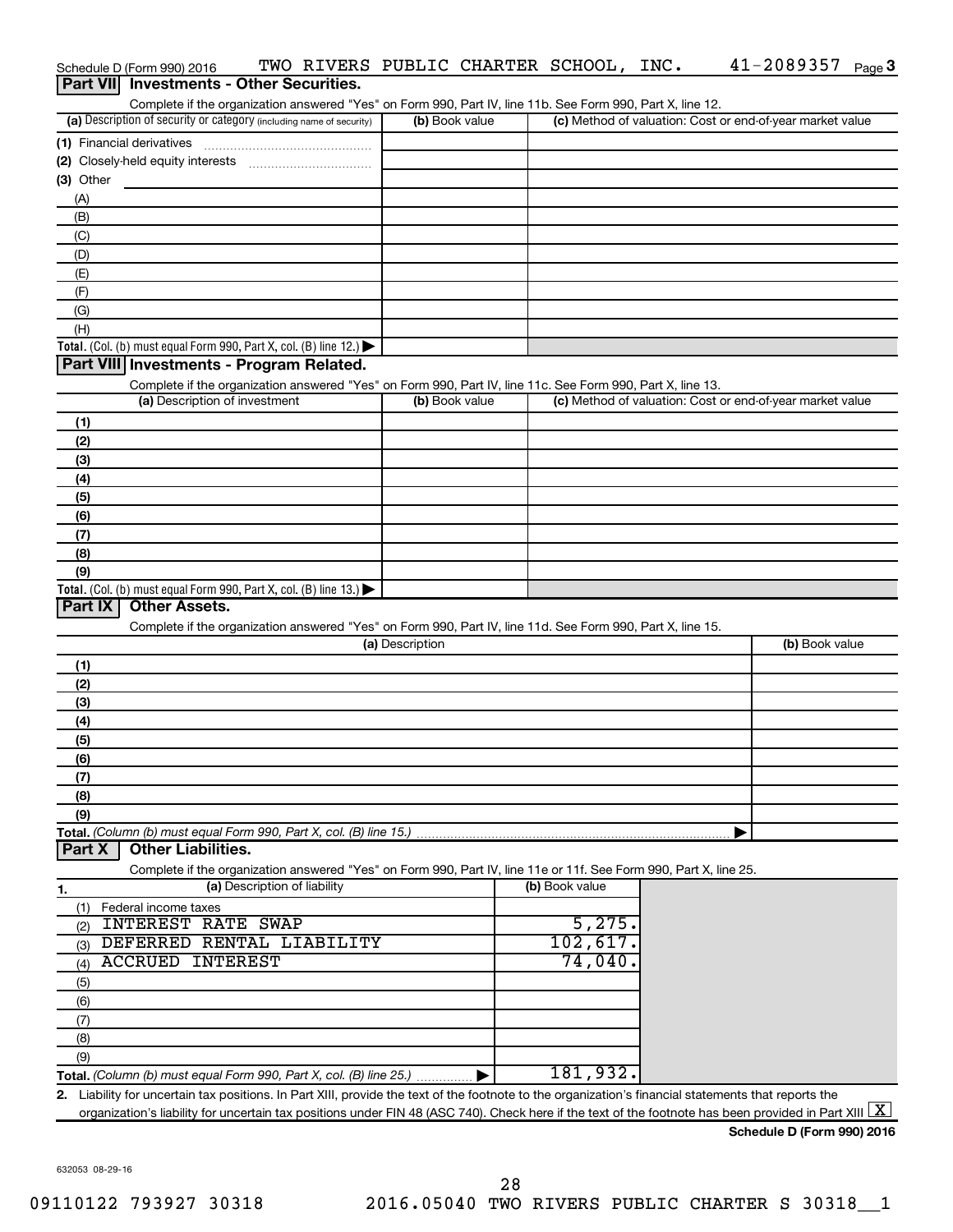Schedule D (Form 990) 2016 TWO RIVERS PUBLIC CHARTER SCHOOL, INC. 41-2089357 Page 3

## Part VII Investments - Other Securities.

Complete if the organization answered "Yes" on Form 990, Part IV, line 11b. See Form 990, Part X, line 12.

| (a) Description of security or category (including name of security) | (b) Book value | (c) Method of valuation: Cost or end-of-year market value |
|---|---|---|
| (1) Financial derivatives | | |
| (2) Closely-held equity interests | | |
| (3) Other | | |
| (A) | | |
| (B) | | |
| (C) | | |
| (D) | | |
| (E) | | |
| (F) | | |
| (G) | | |
| (H) | | |
| **Total.** (Col. (b) must equal Form 990, Part X, col. (B) line 12.) | | |

## Part VIII Investments - Program Related.

Complete if the organization answered "Yes" on Form 990, Part IV, line 11c. See Form 990, Part X, line 13.

| (a) Description of investment | (b) Book value | (c) Method of valuation: Cost or end-of-year market value |
|---|---|---|
| (1) | | |
| (2) | | |
| (3) | | |
| (4) | | |
| (5) | | |
| (6) | | |
| (7) | | |
| (8) | | |
| (9) | | |
| **Total.** (Col. (b) must equal Form 990, Part X, col. (B) line 13.) | | |

## Part IX Other Assets.

Complete if the organization answered "Yes" on Form 990, Part IV, line 11d. See Form 990, Part X, line 15.

| (a) Description | (b) Book value |
|---|---|
| (1) | |
| (2) | |
| (3) | |
| (4) | |
| (5) | |
| (6) | |
| (7) | |
| (8) | |
| (9) | |
| **Total.** *(Column (b) must equal Form 990, Part X, col. (B) line 15.)* | |

## Part X Other Liabilities.

Complete if the organization answered "Yes" on Form 990, Part IV, line 11e or 11f. See Form 990, Part X, line 25.

| 1. (a) Description of liability | (b) Book value |
|---|---|
| (1) Federal income taxes | |
| (2) INTEREST RATE SWAP | 5,275. |
| (3) DEFERRED RENTAL LIABILITY | 102,617. |
| (4) ACCRUED INTEREST | 74,040. |
| (5) | |
| (6) | |
| (7) | |
| (8) | |
| (9) | |
| **Total.** *(Column (b) must equal Form 990, Part X, col. (B) line 25.)* | 181,932. |

2. Liability for uncertain tax positions. In Part XIII, provide the text of the footnote to the organization's financial statements that reports the organization's liability for uncertain tax positions under FIN 48 (ASC 740). Check here if the text of the footnote has been provided in Part XIII [X]

**Schedule D (Form 990) 2016**

632053 08-29-16

09110122 793927 30318 2016.05040 TWO RIVERS PUBLIC CHARTER S 30318__1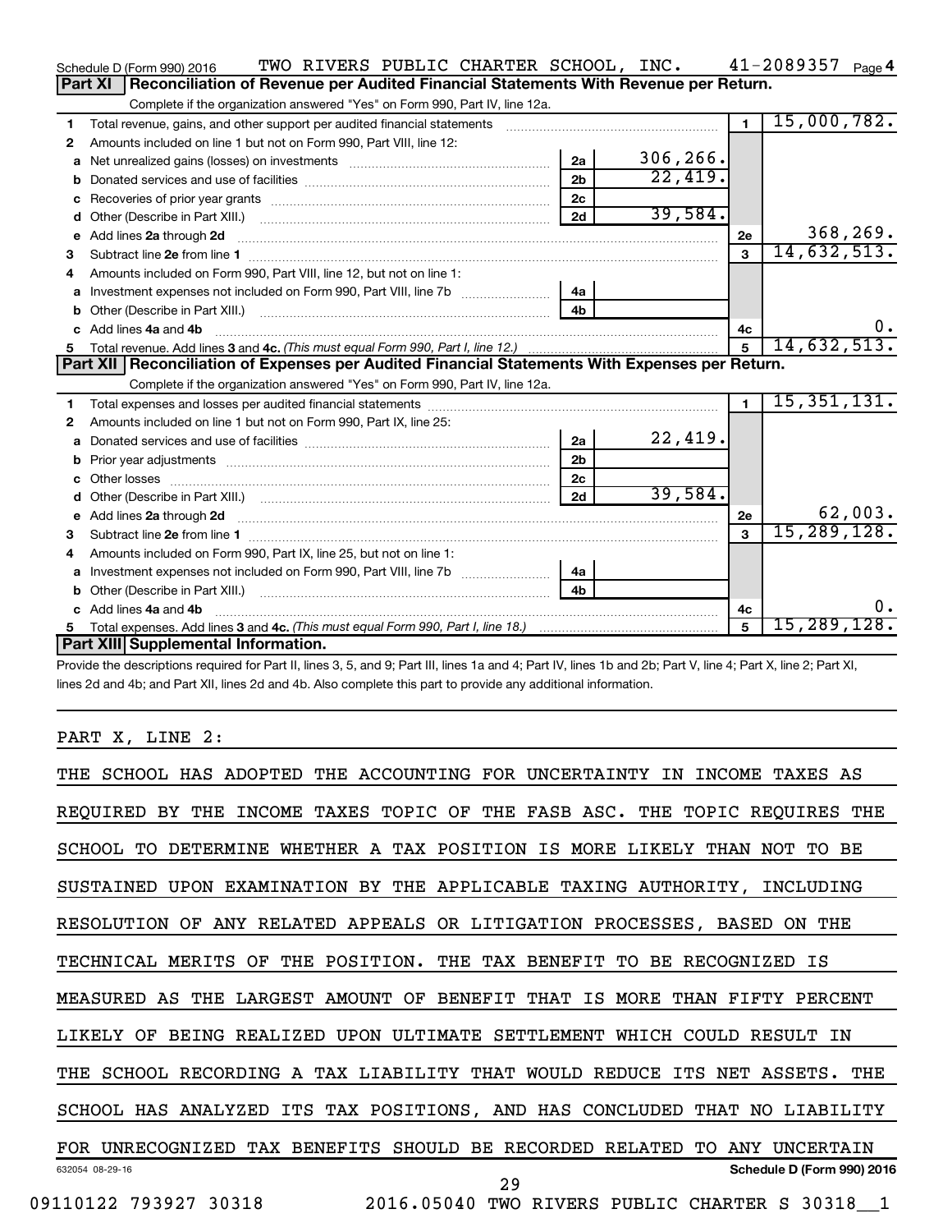Schedule D (Form 990) 2016 TWO RIVERS PUBLIC CHARTER SCHOOL, INC. 41-2089357 Page 4

## Part XI Reconciliation of Revenue per Audited Financial Statements With Revenue per Return.

Complete if the organization answered "Yes" on Form 990, Part IV, line 12a.

| | | | | | |
|---|---|---|---|---|---|
| 1 | Total revenue, gains, and other support per audited financial statements | | | 1 | 15,000,782. |
| 2 | Amounts included on line 1 but not on Form 990, Part VIII, line 12: | | | | |
| a | Net unrealized gains (losses) on investments | 2a | 306,266. | | |
| b | Donated services and use of facilities | 2b | 22,419. | | |
| c | Recoveries of prior year grants | 2c | | | |
| d | Other (Describe in Part XIII.) | 2d | 39,584. | | |
| e | Add lines 2a through 2d | | | 2e | 368,269. |
| 3 | Subtract line 2e from line 1 | | | 3 | 14,632,513. |
| 4 | Amounts included on Form 990, Part VIII, line 12, but not on line 1: | | | | |
| a | Investment expenses not included on Form 990, Part VIII, line 7b | 4a | | | |
| b | Other (Describe in Part XIII.) | 4b | | | |
| c | Add lines 4a and 4b | | | 4c | 0. |
| 5 | Total revenue. Add lines 3 and 4c. *(This must equal Form 990, Part I, line 12.)* | | | 5 | 14,632,513. |

## Part XII Reconciliation of Expenses per Audited Financial Statements With Expenses per Return.

Complete if the organization answered "Yes" on Form 990, Part IV, line 12a.

| | | | | | |
|---|---|---|---|---|---|
| 1 | Total expenses and losses per audited financial statements | | | 1 | 15,351,131. |
| 2 | Amounts included on line 1 but not on Form 990, Part IX, line 25: | | | | |
| a | Donated services and use of facilities | 2a | 22,419. | | |
| b | Prior year adjustments | 2b | | | |
| c | Other losses | 2c | | | |
| d | Other (Describe in Part XIII.) | 2d | 39,584. | | |
| e | Add lines 2a through 2d | | | 2e | 62,003. |
| 3 | Subtract line 2e from line 1 | | | 3 | 15,289,128. |
| 4 | Amounts included on Form 990, Part IX, line 25, but not on line 1: | | | | |
| a | Investment expenses not included on Form 990, Part VIII, line 7b | 4a | | | |
| b | Other (Describe in Part XIII.) | 4b | | | |
| c | Add lines 4a and 4b | | | 4c | 0. |
| 5 | Total expenses. Add lines 3 and 4c. *(This must equal Form 990, Part I, line 18.)* | | | 5 | 15,289,128. |

## Part XIII Supplemental Information.

Provide the descriptions required for Part II, lines 3, 5, and 9; Part III, lines 1a and 4; Part IV, lines 1b and 2b; Part V, line 4; Part X, line 2; Part XI, lines 2d and 4b; and Part XII, lines 2d and 4b. Also complete this part to provide any additional information.

PART X, LINE 2:

THE SCHOOL HAS ADOPTED THE ACCOUNTING FOR UNCERTAINTY IN INCOME TAXES AS REQUIRED BY THE INCOME TAXES TOPIC OF THE FASB ASC. THE TOPIC REQUIRES THE SCHOOL TO DETERMINE WHETHER A TAX POSITION IS MORE LIKELY THAN NOT TO BE SUSTAINED UPON EXAMINATION BY THE APPLICABLE TAXING AUTHORITY, INCLUDING RESOLUTION OF ANY RELATED APPEALS OR LITIGATION PROCESSES, BASED ON THE TECHNICAL MERITS OF THE POSITION. THE TAX BENEFIT TO BE RECOGNIZED IS MEASURED AS THE LARGEST AMOUNT OF BENEFIT THAT IS MORE THAN FIFTY PERCENT LIKELY OF BEING REALIZED UPON ULTIMATE SETTLEMENT WHICH COULD RESULT IN THE SCHOOL RECORDING A TAX LIABILITY THAT WOULD REDUCE ITS NET ASSETS. THE SCHOOL HAS ANALYZED ITS TAX POSITIONS, AND HAS CONCLUDED THAT NO LIABILITY FOR UNRECOGNIZED TAX BENEFITS SHOULD BE RECORDED RELATED TO ANY UNCERTAIN

632054 08-29-16 **Schedule D (Form 990) 2016**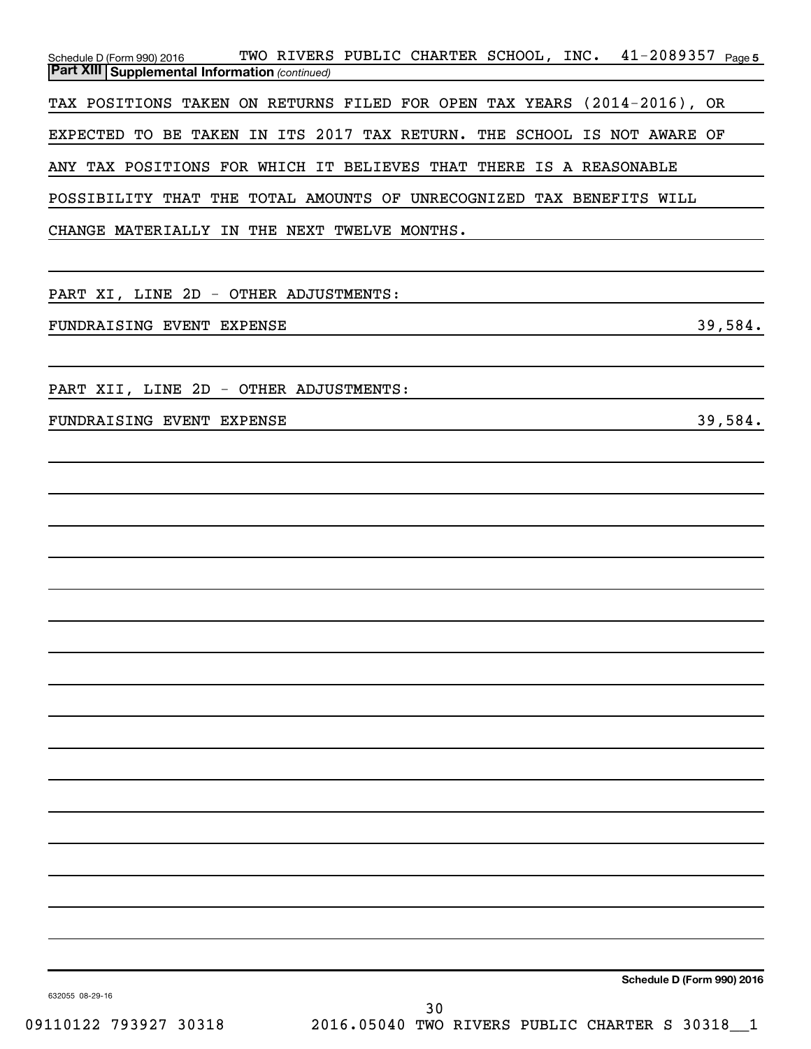Schedule D (Form 990) 2016 TWO RIVERS PUBLIC CHARTER SCHOOL, INC. 41-2089357 Page 5

**Part XIII Supplemental Information** *(continued)*

TAX POSITIONS TAKEN ON RETURNS FILED FOR OPEN TAX YEARS (2014-2016), OR EXPECTED TO BE TAKEN IN ITS 2017 TAX RETURN. THE SCHOOL IS NOT AWARE OF ANY TAX POSITIONS FOR WHICH IT BELIEVES THAT THERE IS A REASONABLE POSSIBILITY THAT THE TOTAL AMOUNTS OF UNRECOGNIZED TAX BENEFITS WILL CHANGE MATERIALLY IN THE NEXT TWELVE MONTHS.

PART XI, LINE 2D - OTHER ADJUSTMENTS:

FUNDRAISING EVENT EXPENSE 39,584.

PART XII, LINE 2D - OTHER ADJUSTMENTS:

FUNDRAISING EVENT EXPENSE 39,584.

**Schedule D (Form 990) 2016**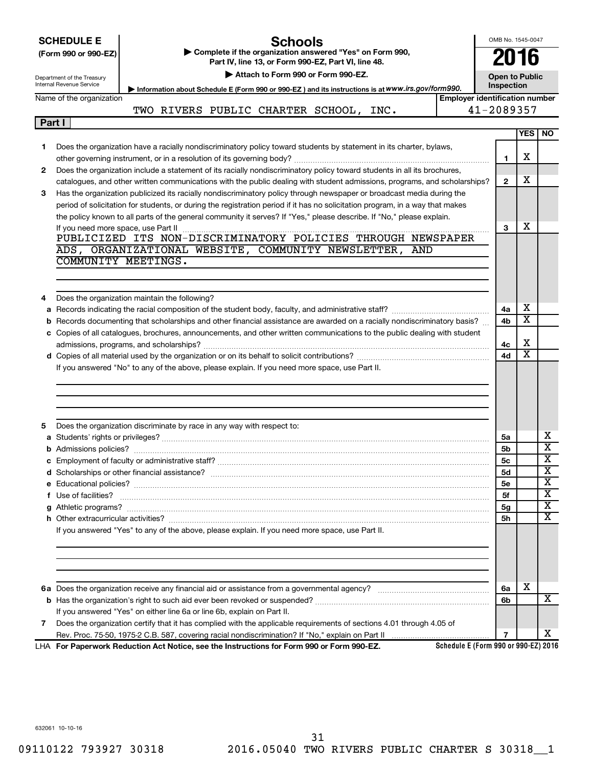**SCHEDULE E**
**(Form 990 or 990-EZ)**

Department of the Treasury
Internal Revenue Service

# Schools

▶ **Complete if the organization answered "Yes" on Form 990, Part IV, line 13, or Form 990-EZ, Part VI, line 48.**

▶ **Attach to Form 990 or Form 990-EZ.**

▶ Information about Schedule E (Form 990 or 990-EZ) and its instructions is at *www.irs.gov/form990.*

OMB No. 1545-0047

**2016**

**Open to Public Inspection**

| Name of the organization | Employer identification number |
|---|---|
| TWO RIVERS PUBLIC CHARTER SCHOOL, INC. | 41-2089357 |

**Part I**

| | | | YES | NO |
|---|---|---|---|---|
| **1** | Does the organization have a racially nondiscriminatory policy toward students by statement in its charter, bylaws, other governing instrument, or in a resolution of its governing body? | **1** | X | |
| **2** | Does the organization include a statement of its racially nondiscriminatory policy toward students in all its brochures, catalogues, and other written communications with the public dealing with student admissions, programs, and scholarships? | **2** | X | |
| **3** | Has the organization publicized its racially nondiscriminatory policy through newspaper or broadcast media during the period of solicitation for students, or during the registration period if it has no solicitation program, in a way that makes the policy known to all parts of the general community it serves? If "Yes," please describe. If "No," please explain. If you need more space, use Part II | **3** | X | |

PUBLICIZED ITS NON-DISCRIMINATORY POLICIES THROUGH NEWSPAPER ADS, ORGANIZATIONAL WEBSITE, COMMUNITY NEWSLETTER, AND COMMUNITY MEETINGS.

| | | | YES | NO |
|---|---|---|---|---|
| **4** | Does the organization maintain the following? | | | |
| **a** | Records indicating the racial composition of the student body, faculty, and administrative staff? | **4a** | X | |
| **b** | Records documenting that scholarships and other financial assistance are awarded on a racially nondiscriminatory basis? | **4b** | X | |
| **c** | Copies of all catalogues, brochures, announcements, and other written communications to the public dealing with student admissions, programs, and scholarships? | **4c** | X | |
| **d** | Copies of all material used by the organization or on its behalf to solicit contributions? | **4d** | X | |

If you answered "No" to any of the above, please explain. If you need more space, use Part II.

| | | | YES | NO |
|---|---|---|---|---|
| **5** | Does the organization discriminate by race in any way with respect to: | | | |
| **a** | Students' rights or privileges? | **5a** | | X |
| **b** | Admissions policies? | **5b** | | X |
| **c** | Employment of faculty or administrative staff? | **5c** | | X |
| **d** | Scholarships or other financial assistance? | **5d** | | X |
| **e** | Educational policies? | **5e** | | X |
| **f** | Use of facilities? | **5f** | | X |
| **g** | Athletic programs? | **5g** | | X |
| **h** | Other extracurricular activities? | **5h** | | X |

If you answered "Yes" to any of the above, please explain. If you need more space, use Part II.

| | | | YES | NO |
|---|---|---|---|---|
| **6a** | Does the organization receive any financial aid or assistance from a governmental agency? | **6a** | X | |
| **b** | Has the organization's right to such aid ever been revoked or suspended? | **6b** | | X |
| | If you answered "Yes" on either line 6a or line 6b, explain on Part II. | | | |
| **7** | Does the organization certify that it has complied with the applicable requirements of sections 4.01 through 4.05 of Rev. Proc. 75-50, 1975-2 C.B. 587, covering racial nondiscrimination? If "No," explain on Part II | **7** | | X |

LHA **For Paperwork Reduction Act Notice, see the Instructions for Form 990 or Form 990-EZ.** **Schedule E (Form 990 or 990-EZ) 2016**

632061 10-10-16

09110122 793927 30318 2016.05040 TWO RIVERS PUBLIC CHARTER S 30318__1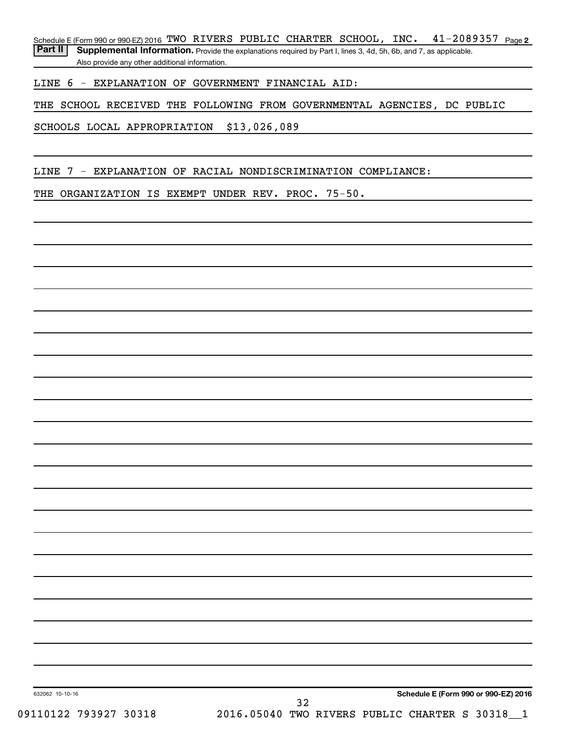Schedule E (Form 990 or 990-EZ) 2016 TWO RIVERS PUBLIC CHARTER SCHOOL, INC. 41-2089357 Page 2

**Part II** **Supplemental Information.** Provide the explanations required by Part I, lines 3, 4d, 5h, 6b, and 7, as applicable. Also provide any other additional information.

LINE 6 - EXPLANATION OF GOVERNMENT FINANCIAL AID:

THE SCHOOL RECEIVED THE FOLLOWING FROM GOVERNMENTAL AGENCIES, DC PUBLIC SCHOOLS LOCAL APPROPRIATION $13,026,089

LINE 7 - EXPLANATION OF RACIAL NONDISCRIMINATION COMPLIANCE:

THE ORGANIZATION IS EXEMPT UNDER REV. PROC. 75-50.

632062 10-10-16

**Schedule E (Form 990 or 990-EZ) 2016**

09110122 793927 30318 2016.05040 TWO RIVERS PUBLIC CHARTER S 30318__1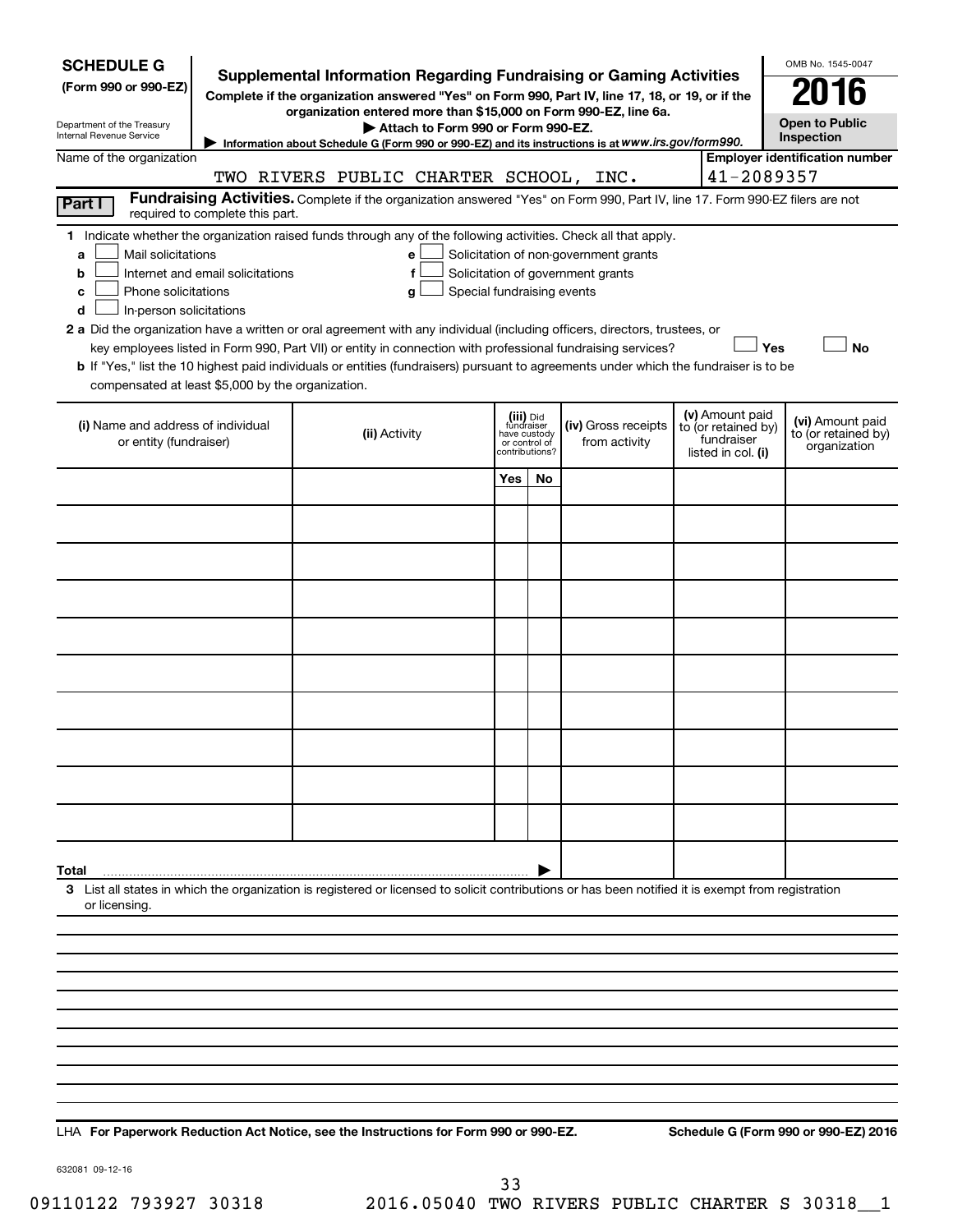**SCHEDULE G**
**(Form 990 or 990-EZ)**

Department of the Treasury
Internal Revenue Service

# Supplemental Information Regarding Fundraising or Gaming Activities

**Complete if the organization answered "Yes" on Form 990, Part IV, line 17, 18, or 19, or if the organization entered more than $15,000 on Form 990-EZ, line 6a.**

**▶ Attach to Form 990 or Form 990-EZ.**

**▶ Information about Schedule G (Form 990 or 990-EZ) and its instructions is at www.irs.gov/form990.**

OMB No. 1545-0047

**2016**

**Open to Public Inspection**

Name of the organization: TWO RIVERS PUBLIC CHARTER SCHOOL, INC.

**Employer identification number:** 41-2089357

**Part I** **Fundraising Activities.** Complete if the organization answered "Yes" on Form 990, Part IV, line 17. Form 990-EZ filers are not required to complete this part.

**1** Indicate whether the organization raised funds through any of the following activities. Check all that apply.

- **a** ☐ Mail solicitations
- **b** ☐ Internet and email solicitations
- **c** ☐ Phone solicitations
- **d** ☐ In-person solicitations
- **e** ☐ Solicitation of non-government grants
- **f** ☐ Solicitation of government grants
- **g** ☐ Special fundraising events

**2 a** Did the organization have a written or oral agreement with any individual (including officers, directors, trustees, or key employees listed in Form 990, Part VII) or entity in connection with professional fundraising services? ☐ **Yes** ☐ **No**

**b** If "Yes," list the 10 highest paid individuals or entities (fundraisers) pursuant to agreements under which the fundraiser is to be compensated at least $5,000 by the organization.

| (i) Name and address of individual or entity (fundraiser) | (ii) Activity | (iii) Did fundraiser have custody or control of contributions? | | (iv) Gross receipts from activity | (v) Amount paid to (or retained by) fundraiser listed in col. (i) | (vi) Amount paid to (or retained by) organization |
|---|---|---|---|---|---|---|
| | | Yes | No | | | |
| | | | | | | |
| | | | | | | |
| | | | | | | |
| | | | | | | |
| | | | | | | |
| | | | | | | |
| | | | | | | |
| | | | | | | |
| | | | | | | |
| **Total** ▶ | | | | | | |

**3** List all states in which the organization is registered or licensed to solicit contributions or has been notified it is exempt from registration or licensing.

**LHA For Paperwork Reduction Act Notice, see the Instructions for Form 990 or 990-EZ.** **Schedule G (Form 990 or 990-EZ) 2016**

632081 09-12-16

09110122 793927 30318 2016.05040 TWO RIVERS PUBLIC CHARTER S 30318__1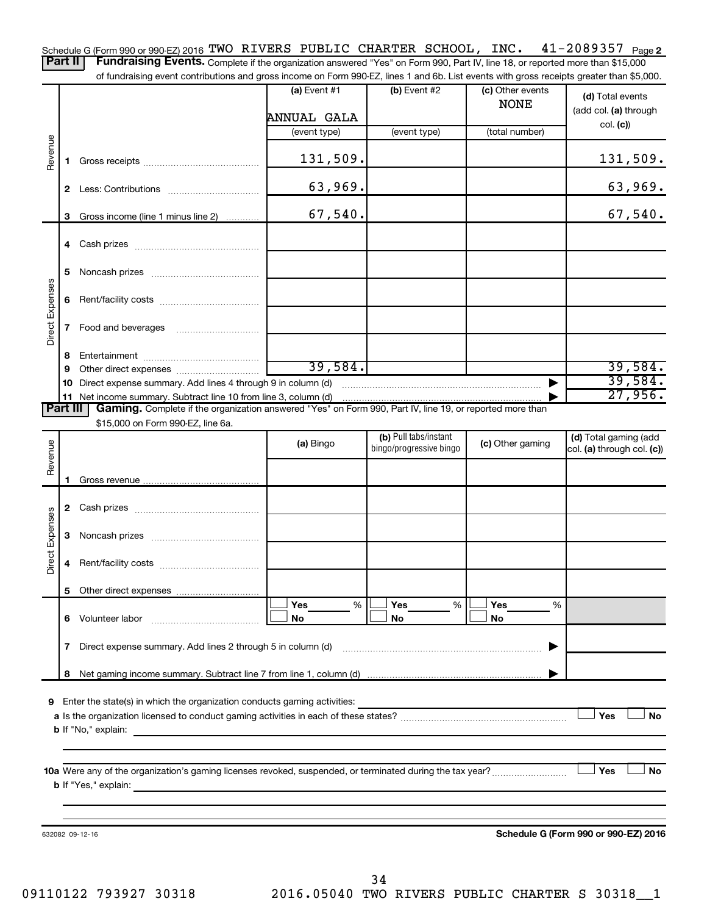Schedule G (Form 990 or 990-EZ) 2016 TWO RIVERS PUBLIC CHARTER SCHOOL, INC. 41-2089357 Page 2

**Part II** **Fundraising Events.** Complete if the organization answered "Yes" on Form 990, Part IV, line 18, or reported more than $15,000 of fundraising event contributions and gross income on Form 990-EZ, lines 1 and 6b. List events with gross receipts greater than $5,000.

| | | (a) Event #1 | (b) Event #2 | (c) Other events | (d) Total events (add col. (a) through col. (c)) |
|---|---|---|---|---|---|
| | | ANNUAL GALA | | NONE | |
| | | (event type) | (event type) | (total number) | |
| Revenue | 1 Gross receipts | 131,509. | | | 131,509. |
| | 2 Less: Contributions | 63,969. | | | 63,969. |
| | 3 Gross income (line 1 minus line 2) | 67,540. | | | 67,540. |
| Direct Expenses | 4 Cash prizes | | | | |
| | 5 Noncash prizes | | | | |
| | 6 Rent/facility costs | | | | |
| | 7 Food and beverages | | | | |
| | 8 Entertainment | | | | |
| | 9 Other direct expenses | 39,584. | | | 39,584. |
| | 10 Direct expense summary. Add lines 4 through 9 in column (d) | | | ▶ | 39,584. |
| | 11 Net income summary. Subtract line 10 from line 3, column (d) | | | ▶ | 27,956. |

**Part III** **Gaming.** Complete if the organization answered "Yes" on Form 990, Part IV, line 19, or reported more than $15,000 on Form 990-EZ, line 6a.

| | | (a) Bingo | (b) Pull tabs/instant bingo/progressive bingo | (c) Other gaming | (d) Total gaming (add col. (a) through col. (c)) |
|---|---|---|---|---|---|
| Revenue | 1 Gross revenue | | | | |
| Direct Expenses | 2 Cash prizes | | | | |
| | 3 Noncash prizes | | | | |
| | 4 Rent/facility costs | | | | |
| | 5 Other direct expenses | | | | |
| | 6 Volunteer labor | ☐ Yes ___ % ☐ No | ☐ Yes ___ % ☐ No | ☐ Yes ___ % ☐ No | |
| | 7 Direct expense summary. Add lines 2 through 5 in column (d) | | | ▶ | |
| | 8 Net gaming income summary. Subtract line 7 from line 1, column (d) | | | ▶ | |

9 Enter the state(s) in which the organization conducts gaming activities:

a Is the organization licensed to conduct gaming activities in each of these states? ☐ Yes ☐ No

b If "No," explain:

10a Were any of the organization's gaming licenses revoked, suspended, or terminated during the tax year? ☐ Yes ☐ No

b If "Yes," explain:

632082 09-12-16

**Schedule G (Form 990 or 990-EZ) 2016**

09110122 793927 30318 2016.05040 TWO RIVERS PUBLIC CHARTER S 30318__1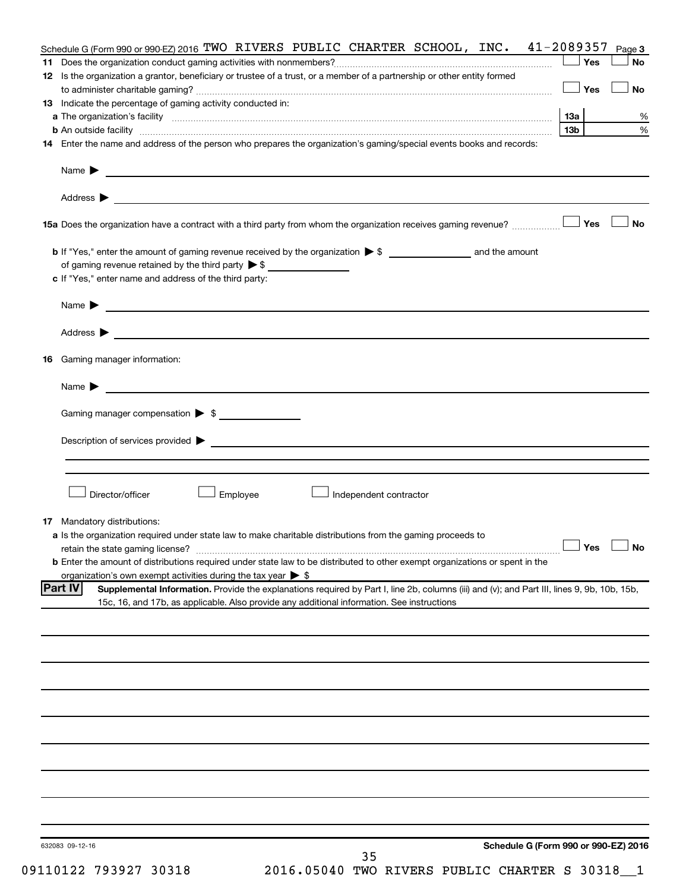Schedule G (Form 990 or 990-EZ) 2016 TWO RIVERS PUBLIC CHARTER SCHOOL, INC. 41-2089357 Page 3

**11** Does the organization conduct gaming activities with nonmembers? ☐ Yes ☐ No

**12** Is the organization a grantor, beneficiary or trustee of a trust, or a member of a partnership or other entity formed to administer charitable gaming? ☐ Yes ☐ No

**13** Indicate the percentage of gaming activity conducted in:

**a** The organization's facility ..... **13a** %

**b** An outside facility ..... **13b** %

**14** Enter the name and address of the person who prepares the organization's gaming/special events books and records:

Name ▶

Address ▶

**15a** Does the organization have a contract with a third party from whom the organization receives gaming revenue? ☐ Yes ☐ No

**b** If "Yes," enter the amount of gaming revenue received by the organization ▶ $ ________ and the amount of gaming revenue retained by the third party ▶ $ ________

**c** If "Yes," enter name and address of the third party:

Name ▶

Address ▶

**16** Gaming manager information:

Name ▶

Gaming manager compensation ▶ $

Description of services provided ▶

☐ Director/officer ☐ Employee ☐ Independent contractor

**17** Mandatory distributions:

**a** Is the organization required under state law to make charitable distributions from the gaming proceeds to retain the state gaming license? ☐ Yes ☐ No

**b** Enter the amount of distributions required under state law to be distributed to other exempt organizations or spent in the organization's own exempt activities during the tax year ▶ $

**Part IV** **Supplemental Information.** Provide the explanations required by Part I, line 2b, columns (iii) and (v); and Part III, lines 9, 9b, 10b, 15b, 15c, 16, and 17b, as applicable. Also provide any additional information. See instructions

632083 09-12-16

Schedule G (Form 990 or 990-EZ) 2016

09110122 793927 30318 2016.05040 TWO RIVERS PUBLIC CHARTER S 30318__1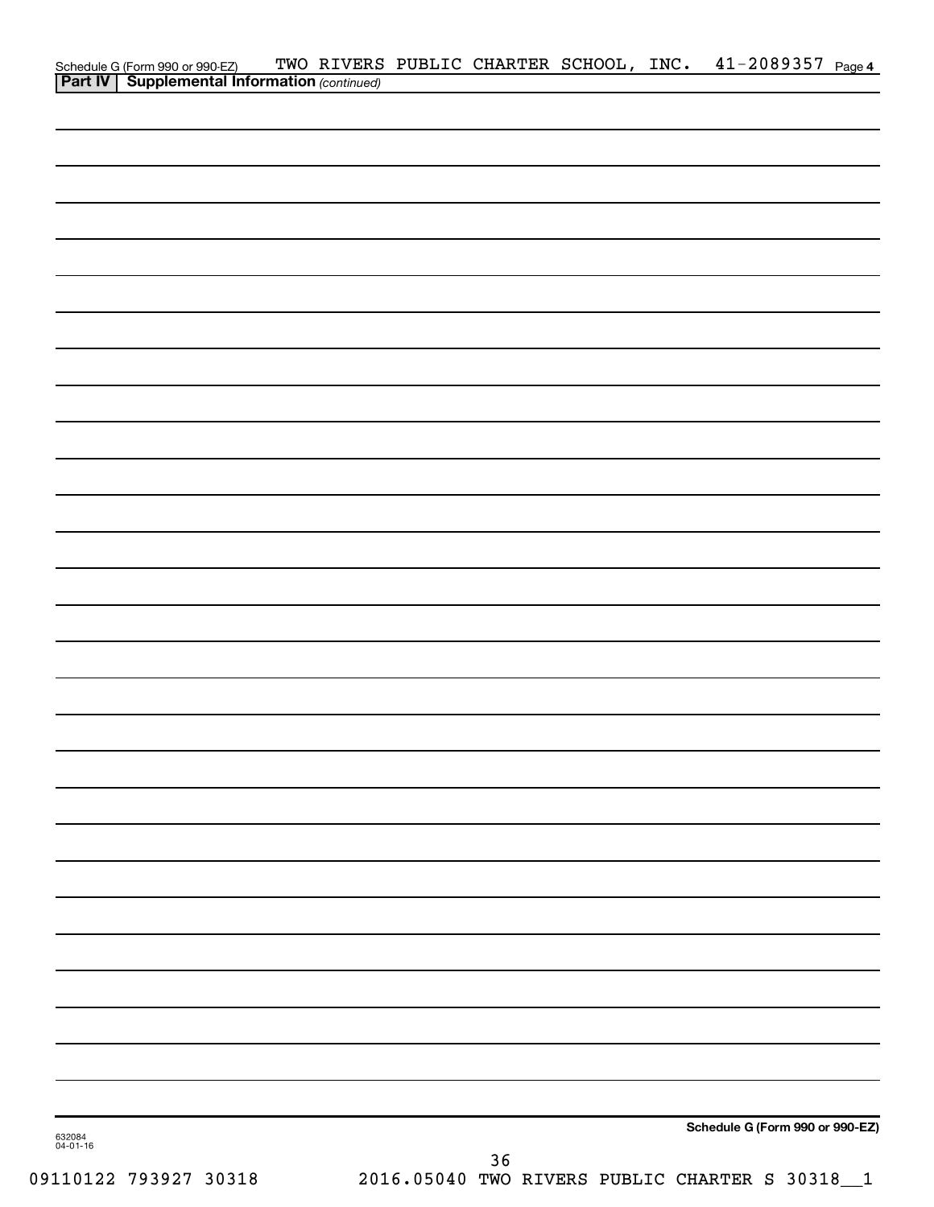Schedule G (Form 990 or 990-EZ) TWO RIVERS PUBLIC CHARTER SCHOOL, INC. 41-2089357 Page 4

**Part IV | Supplemental Information** *(continued)*

**Schedule G (Form 990 or 990-EZ)**

632084
04-01-16

09110122 793927 30318 2016.05040 TWO RIVERS PUBLIC CHARTER S 30318__1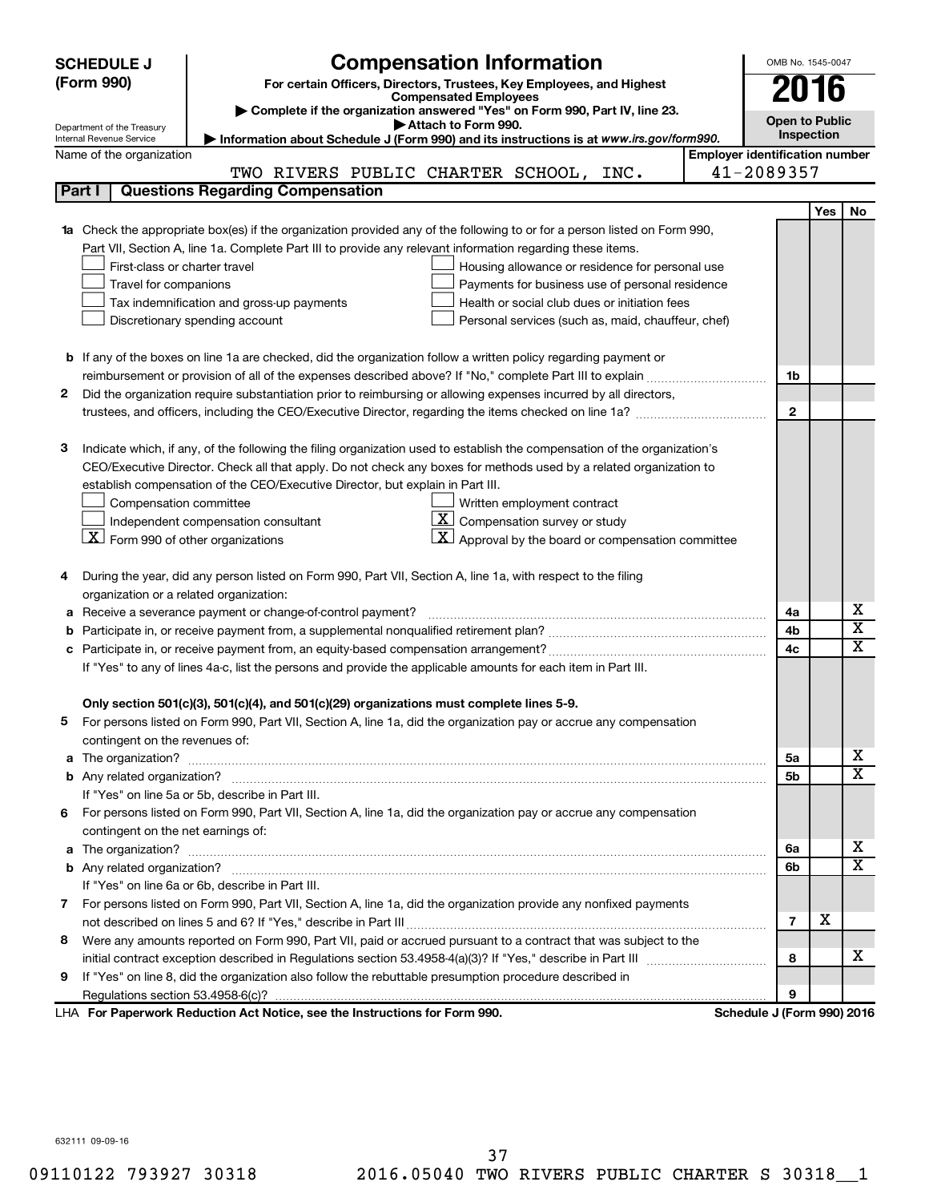# SCHEDULE J (Form 990)

## Compensation Information

**For certain Officers, Directors, Trustees, Key Employees, and Highest Compensated Employees**

▶ Complete if the organization answered "Yes" on Form 990, Part IV, line 23.
▶ Attach to Form 990.
▶ Information about Schedule J (Form 990) and its instructions is at *www.irs.gov/form990.*

Department of the Treasury
Internal Revenue Service

OMB No. 1545-0047

**2016**

**Open to Public Inspection**

Name of the organization: TWO RIVERS PUBLIC CHARTER SCHOOL, INC.

Employer identification number: 41-2089357

## Part I Questions Regarding Compensation

| | | | Yes | No |
|---|---|---|---|---|
| **1a** | Check the appropriate box(es) if the organization provided any of the following to or for a person listed on Form 990, Part VII, Section A, line 1a. Complete Part III to provide any relevant information regarding these items.<br>☐ First-class or charter travel ☐ Housing allowance or residence for personal use<br>☐ Travel for companions ☐ Payments for business use of personal residence<br>☐ Tax indemnification and gross-up payments ☐ Health or social club dues or initiation fees<br>☐ Discretionary spending account ☐ Personal services (such as, maid, chauffeur, chef) | | | |
| **b** | If any of the boxes on line 1a are checked, did the organization follow a written policy regarding payment or reimbursement or provision of all of the expenses described above? If "No," complete Part III to explain | 1b | | |
| **2** | Did the organization require substantiation prior to reimbursing or allowing expenses incurred by all directors, trustees, and officers, including the CEO/Executive Director, regarding the items checked on line 1a? | 2 | | |
| **3** | Indicate which, if any, of the following the filing organization used to establish the compensation of the organization's CEO/Executive Director. Check all that apply. Do not check any boxes for methods used by a related organization to establish compensation of the CEO/Executive Director, but explain in Part III.<br>☐ Compensation committee ☐ Written employment contract<br>☐ Independent compensation consultant ☒ Compensation survey or study<br>☒ Form 990 of other organizations ☒ Approval by the board or compensation committee | | | |
| **4** | During the year, did any person listed on Form 990, Part VII, Section A, line 1a, with respect to the filing organization or a related organization: | | | |
| **a** | Receive a severance payment or change-of-control payment? | 4a | | X |
| **b** | Participate in, or receive payment from, a supplemental nonqualified retirement plan? | 4b | | X |
| **c** | Participate in, or receive payment from, an equity-based compensation arrangement? | 4c | | X |
| | If "Yes" to any of lines 4a-c, list the persons and provide the applicable amounts for each item in Part III. | | | |
| | **Only section 501(c)(3), 501(c)(4), and 501(c)(29) organizations must complete lines 5-9.** | | | |
| **5** | For persons listed on Form 990, Part VII, Section A, line 1a, did the organization pay or accrue any compensation contingent on the revenues of: | | | |
| **a** | The organization? | 5a | | X |
| **b** | Any related organization? | 5b | | X |
| | If "Yes" on line 5a or 5b, describe in Part III. | | | |
| **6** | For persons listed on Form 990, Part VII, Section A, line 1a, did the organization pay or accrue any compensation contingent on the net earnings of: | | | |
| **a** | The organization? | 6a | | X |
| **b** | Any related organization? | 6b | | X |
| | If "Yes" on line 6a or 6b, describe in Part III. | | | |
| **7** | For persons listed on Form 990, Part VII, Section A, line 1a, did the organization provide any nonfixed payments not described on lines 5 and 6? If "Yes," describe in Part III | 7 | X | |
| **8** | Were any amounts reported on Form 990, Part VII, paid or accrued pursuant to a contract that was subject to the initial contract exception described in Regulations section 53.4958-4(a)(3)? If "Yes," describe in Part III | 8 | | X |
| **9** | If "Yes" on line 8, did the organization also follow the rebuttable presumption procedure described in Regulations section 53.4958-6(c)? | 9 | | |

LHA **For Paperwork Reduction Act Notice, see the Instructions for Form 990.** **Schedule J (Form 990) 2016**

632111 09-09-16

09110122 793927 30318 2016.05040 TWO RIVERS PUBLIC CHARTER S 30318__1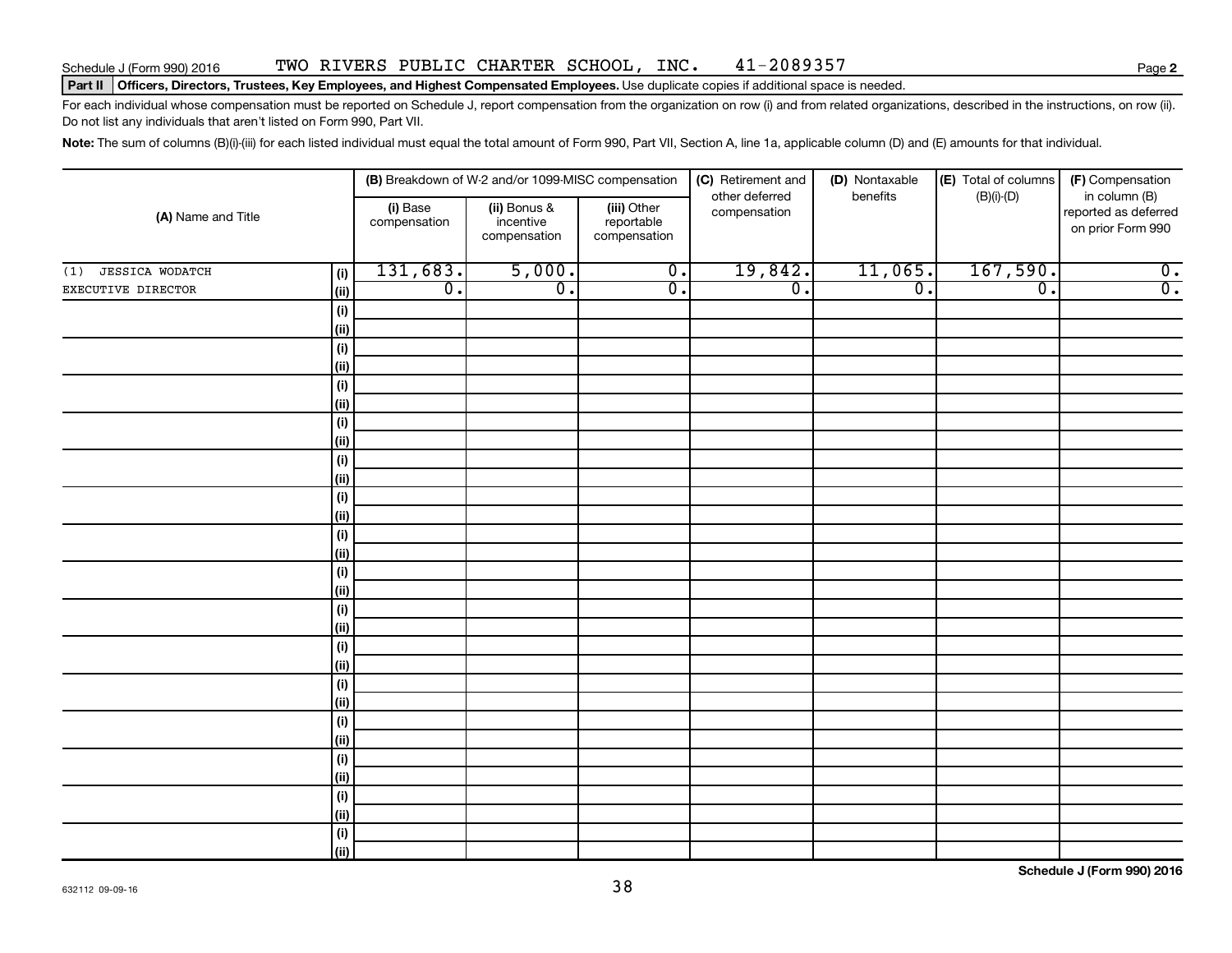Schedule J (Form 990) 2016 TWO RIVERS PUBLIC CHARTER SCHOOL, INC. 41-2089357

**Part II** **Officers, Directors, Trustees, Key Employees, and Highest Compensated Employees.** Use duplicate copies if additional space is needed.

For each individual whose compensation must be reported on Schedule J, report compensation from the organization on row (i) and from related organizations, described in the instructions, on row (ii). Do not list any individuals that aren't listed on Form 990, Part VII.

**Note:** The sum of columns (B)(i)-(iii) for each listed individual must equal the total amount of Form 990, Part VII, Section A, line 1a, applicable column (D) and (E) amounts for that individual.

| (A) Name and Title | | (B) Breakdown of W-2 and/or 1099-MISC compensation | | | (C) Retirement and other deferred compensation | (D) Nontaxable benefits | (E) Total of columns (B)(i)-(D) | (F) Compensation in column (B) reported as deferred on prior Form 990 |
|---|---|---|---|---|---|---|---|---|
| | | (i) Base compensation | (ii) Bonus & incentive compensation | (iii) Other reportable compensation | | | | |
| (1) JESSICA WODATCH | (i) | 131,683. | 5,000. | 0. | 19,842. | 11,065. | 167,590. | 0. |
| EXECUTIVE DIRECTOR | (ii) | 0. | 0. | 0. | 0. | 0. | 0. | 0. |
| | (i) | | | | | | | |
| | (ii) | | | | | | | |
| | (i) | | | | | | | |
| | (ii) | | | | | | | |
| | (i) | | | | | | | |
| | (ii) | | | | | | | |
| | (i) | | | | | | | |
| | (ii) | | | | | | | |
| | (i) | | | | | | | |
| | (ii) | | | | | | | |
| | (i) | | | | | | | |
| | (ii) | | | | | | | |
| | (i) | | | | | | | |
| | (ii) | | | | | | | |
| | (i) | | | | | | | |
| | (ii) | | | | | | | |
| | (i) | | | | | | | |
| | (ii) | | | | | | | |
| | (i) | | | | | | | |
| | (ii) | | | | | | | |
| | (i) | | | | | | | |
| | (ii) | | | | | | | |
| | (i) | | | | | | | |
| | (ii) | | | | | | | |
| | (i) | | | | | | | |
| | (ii) | | | | | | | |
| | (i) | | | | | | | |
| | (ii) | | | | | | | |
| | (i) | | | | | | | |
| | (ii) | | | | | | | |

**Schedule J (Form 990) 2016**

632112 09-09-16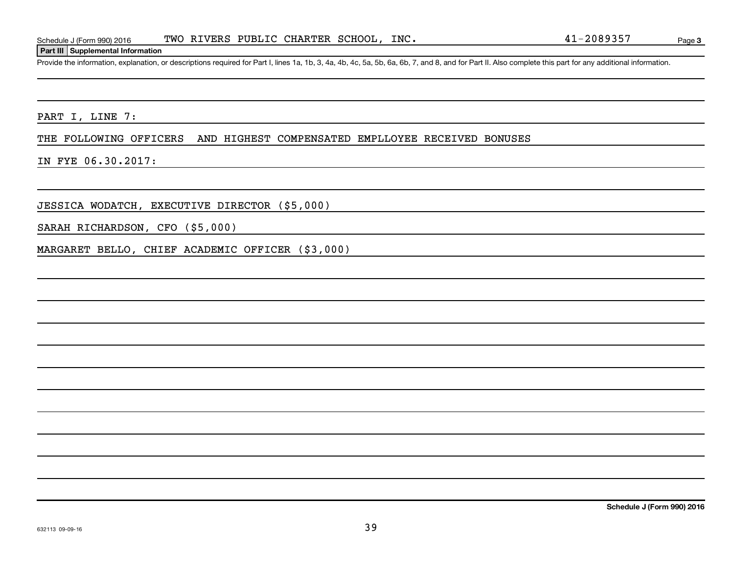Schedule J (Form 990) 2016 TWO RIVERS PUBLIC CHARTER SCHOOL, INC. 41-2089357

**Part III Supplemental Information**

Provide the information, explanation, or descriptions required for Part I, lines 1a, 1b, 3, 4a, 4b, 4c, 5a, 5b, 6a, 6b, 7, and 8, and for Part II. Also complete this part for any additional information.

PART I, LINE 7:

THE FOLLOWING OFFICERS AND HIGHEST COMPENSATED EMPLLOYEE RECEIVED BONUSES

IN FYE 06.30.2017:

JESSICA WODATCH, EXECUTIVE DIRECTOR ($5,000)

SARAH RICHARDSON, CFO ($5,000)

MARGARET BELLO, CHIEF ACADEMIC OFFICER ($3,000)

**Schedule J (Form 990) 2016**

632113 09-09-16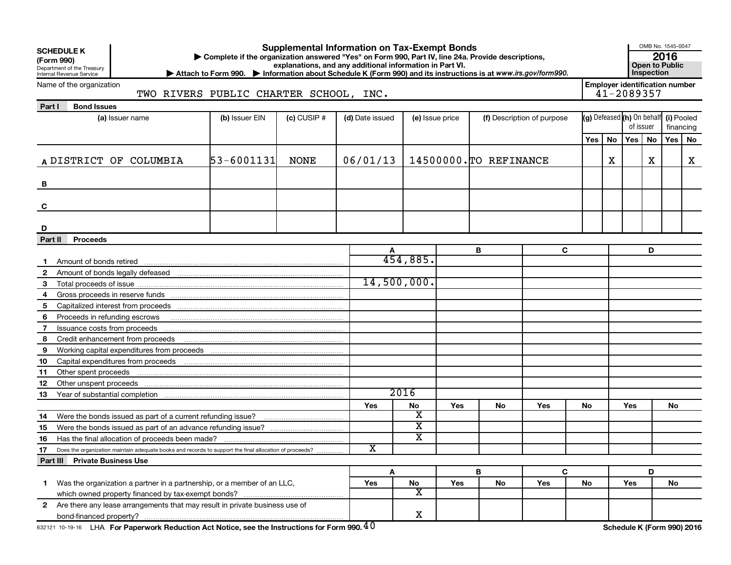**SCHEDULE K (Form 990)**
Department of the Treasury
Internal Revenue Service

# Supplemental Information on Tax-Exempt Bonds

▶ Complete if the organization answered "Yes" on Form 990, Part IV, line 24a. Provide descriptions, explanations, and any additional information in Part VI.
▶ Attach to Form 990. ▶ Information about Schedule K (Form 990) and its instructions is at *www.irs.gov/form990.*

OMB No. 1545-0047
**2016**
**Open to Public Inspection**

Name of the organization: TWO RIVERS PUBLIC CHARTER SCHOOL, INC.
Employer identification number: 41-2089357

## Part I Bond Issues

| | (a) Issuer name | (b) Issuer EIN | (c) CUSIP # | (d) Date issued | (e) Issue price | (f) Description of purpose | (g) Defeased Yes | (g) Defeased No | (h) On behalf of issuer Yes | (h) On behalf of issuer No | (i) Pooled financing Yes | (i) Pooled financing No |
|---|---|---|---|---|---|---|---|---|---|---|---|---|
| A | DISTRICT OF COLUMBIA | 53-6001131 | NONE | 06/01/13 | 14500000. | TO REFINANCE | | X | | X | | X |
| B | | | | | | | | | | | | |
| C | | | | | | | | | | | | |
| D | | | | | | | | | | | | |

## Part II Proceeds

| | | A | B | C | D |
|---|---|---|---|---|---|
| 1 | Amount of bonds retired | 454,885. | | | |
| 2 | Amount of bonds legally defeased | | | | |
| 3 | Total proceeds of issue | 14,500,000. | | | |
| 4 | Gross proceeds in reserve funds | | | | |
| 5 | Capitalized interest from proceeds | | | | |
| 6 | Proceeds in refunding escrows | | | | |
| 7 | Issuance costs from proceeds | | | | |
| 8 | Credit enhancement from proceeds | | | | |
| 9 | Working capital expenditures from proceeds | | | | |
| 10 | Capital expenditures from proceeds | | | | |
| 11 | Other spent proceeds | | | | |
| 12 | Other unspent proceeds | | | | |
| 13 | Year of substantial completion | 2016 | | | |

| | | A Yes | A No | B Yes | B No | C Yes | C No | D Yes | D No |
|---|---|---|---|---|---|---|---|---|---|
| 14 | Were the bonds issued as part of a current refunding issue? | | X | | | | | | |
| 15 | Were the bonds issued as part of an advance refunding issue? | | X | | | | | | |
| 16 | Has the final allocation of proceeds been made? | | X | | | | | | |
| 17 | Does the organization maintain adequate books and records to support the final allocation of proceeds? | X | | | | | | | |

## Part III Private Business Use

| | | A Yes | A No | B Yes | B No | C Yes | C No | D Yes | D No |
|---|---|---|---|---|---|---|---|---|---|
| 1 | Was the organization a partner in a partnership, or a member of an LLC, which owned property financed by tax-exempt bonds? | | X | | | | | | |
| 2 | Are there any lease arrangements that may result in private business use of bond-financed property? | | X | | | | | | |

632121 10-19-16 LHA For Paperwork Reduction Act Notice, see the Instructions for Form 990. Schedule K (Form 990) 2016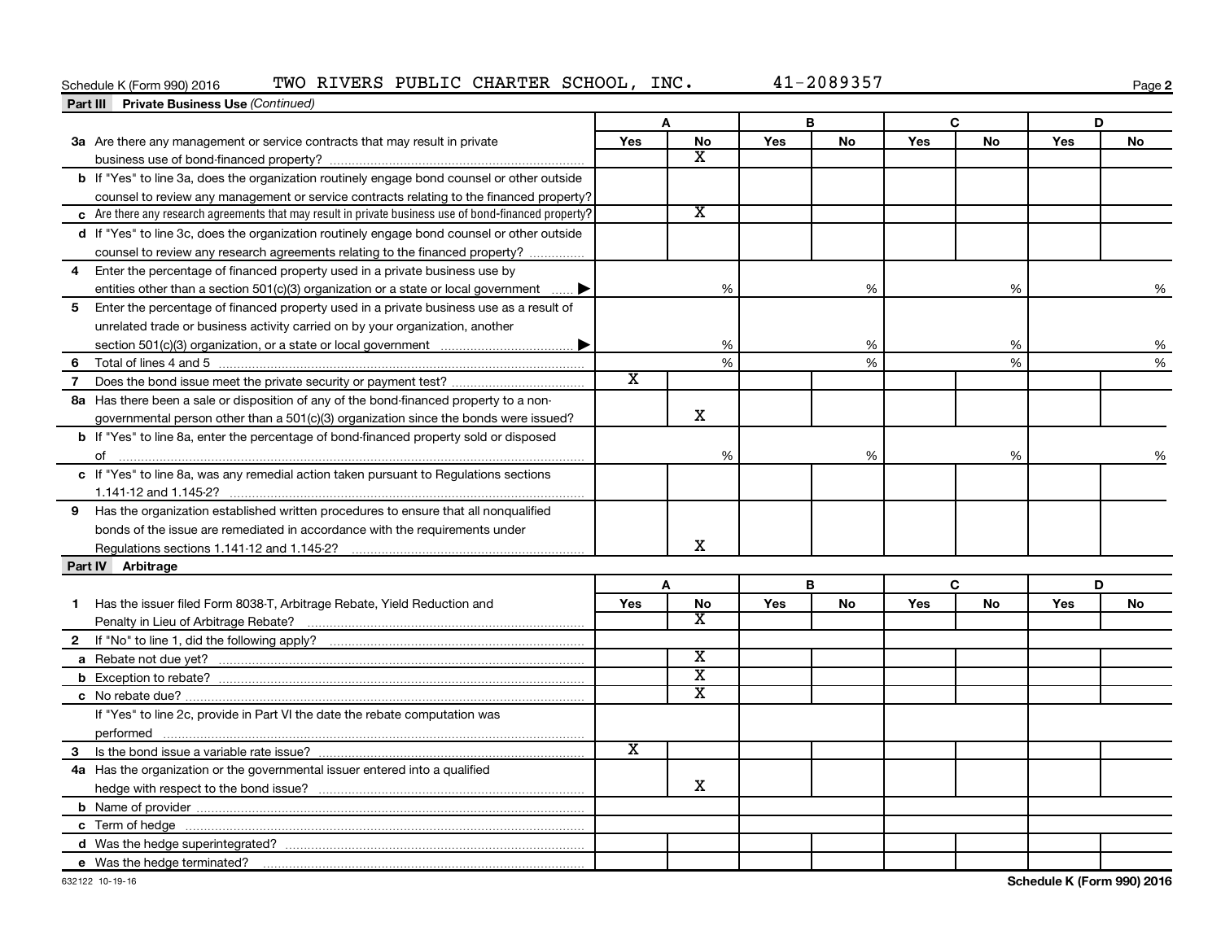Schedule K (Form 990) 2016 TWO RIVERS PUBLIC CHARTER SCHOOL, INC. 41-2089357

**Part III Private Business Use** *(Continued)*

| | A | | B | | C | | D | |
|---|---|---|---|---|---|---|---|---|
| | Yes | No | Yes | No | Yes | No | Yes | No |
| **3a** Are there any management or service contracts that may result in private business use of bond-financed property? | | X | | | | | | |
| **b** If "Yes" to line 3a, does the organization routinely engage bond counsel or other outside counsel to review any management or service contracts relating to the financed property? | | | | | | | | |
| **c** Are there any research agreements that may result in private business use of bond-financed property? | | X | | | | | | |
| **d** If "Yes" to line 3c, does the organization routinely engage bond counsel or other outside counsel to review any research agreements relating to the financed property? | | | | | | | | |
| **4** Enter the percentage of financed property used in a private business use by entities other than a section 501(c)(3) organization or a state or local government ▶ | | % | | % | | % | | % |
| **5** Enter the percentage of financed property used in a private business use as a result of unrelated trade or business activity carried on by your organization, another section 501(c)(3) organization, or a state or local government ▶ | | % | | % | | % | | % |
| **6** Total of lines 4 and 5 | | % | | % | | % | | % |
| **7** Does the bond issue meet the private security or payment test? | X | | | | | | | |
| **8a** Has there been a sale or disposition of any of the bond-financed property to a non-governmental person other than a 501(c)(3) organization since the bonds were issued? | | X | | | | | | |
| **b** If "Yes" to line 8a, enter the percentage of bond-financed property sold or disposed of | | % | | % | | % | | % |
| **c** If "Yes" to line 8a, was any remedial action taken pursuant to Regulations sections 1.141-12 and 1.145-2? | | | | | | | | |
| **9** Has the organization established written procedures to ensure that all nonqualified bonds of the issue are remediated in accordance with the requirements under Regulations sections 1.141-12 and 1.145-2? | | X | | | | | | |

**Part IV Arbitrage**

| | A | | B | | C | | D | |
|---|---|---|---|---|---|---|---|---|
| | Yes | No | Yes | No | Yes | No | Yes | No |
| **1** Has the issuer filed Form 8038-T, Arbitrage Rebate, Yield Reduction and Penalty in Lieu of Arbitrage Rebate? | | X | | | | | | |
| **2** If "No" to line 1, did the following apply? | | | | | | | | |
| **a** Rebate not due yet? | | X | | | | | | |
| **b** Exception to rebate? | | X | | | | | | |
| **c** No rebate due? | | X | | | | | | |
| If "Yes" to line 2c, provide in Part VI the date the rebate computation was performed | | | | | | | | |
| **3** Is the bond issue a variable rate issue? | X | | | | | | | |
| **4a** Has the organization or the governmental issuer entered into a qualified hedge with respect to the bond issue? | | X | | | | | | |
| **b** Name of provider | | | | | | | | |
| **c** Term of hedge | | | | | | | | |
| **d** Was the hedge superintegrated? | | | | | | | | |
| **e** Was the hedge terminated? | | | | | | | | |

632122 10-19-16

Schedule K (Form 990) 2016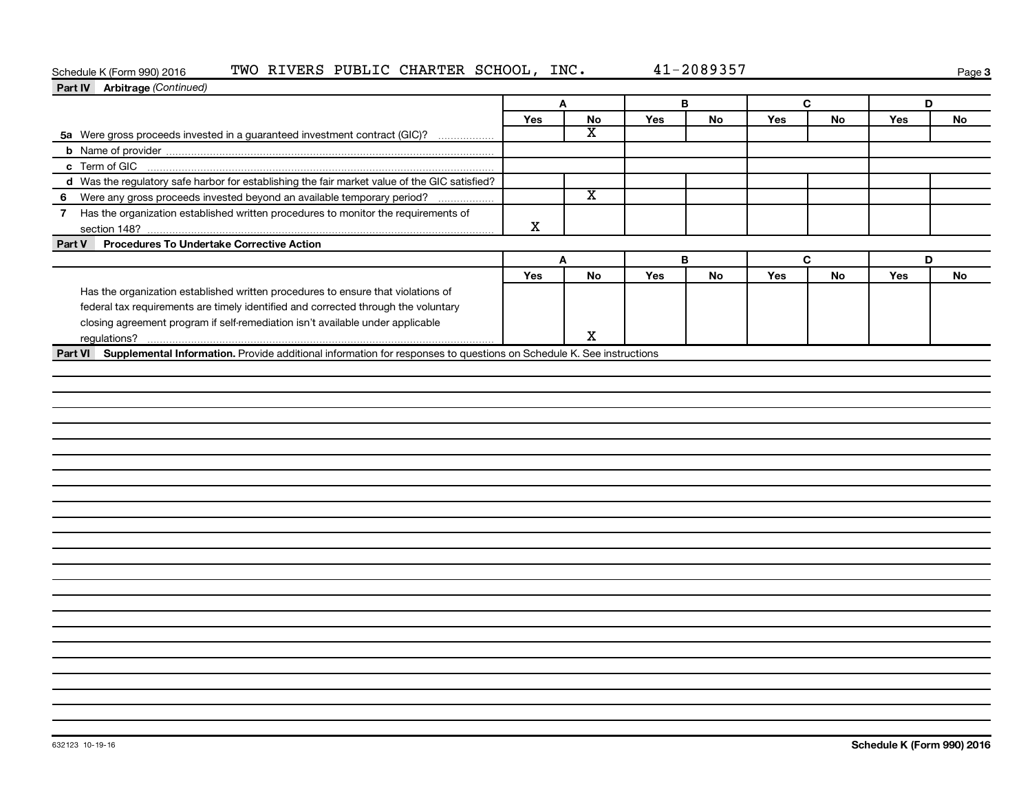Schedule K (Form 990) 2016 TWO RIVERS PUBLIC CHARTER SCHOOL, INC. 41-2089357

**Part IV Arbitrage** *(Continued)*

| | A | | B | | C | | D | |
|---|---|---|---|---|---|---|---|---|
| | Yes | No | Yes | No | Yes | No | Yes | No |
| **5a** Were gross proceeds invested in a guaranteed investment contract (GIC)? | | X | | | | | | |
| **b** Name of provider | | | | | | | | |
| **c** Term of GIC | | | | | | | | |
| **d** Was the regulatory safe harbor for establishing the fair market value of the GIC satisfied? | | | | | | | | |
| **6** Were any gross proceeds invested beyond an available temporary period? | | X | | | | | | |
| **7** Has the organization established written procedures to monitor the requirements of section 148? | X | | | | | | | |

**Part V Procedures To Undertake Corrective Action**

| | A | | B | | C | | D | |
|---|---|---|---|---|---|---|---|---|
| | Yes | No | Yes | No | Yes | No | Yes | No |
| Has the organization established written procedures to ensure that violations of federal tax requirements are timely identified and corrected through the voluntary closing agreement program if self-remediation isn't available under applicable regulations? | | X | | | | | | |

**Part VI Supplemental Information.** Provide additional information for responses to questions on Schedule K. See instructions

632123 10-19-16

**Schedule K (Form 990) 2016**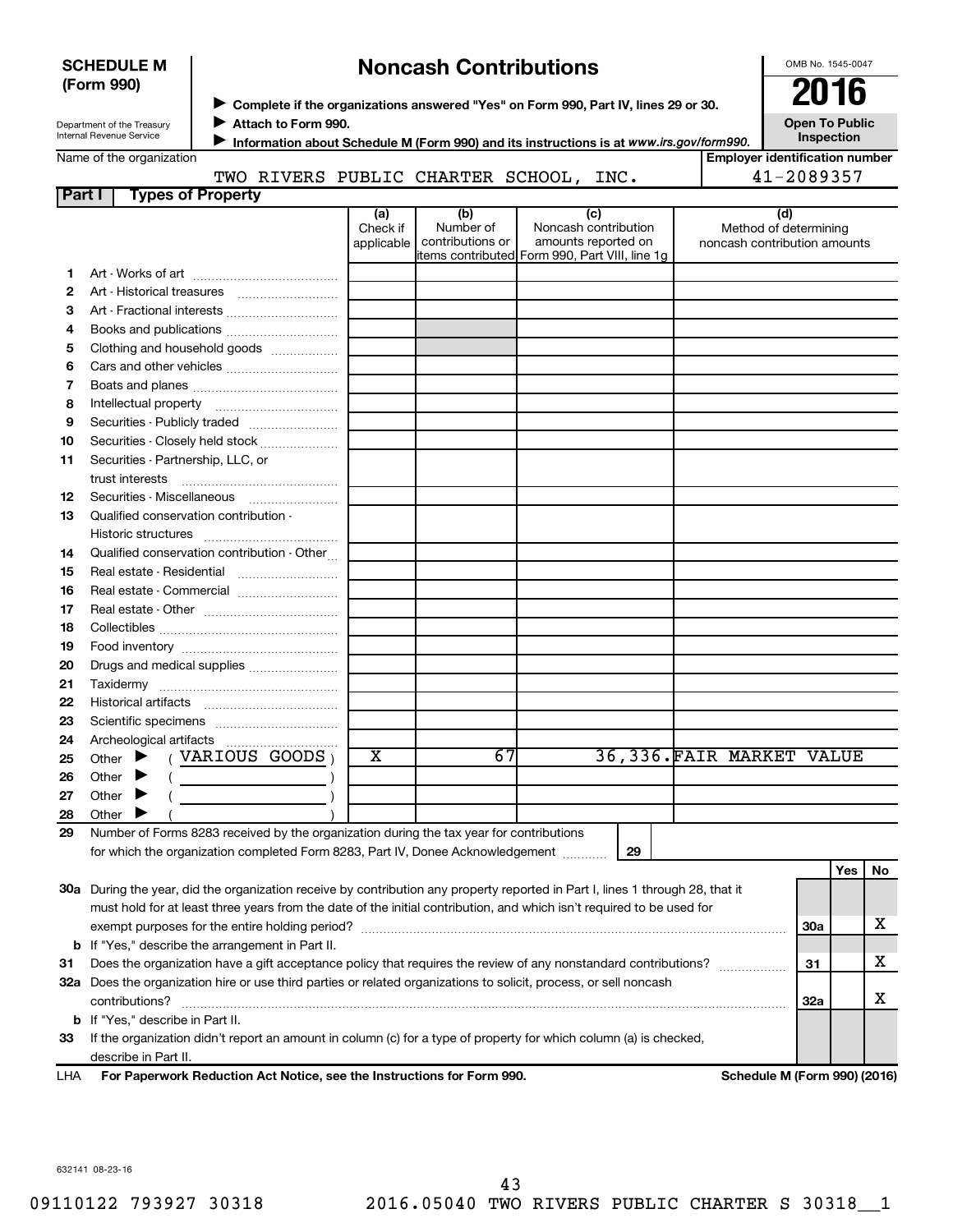**SCHEDULE M (Form 990)**

Department of the Treasury
Internal Revenue Service

# Noncash Contributions

▶ **Complete if the organizations answered "Yes" on Form 990, Part IV, lines 29 or 30.**
▶ **Attach to Form 990.**
▶ **Information about Schedule M (Form 990) and its instructions is at *www.irs.gov/form990*.**

OMB No. 1545-0047

**2016**

**Open To Public Inspection**

Name of the organization: TWO RIVERS PUBLIC CHARTER SCHOOL, INC.

Employer identification number: 41-2089357

## Part I — Types of Property

| | | (a) Check if applicable | (b) Number of contributions or items contributed | (c) Noncash contribution amounts reported on Form 990, Part VIII, line 1g | (d) Method of determining noncash contribution amounts |
|---|---|---|---|---|---|
| 1 | Art - Works of art | | | | |
| 2 | Art - Historical treasures | | | | |
| 3 | Art - Fractional interests | | | | |
| 4 | Books and publications | | | | |
| 5 | Clothing and household goods | | | | |
| 6 | Cars and other vehicles | | | | |
| 7 | Boats and planes | | | | |
| 8 | Intellectual property | | | | |
| 9 | Securities - Publicly traded | | | | |
| 10 | Securities - Closely held stock | | | | |
| 11 | Securities - Partnership, LLC, or trust interests | | | | |
| 12 | Securities - Miscellaneous | | | | |
| 13 | Qualified conservation contribution - Historic structures | | | | |
| 14 | Qualified conservation contribution - Other | | | | |
| 15 | Real estate - Residential | | | | |
| 16 | Real estate - Commercial | | | | |
| 17 | Real estate - Other | | | | |
| 18 | Collectibles | | | | |
| 19 | Food inventory | | | | |
| 20 | Drugs and medical supplies | | | | |
| 21 | Taxidermy | | | | |
| 22 | Historical artifacts | | | | |
| 23 | Scientific specimens | | | | |
| 24 | Archeological artifacts | | | | |
| 25 | Other ▶ ( VARIOUS GOODS ) | X | 67 | 36,336. | FAIR MARKET VALUE |
| 26 | Other ▶ ( ) | | | | |
| 27 | Other ▶ ( ) | | | | |
| 28 | Other ▶ ( ) | | | | |

**29** Number of Forms 8283 received by the organization during the tax year for contributions for which the organization completed Form 8283, Part IV, Donee Acknowledgement . . . . **29**

| | | | Yes | No |
|---|---|---|---|---|
| 30a | During the year, did the organization receive by contribution any property reported in Part I, lines 1 through 28, that it must hold for at least three years from the date of the initial contribution, and which isn't required to be used for exempt purposes for the entire holding period? | 30a | | X |
| b | If "Yes," describe the arrangement in Part II. | | | |
| 31 | Does the organization have a gift acceptance policy that requires the review of any nonstandard contributions? | 31 | | X |
| 32a | Does the organization hire or use third parties or related organizations to solicit, process, or sell noncash contributions? | 32a | | X |
| b | If "Yes," describe in Part II. | | | |
| 33 | If the organization didn't report an amount in column (c) for a type of property for which column (a) is checked, describe in Part II. | | | |

LHA **For Paperwork Reduction Act Notice, see the Instructions for Form 990.** **Schedule M (Form 990) (2016)**

632141 08-23-16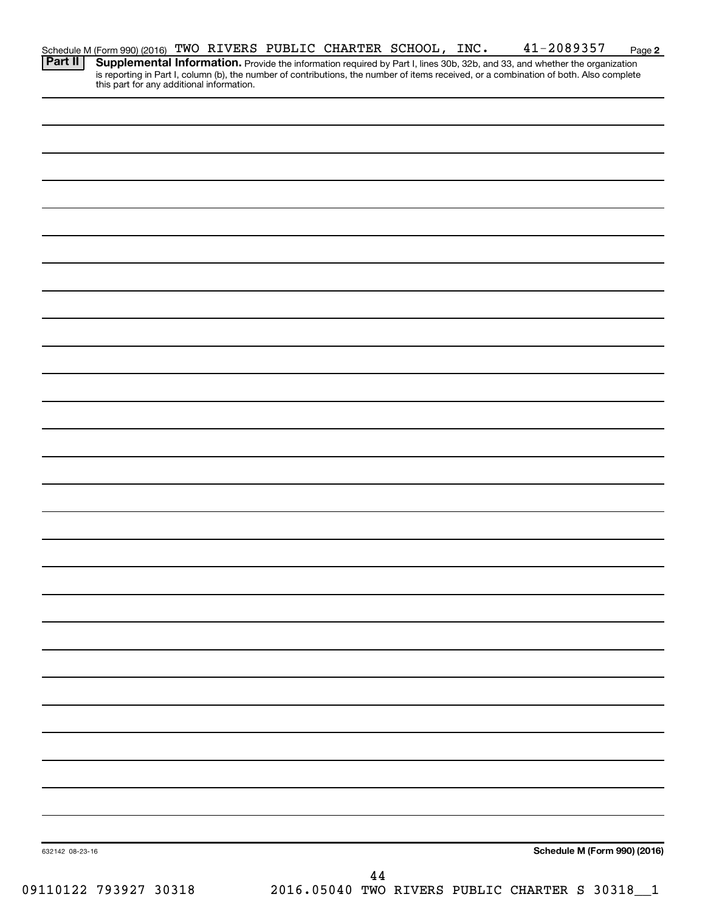Schedule M (Form 990) (2016) TWO RIVERS PUBLIC CHARTER SCHOOL, INC. 41-2089357 Page 2

**Part II** **Supplemental Information.** Provide the information required by Part I, lines 30b, 32b, and 33, and whether the organization is reporting in Part I, column (b), the number of contributions, the number of items received, or a combination of both. Also complete this part for any additional information.

632142 08-23-16 **Schedule M (Form 990) (2016)**

09110122 793927 30318 2016.05040 TWO RIVERS PUBLIC CHARTER S 30318__1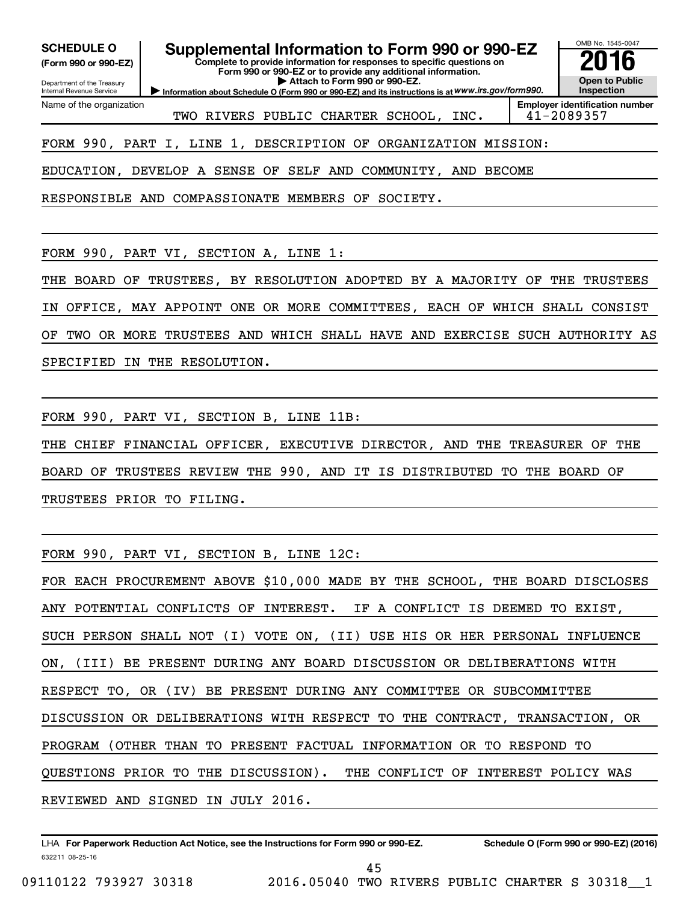**SCHEDULE O**
**(Form 990 or 990-EZ)**

Department of the Treasury
Internal Revenue Service

# Supplemental Information to Form 990 or 990-EZ

**Complete to provide information for responses to specific questions on Form 990 or 990-EZ or to provide any additional information.**
**▶ Attach to Form 990 or 990-EZ.**
**▶ Information about Schedule O (Form 990 or 990-EZ) and its instructions is at** *www.irs.gov/form990.*

OMB No. 1545-0047
**2016**
**Open to Public Inspection**

| Name of the organization | Employer identification number |
|---|---|
| TWO RIVERS PUBLIC CHARTER SCHOOL, INC. | 41-2089357 |

FORM 990, PART I, LINE 1, DESCRIPTION OF ORGANIZATION MISSION:
EDUCATION, DEVELOP A SENSE OF SELF AND COMMUNITY, AND BECOME RESPONSIBLE AND COMPASSIONATE MEMBERS OF SOCIETY.

FORM 990, PART VI, SECTION A, LINE 1:
THE BOARD OF TRUSTEES, BY RESOLUTION ADOPTED BY A MAJORITY OF THE TRUSTEES IN OFFICE, MAY APPOINT ONE OR MORE COMMITTEES, EACH OF WHICH SHALL CONSIST OF TWO OR MORE TRUSTEES AND WHICH SHALL HAVE AND EXERCISE SUCH AUTHORITY AS SPECIFIED IN THE RESOLUTION.

FORM 990, PART VI, SECTION B, LINE 11B:
THE CHIEF FINANCIAL OFFICER, EXECUTIVE DIRECTOR, AND THE TREASURER OF THE BOARD OF TRUSTEES REVIEW THE 990, AND IT IS DISTRIBUTED TO THE BOARD OF TRUSTEES PRIOR TO FILING.

FORM 990, PART VI, SECTION B, LINE 12C:
FOR EACH PROCUREMENT ABOVE $10,000 MADE BY THE SCHOOL, THE BOARD DISCLOSES ANY POTENTIAL CONFLICTS OF INTEREST. IF A CONFLICT IS DEEMED TO EXIST, SUCH PERSON SHALL NOT (I) VOTE ON, (II) USE HIS OR HER PERSONAL INFLUENCE ON, (III) BE PRESENT DURING ANY BOARD DISCUSSION OR DELIBERATIONS WITH RESPECT TO, OR (IV) BE PRESENT DURING ANY COMMITTEE OR SUBCOMMITTEE DISCUSSION OR DELIBERATIONS WITH RESPECT TO THE CONTRACT, TRANSACTION, OR PROGRAM (OTHER THAN TO PRESENT FACTUAL INFORMATION OR TO RESPOND TO QUESTIONS PRIOR TO THE DISCUSSION). THE CONFLICT OF INTEREST POLICY WAS REVIEWED AND SIGNED IN JULY 2016.

LHA **For Paperwork Reduction Act Notice, see the Instructions for Form 990 or 990-EZ.** **Schedule O (Form 990 or 990-EZ) (2016)**
632211 08-25-16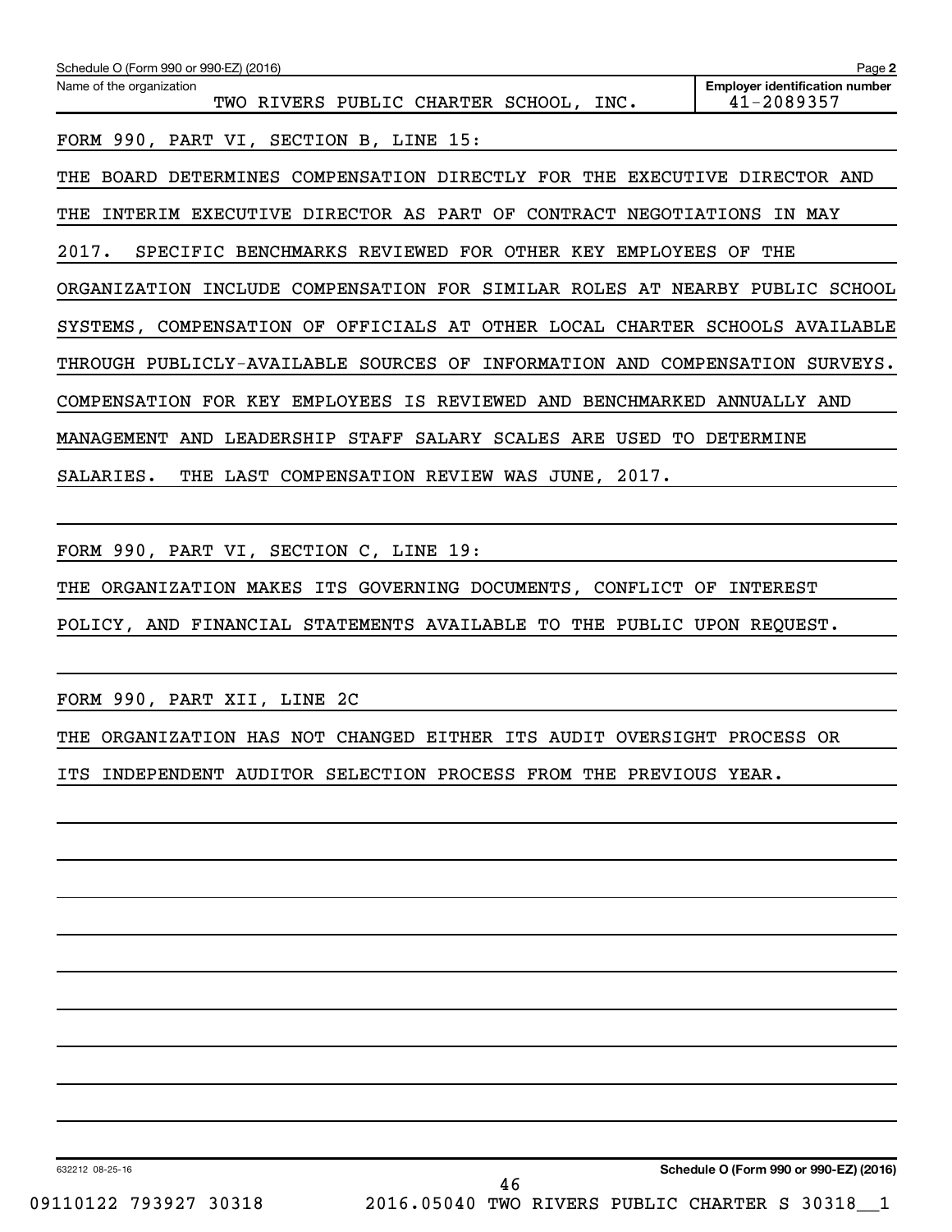Schedule O (Form 990 or 990-EZ) (2016) Page **2**

| Name of the organization | Employer identification number |
|---|---|
| TWO RIVERS PUBLIC CHARTER SCHOOL, INC. | 41-2089357 |

FORM 990, PART VI, SECTION B, LINE 15:

THE BOARD DETERMINES COMPENSATION DIRECTLY FOR THE EXECUTIVE DIRECTOR AND THE INTERIM EXECUTIVE DIRECTOR AS PART OF CONTRACT NEGOTIATIONS IN MAY 2017. SPECIFIC BENCHMARKS REVIEWED FOR OTHER KEY EMPLOYEES OF THE ORGANIZATION INCLUDE COMPENSATION FOR SIMILAR ROLES AT NEARBY PUBLIC SCHOOL SYSTEMS, COMPENSATION OF OFFICIALS AT OTHER LOCAL CHARTER SCHOOLS AVAILABLE THROUGH PUBLICLY-AVAILABLE SOURCES OF INFORMATION AND COMPENSATION SURVEYS. COMPENSATION FOR KEY EMPLOYEES IS REVIEWED AND BENCHMARKED ANNUALLY AND MANAGEMENT AND LEADERSHIP STAFF SALARY SCALES ARE USED TO DETERMINE SALARIES. THE LAST COMPENSATION REVIEW WAS JUNE, 2017.

FORM 990, PART VI, SECTION C, LINE 19:

THE ORGANIZATION MAKES ITS GOVERNING DOCUMENTS, CONFLICT OF INTEREST POLICY, AND FINANCIAL STATEMENTS AVAILABLE TO THE PUBLIC UPON REQUEST.

FORM 990, PART XII, LINE 2C

THE ORGANIZATION HAS NOT CHANGED EITHER ITS AUDIT OVERSIGHT PROCESS OR ITS INDEPENDENT AUDITOR SELECTION PROCESS FROM THE PREVIOUS YEAR.

632212 08-25-16 **Schedule O (Form 990 or 990-EZ) (2016)**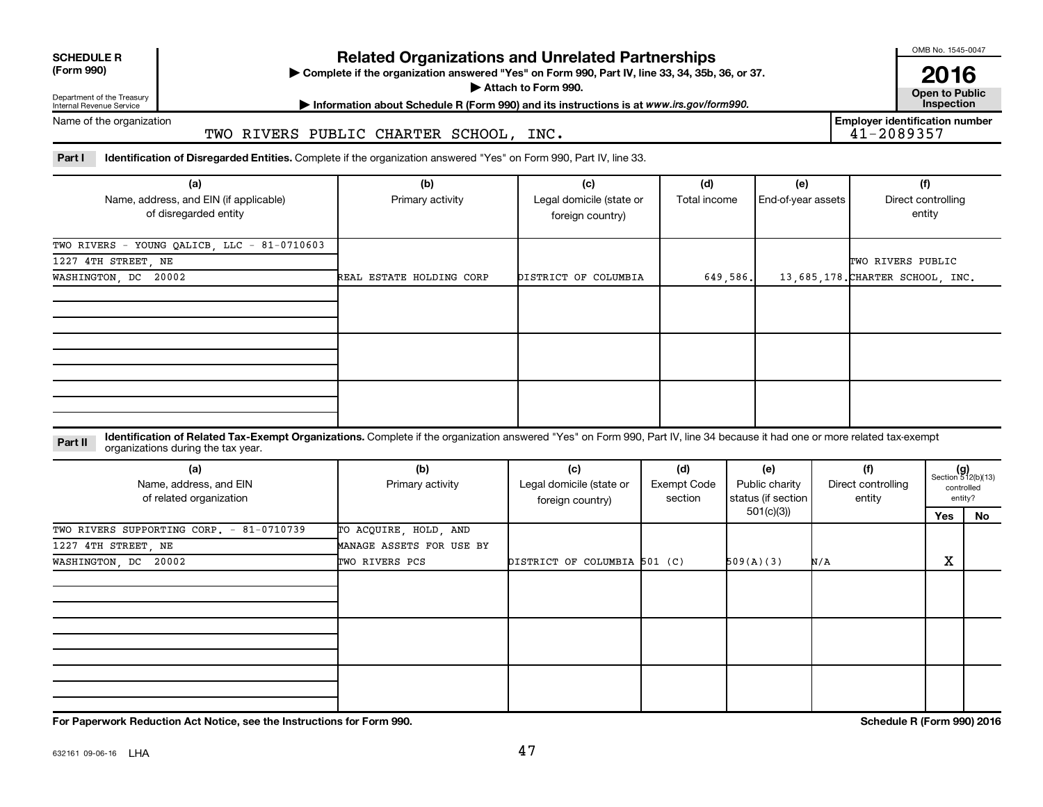**SCHEDULE R (Form 990)**

Department of the Treasury
Internal Revenue Service

# Related Organizations and Unrelated Partnerships

▶ Complete if the organization answered "Yes" on Form 990, Part IV, line 33, 34, 35b, 36, or 37.

▶ Attach to Form 990.

▶ Information about Schedule R (Form 990) and its instructions is at www.irs.gov/form990.

OMB No. 1545-0047

**2016**

**Open to Public Inspection**

Name of the organization: TWO RIVERS PUBLIC CHARTER SCHOOL, INC.

**Employer identification number:** 41-2089357

**Part I** **Identification of Disregarded Entities.** Complete if the organization answered "Yes" on Form 990, Part IV, line 33.

| (a) Name, address, and EIN (if applicable) of disregarded entity | (b) Primary activity | (c) Legal domicile (state or foreign country) | (d) Total income | (e) End-of-year assets | (f) Direct controlling entity |
|---|---|---|---|---|---|
| TWO RIVERS - YOUNG QALICB, LLC - 81-0710603<br>1227 4TH STREET, NE<br>WASHINGTON, DC 20002 | REAL ESTATE HOLDING CORP | DISTRICT OF COLUMBIA | 649,586. | 13,685,178. | TWO RIVERS PUBLIC CHARTER SCHOOL, INC. |
| | | | | | |
| | | | | | |
| | | | | | |

**Part II** **Identification of Related Tax-Exempt Organizations.** Complete if the organization answered "Yes" on Form 990, Part IV, line 34 because it had one or more related tax-exempt organizations during the tax year.

| (a) Name, address, and EIN of related organization | (b) Primary activity | (c) Legal domicile (state or foreign country) | (d) Exempt Code section | (e) Public charity status (if section 501(c)(3)) | (f) Direct controlling entity | (g) Section 512(b)(13) controlled entity? Yes | No |
|---|---|---|---|---|---|---|---|
| TWO RIVERS SUPPORTING CORP. - 81-0710739<br>1227 4TH STREET, NE<br>WASHINGTON, DC 20002 | TO ACQUIRE, HOLD, AND MANAGE ASSETS FOR USE BY TWO RIVERS PCS | DISTRICT OF COLUMBIA | 501 (C) | 509(A)(3) | N/A | X | |
| | | | | | | | |
| | | | | | | | |
| | | | | | | | |

**For Paperwork Reduction Act Notice, see the Instructions for Form 990.**

**Schedule R (Form 990) 2016**

632161 09-06-16 LHA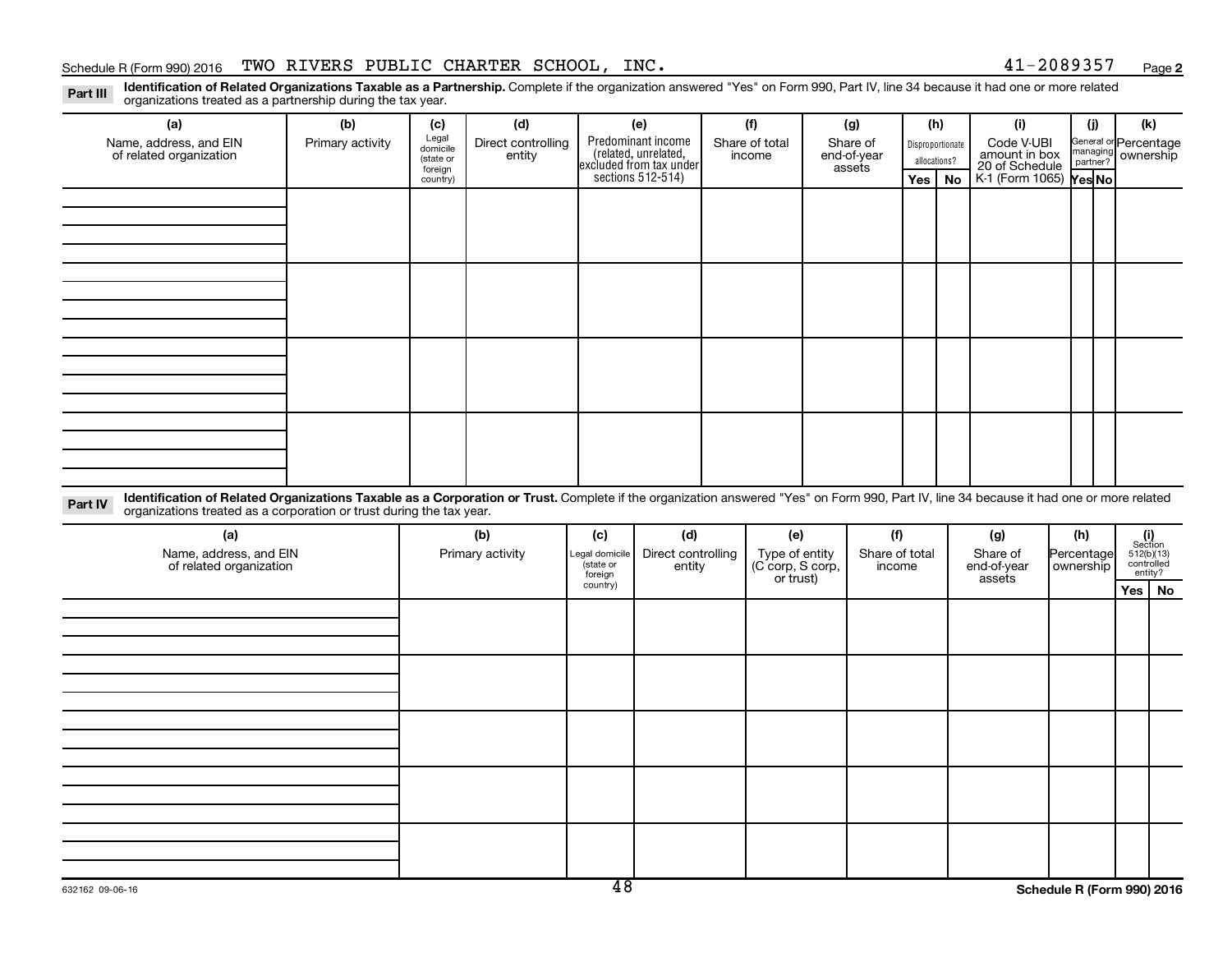Schedule R (Form 990) 2016 TWO RIVERS PUBLIC CHARTER SCHOOL, INC. 41-2089357 Page 2

**Part III** **Identification of Related Organizations Taxable as a Partnership.** Complete if the organization answered "Yes" on Form 990, Part IV, line 34 because it had one or more related organizations treated as a partnership during the tax year.

| (a) Name, address, and EIN of related organization | (b) Primary activity | (c) Legal domicile (state or foreign country) | (d) Direct controlling entity | (e) Predominant income (related, unrelated, excluded from tax under sections 512-514) | (f) Share of total income | (g) Share of end-of-year assets | (h) Disproportionate allocations? | | (i) Code V-UBI amount in box 20 of Schedule K-1 (Form 1065) | (j) General or managing partner? | | (k) Percentage ownership |
|---|---|---|---|---|---|---|---|---|---|---|---|---|
| | | | | | | | Yes | No | | Yes | No | |
| | | | | | | | | | | | | |
| | | | | | | | | | | | | |
| | | | | | | | | | | | | |
| | | | | | | | | | | | | |

**Part IV** **Identification of Related Organizations Taxable as a Corporation or Trust.** Complete if the organization answered "Yes" on Form 990, Part IV, line 34 because it had one or more related organizations treated as a corporation or trust during the tax year.

| (a) Name, address, and EIN of related organization | (b) Primary activity | (c) Legal domicile (state or foreign country) | (d) Direct controlling entity | (e) Type of entity (C corp, S corp, or trust) | (f) Share of total income | (g) Share of end-of-year assets | (h) Percentage ownership | (i) Section 512(b)(13) controlled entity? | |
|---|---|---|---|---|---|---|---|---|---|
| | | | | | | | | Yes | No |
| | | | | | | | | | |
| | | | | | | | | | |
| | | | | | | | | | |
| | | | | | | | | | |
| | | | | | | | | | |

632162 09-06-16

Schedule R (Form 990) 2016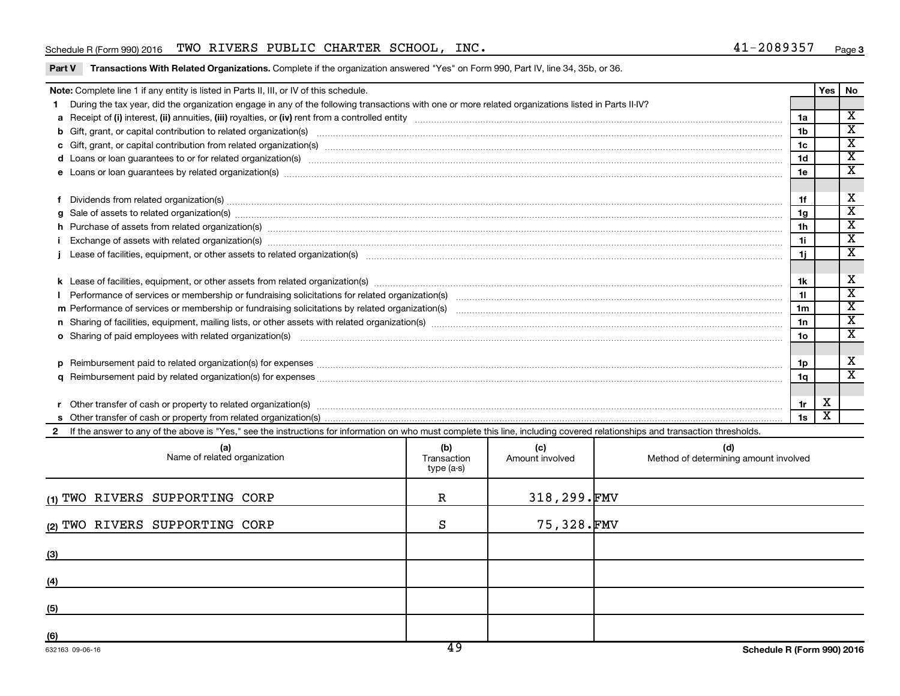Schedule R (Form 990) 2016 TWO RIVERS PUBLIC CHARTER SCHOOL, INC. 41-2089357 Page 3

**Part V Transactions With Related Organizations.** Complete if the organization answered "Yes" on Form 990, Part IV, line 34, 35b, or 36.

| Note: Complete line 1 if any entity is listed in Parts II, III, or IV of this schedule. | | Yes | No |
|---|---|---|---|
| **1** During the tax year, did the organization engage in any of the following transactions with one or more related organizations listed in Parts II-IV? | | | |
| **a** Receipt of **(i)** interest, **(ii)** annuities, **(iii)** royalties, or **(iv)** rent from a controlled entity | 1a | | X |
| **b** Gift, grant, or capital contribution to related organization(s) | 1b | | X |
| **c** Gift, grant, or capital contribution from related organization(s) | 1c | | X |
| **d** Loans or loan guarantees to or for related organization(s) | 1d | | X |
| **e** Loans or loan guarantees by related organization(s) | 1e | | X |
| **f** Dividends from related organization(s) | 1f | | X |
| **g** Sale of assets to related organization(s) | 1g | | X |
| **h** Purchase of assets from related organization(s) | 1h | | X |
| **i** Exchange of assets with related organization(s) | 1i | | X |
| **j** Lease of facilities, equipment, or other assets to related organization(s) | 1j | | X |
| **k** Lease of facilities, equipment, or other assets from related organization(s) | 1k | | X |
| **l** Performance of services or membership or fundraising solicitations for related organization(s) | 1l | | X |
| **m** Performance of services or membership or fundraising solicitations by related organization(s) | 1m | | X |
| **n** Sharing of facilities, equipment, mailing lists, or other assets with related organization(s) | 1n | | X |
| **o** Sharing of paid employees with related organization(s) | 1o | | X |
| **p** Reimbursement paid to related organization(s) for expenses | 1p | | X |
| **q** Reimbursement paid by related organization(s) for expenses | 1q | | X |
| **r** Other transfer of cash or property to related organization(s) | 1r | X | |
| **s** Other transfer of cash or property from related organization(s) | 1s | X | |

**2** If the answer to any of the above is "Yes," see the instructions for information on who must complete this line, including covered relationships and transaction thresholds.

| (a) Name of related organization | (b) Transaction type (a-s) | (c) Amount involved | (d) Method of determining amount involved |
|---|---|---|---|
| (1) TWO RIVERS SUPPORTING CORP | R | 318,299. | FMV |
| (2) TWO RIVERS SUPPORTING CORP | S | 75,328. | FMV |
| (3) | | | |
| (4) | | | |
| (5) | | | |
| (6) | | | |

632163 09-06-16 Schedule R (Form 990) 2016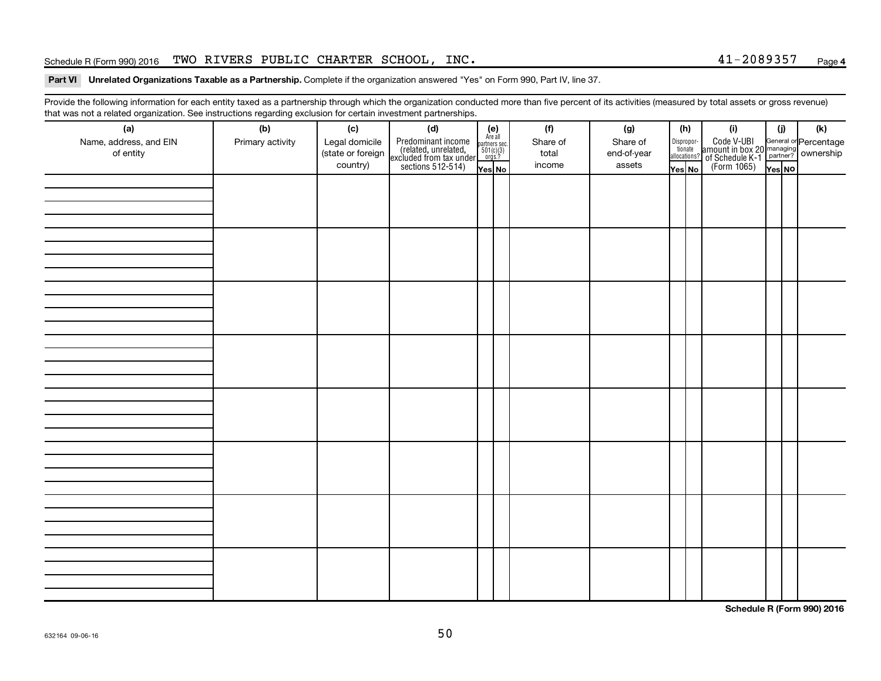Schedule R (Form 990) 2016 TWO RIVERS PUBLIC CHARTER SCHOOL, INC. 41-2089357 Page 4

**Part VI Unrelated Organizations Taxable as a Partnership.** Complete if the organization answered "Yes" on Form 990, Part IV, line 37.

Provide the following information for each entity taxed as a partnership through which the organization conducted more than five percent of its activities (measured by total assets or gross revenue) that was not a related organization. See instructions regarding exclusion for certain investment partnerships.

| (a) Name, address, and EIN of entity | (b) Primary activity | (c) Legal domicile (state or foreign country) | (d) Predominant income (related, unrelated, excluded from tax under sections 512-514) | (e) Are all partners sec. 501(c)(3) orgs.? | | (f) Share of total income | (g) Share of end-of-year assets | (h) Disproportionate allocations? | | (i) Code V-UBI amount in box 20 of Schedule K-1 (Form 1065) | (j) General or managing partner? | | (k) Percentage ownership |
|---|---|---|---|---|---|---|---|---|---|---|---|---|---|
| | | | | Yes | No | | | Yes | No | | Yes | No | |
| | | | | | | | | | | | | | |
| | | | | | | | | | | | | | |
| | | | | | | | | | | | | | |
| | | | | | | | | | | | | | |
| | | | | | | | | | | | | | |
| | | | | | | | | | | | | | |
| | | | | | | | | | | | | | |
| | | | | | | | | | | | | | |

**Schedule R (Form 990) 2016**

632164 09-06-16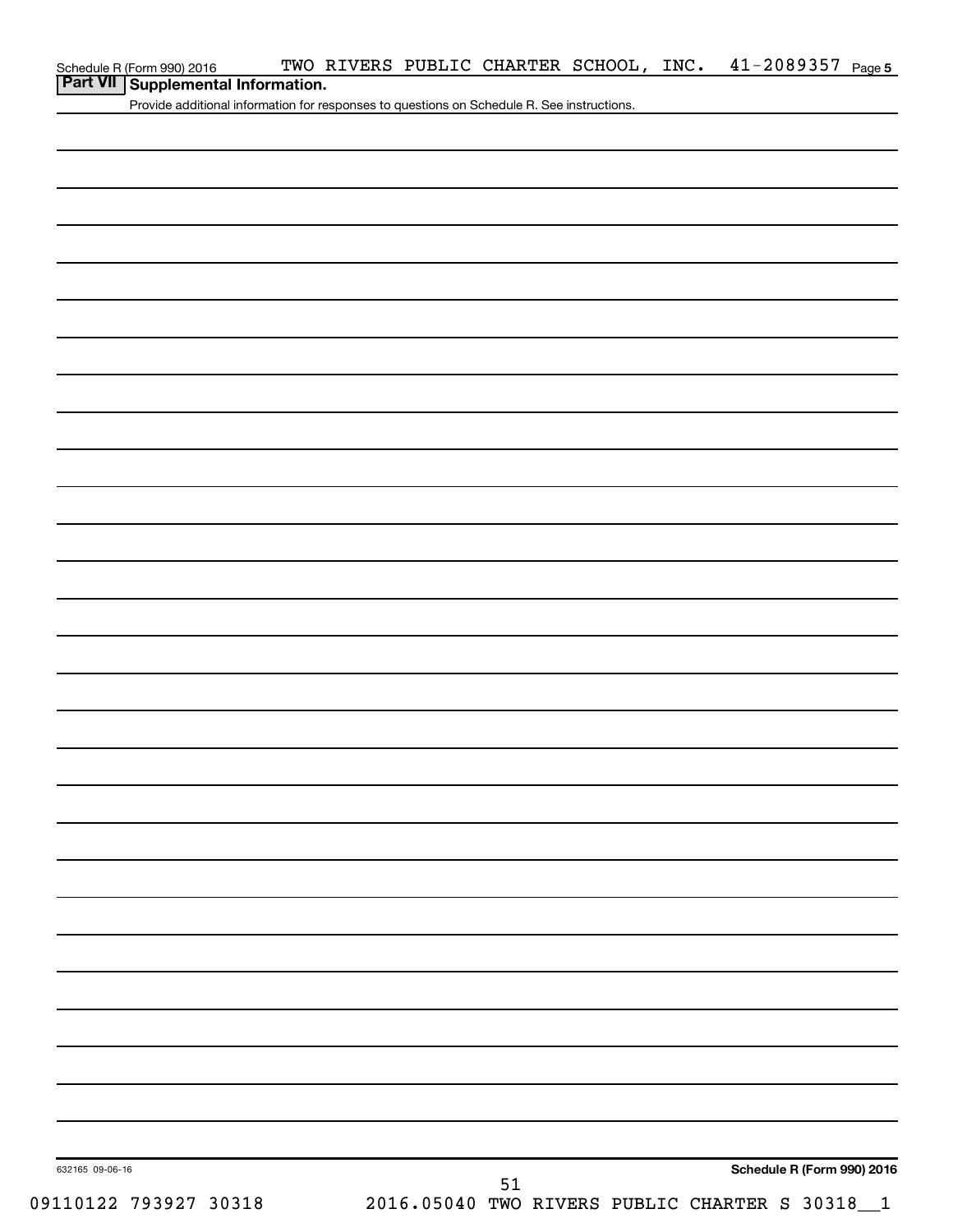Schedule R (Form 990) 2016 TWO RIVERS PUBLIC CHARTER SCHOOL, INC. 41-2089357 Page 5

**Part VII | Supplemental Information.**

Provide additional information for responses to questions on Schedule R. See instructions.

632165 09-06-16

**Schedule R (Form 990) 2016**

09110122 793927 30318 2016.05040 TWO RIVERS PUBLIC CHARTER S 30318__1